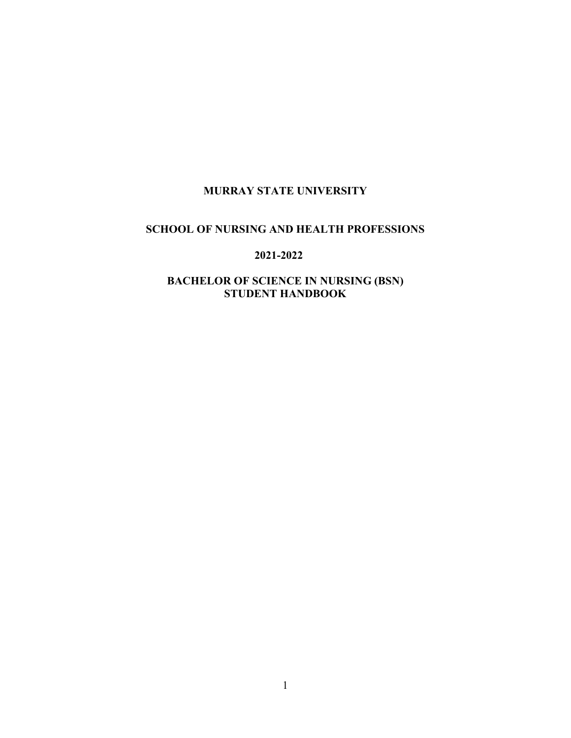# MURRAY STATE UNIVERSITY

## SCHOOL OF NURSING AND HEALTH PROFESSIONS

## 2021-2022

## BACHELOR OF SCIENCE IN NURSING (BSN) STUDENT HANDBOOK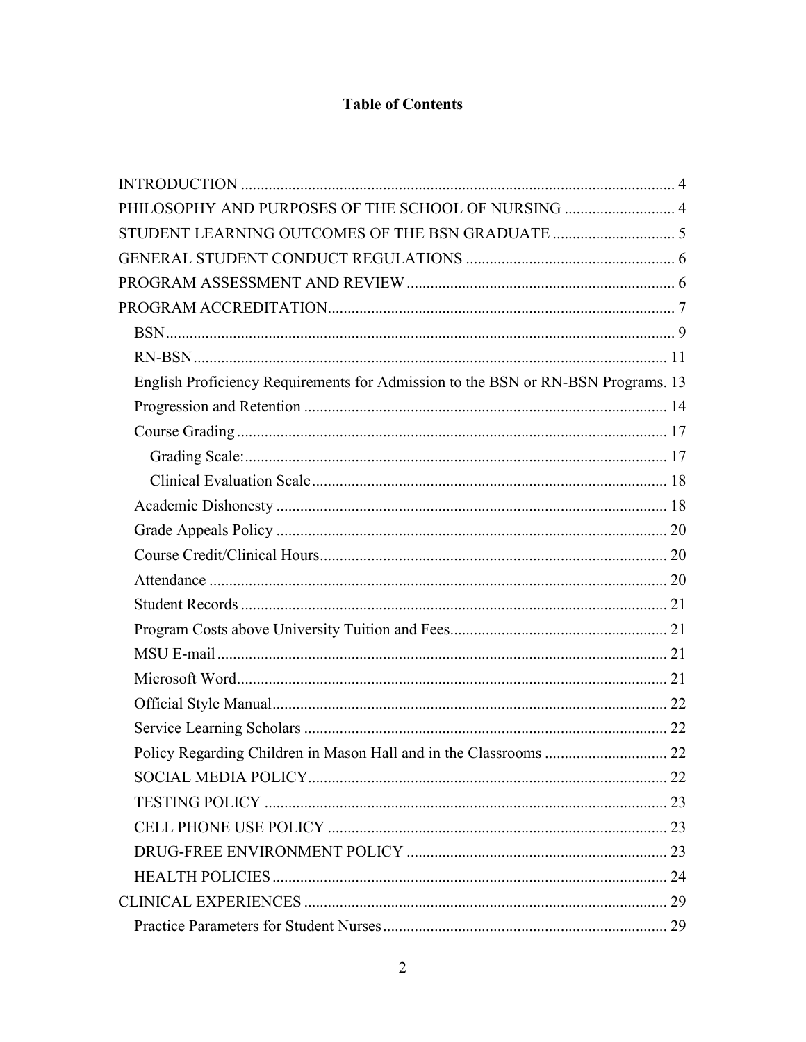# Table of Contents

- INTRODUCTION ..... 4
- PHILOSOPHY AND PURPOSES OF THE SCHOOL OF NURSING ..... 4
- STUDENT LEARNING OUTCOMES OF THE BSN GRADUATE ..... 5
- GENERAL STUDENT CONDUCT REGULATIONS ..... 6
- PROGRAM ASSESSMENT AND REVIEW ..... 6
- PROGRAM ACCREDITATION ..... 7
  - BSN ..... 9
  - RN-BSN ..... 11
  - English Proficiency Requirements for Admission to the BSN or RN-BSN Programs. 13
  - Progression and Retention ..... 14
  - Course Grading ..... 17
    - Grading Scale: ..... 17
    - Clinical Evaluation Scale ..... 18
  - Academic Dishonesty ..... 18
  - Grade Appeals Policy ..... 20
  - Course Credit/Clinical Hours ..... 20
  - Attendance ..... 20
  - Student Records ..... 21
  - Program Costs above University Tuition and Fees ..... 21
  - MSU E-mail ..... 21
  - Microsoft Word ..... 21
  - Official Style Manual ..... 22
  - Service Learning Scholars ..... 22
  - Policy Regarding Children in Mason Hall and in the Classrooms ..... 22
  - SOCIAL MEDIA POLICY ..... 22
  - TESTING POLICY ..... 23
  - CELL PHONE USE POLICY ..... 23
  - DRUG-FREE ENVIRONMENT POLICY ..... 23
  - HEALTH POLICIES ..... 24
- CLINICAL EXPERIENCES ..... 29
  - Practice Parameters for Student Nurses ..... 29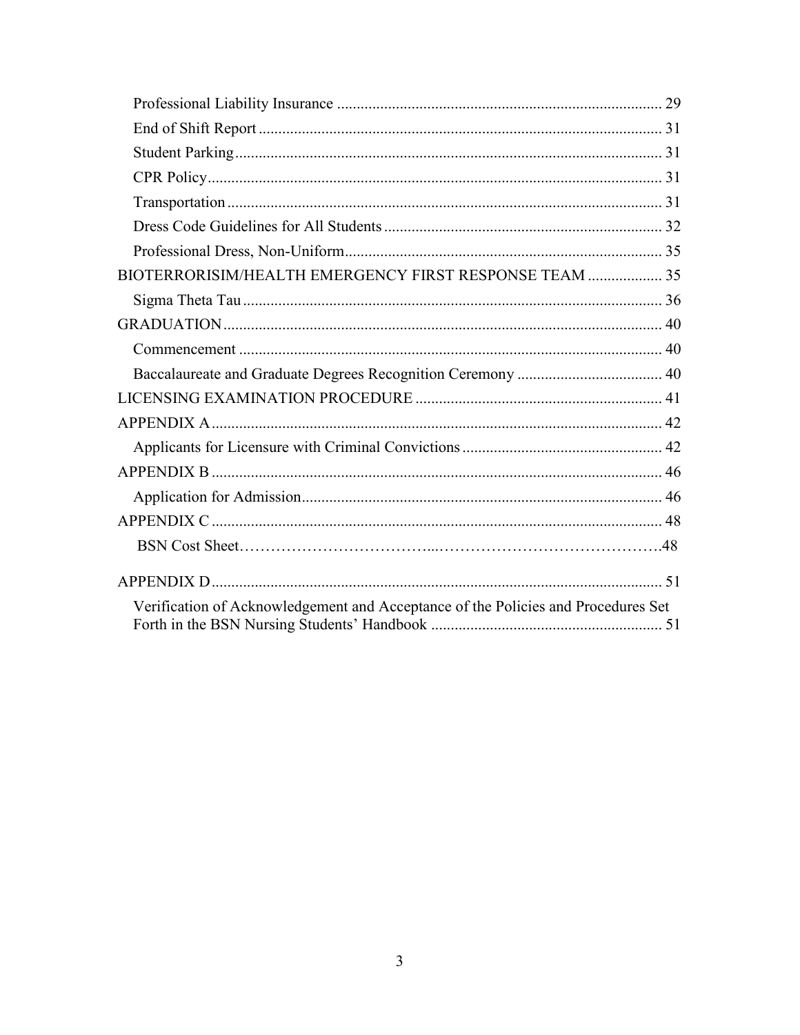Professional Liability Insurance .................................................................................. 29
End of Shift Report ...................................................................................................... 31
Student Parking ............................................................................................................ 31
CPR Policy .................................................................................................................... 31
Transportation .............................................................................................................. 31
Dress Code Guidelines for All Students ....................................................................... 32
Professional Dress, Non-Uniform ................................................................................. 35

BIOTERRORISIM/HEALTH EMERGENCY FIRST RESPONSE TEAM ................... 35
Sigma Theta Tau ........................................................................................................... 36

GRADUATION ................................................................................................................ 40
Commencement ............................................................................................................ 40
Baccalaureate and Graduate Degrees Recognition Ceremony ..................................... 40

LICENSING EXAMINATION PROCEDURE ............................................................... 41

APPENDIX A .................................................................................................................. 42
Applicants for Licensure with Criminal Convictions ................................................... 42

APPENDIX B .................................................................................................................. 46
Application for Admission ............................................................................................ 46

APPENDIX C .................................................................................................................. 48
BSN Cost Sheet……………………………...……………………………………48

APPENDIX D .................................................................................................................. 51
Verification of Acknowledgement and Acceptance of the Policies and Procedures Set Forth in the BSN Nursing Students' Handbook ........................................................... 51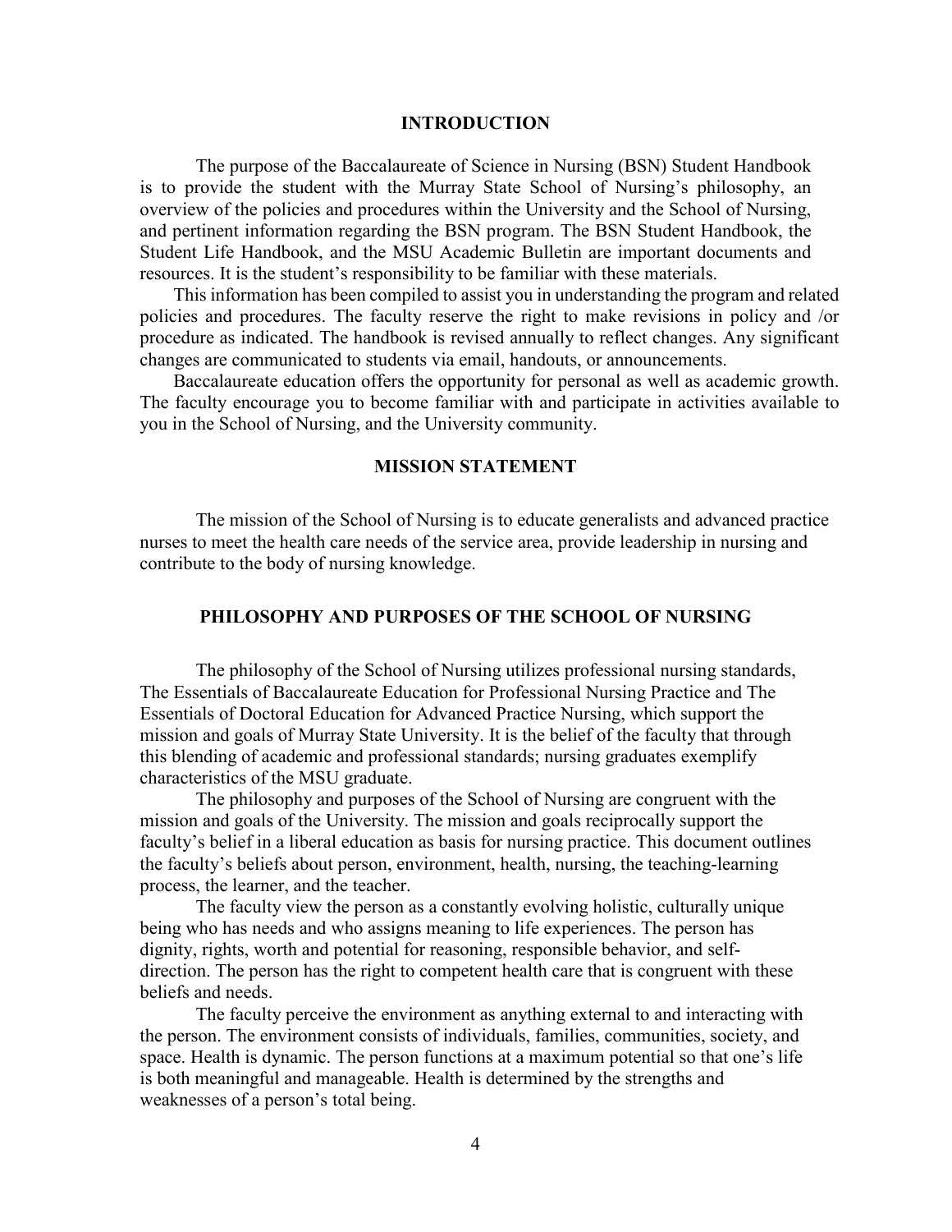## INTRODUCTION

The purpose of the Baccalaureate of Science in Nursing (BSN) Student Handbook is to provide the student with the Murray State School of Nursing's philosophy, an overview of the policies and procedures within the University and the School of Nursing, and pertinent information regarding the BSN program. The BSN Student Handbook, the Student Life Handbook, and the MSU Academic Bulletin are important documents and resources. It is the student's responsibility to be familiar with these materials.

This information has been compiled to assist you in understanding the program and related policies and procedures. The faculty reserve the right to make revisions in policy and /or procedure as indicated. The handbook is revised annually to reflect changes. Any significant changes are communicated to students via email, handouts, or announcements.

Baccalaureate education offers the opportunity for personal as well as academic growth. The faculty encourage you to become familiar with and participate in activities available to you in the School of Nursing, and the University community.

## MISSION STATEMENT

The mission of the School of Nursing is to educate generalists and advanced practice nurses to meet the health care needs of the service area, provide leadership in nursing and contribute to the body of nursing knowledge.

## PHILOSOPHY AND PURPOSES OF THE SCHOOL OF NURSING

The philosophy of the School of Nursing utilizes professional nursing standards, The Essentials of Baccalaureate Education for Professional Nursing Practice and The Essentials of Doctoral Education for Advanced Practice Nursing, which support the mission and goals of Murray State University. It is the belief of the faculty that through this blending of academic and professional standards; nursing graduates exemplify characteristics of the MSU graduate.

The philosophy and purposes of the School of Nursing are congruent with the mission and goals of the University. The mission and goals reciprocally support the faculty's belief in a liberal education as basis for nursing practice. This document outlines the faculty's beliefs about person, environment, health, nursing, the teaching-learning process, the learner, and the teacher.

The faculty view the person as a constantly evolving holistic, culturally unique being who has needs and who assigns meaning to life experiences. The person has dignity, rights, worth and potential for reasoning, responsible behavior, and self-direction. The person has the right to competent health care that is congruent with these beliefs and needs.

The faculty perceive the environment as anything external to and interacting with the person. The environment consists of individuals, families, communities, society, and space. Health is dynamic. The person functions at a maximum potential so that one's life is both meaningful and manageable. Health is determined by the strengths and weaknesses of a person's total being.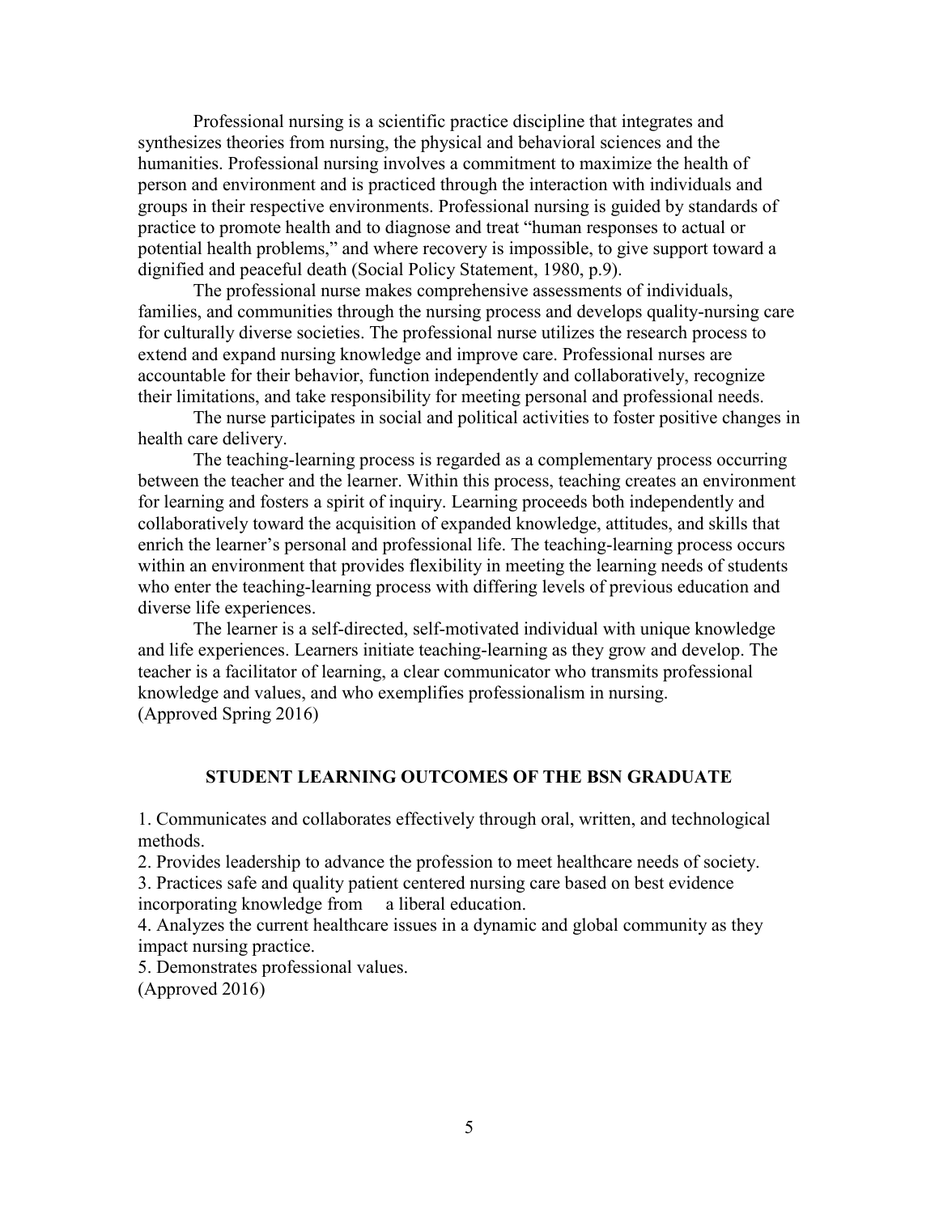Professional nursing is a scientific practice discipline that integrates and synthesizes theories from nursing, the physical and behavioral sciences and the humanities. Professional nursing involves a commitment to maximize the health of person and environment and is practiced through the interaction with individuals and groups in their respective environments. Professional nursing is guided by standards of practice to promote health and to diagnose and treat "human responses to actual or potential health problems," and where recovery is impossible, to give support toward a dignified and peaceful death (Social Policy Statement, 1980, p.9).

The professional nurse makes comprehensive assessments of individuals, families, and communities through the nursing process and develops quality-nursing care for culturally diverse societies. The professional nurse utilizes the research process to extend and expand nursing knowledge and improve care. Professional nurses are accountable for their behavior, function independently and collaboratively, recognize their limitations, and take responsibility for meeting personal and professional needs.

The nurse participates in social and political activities to foster positive changes in health care delivery.

The teaching-learning process is regarded as a complementary process occurring between the teacher and the learner. Within this process, teaching creates an environment for learning and fosters a spirit of inquiry. Learning proceeds both independently and collaboratively toward the acquisition of expanded knowledge, attitudes, and skills that enrich the learner's personal and professional life. The teaching-learning process occurs within an environment that provides flexibility in meeting the learning needs of students who enter the teaching-learning process with differing levels of previous education and diverse life experiences.

The learner is a self-directed, self-motivated individual with unique knowledge and life experiences. Learners initiate teaching-learning as they grow and develop. The teacher is a facilitator of learning, a clear communicator who transmits professional knowledge and values, and who exemplifies professionalism in nursing.
(Approved Spring 2016)

## STUDENT LEARNING OUTCOMES OF THE BSN GRADUATE

1. Communicates and collaborates effectively through oral, written, and technological methods.
2. Provides leadership to advance the profession to meet healthcare needs of society.
3. Practices safe and quality patient centered nursing care based on best evidence incorporating knowledge from a liberal education.
4. Analyzes the current healthcare issues in a dynamic and global community as they impact nursing practice.
5. Demonstrates professional values.

(Approved 2016)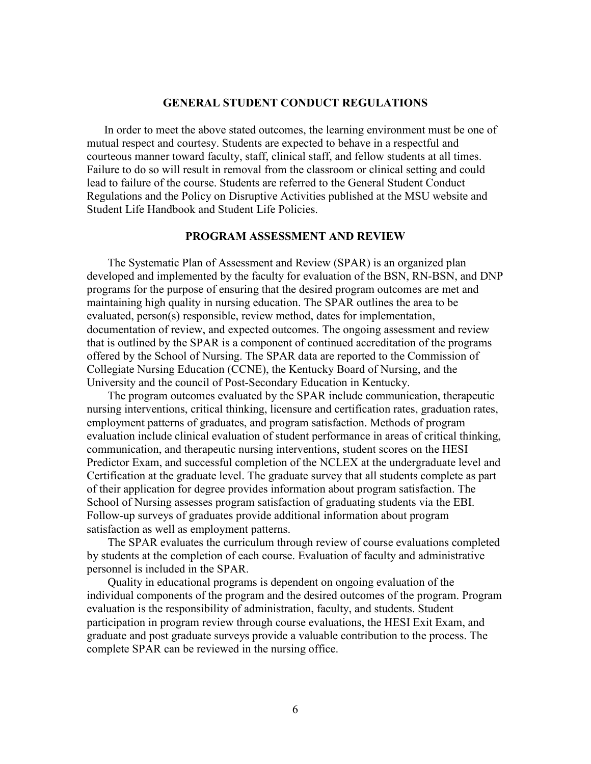## GENERAL STUDENT CONDUCT REGULATIONS

In order to meet the above stated outcomes, the learning environment must be one of mutual respect and courtesy. Students are expected to behave in a respectful and courteous manner toward faculty, staff, clinical staff, and fellow students at all times. Failure to do so will result in removal from the classroom or clinical setting and could lead to failure of the course. Students are referred to the General Student Conduct Regulations and the Policy on Disruptive Activities published at the MSU website and Student Life Handbook and Student Life Policies.

## PROGRAM ASSESSMENT AND REVIEW

The Systematic Plan of Assessment and Review (SPAR) is an organized plan developed and implemented by the faculty for evaluation of the BSN, RN-BSN, and DNP programs for the purpose of ensuring that the desired program outcomes are met and maintaining high quality in nursing education. The SPAR outlines the area to be evaluated, person(s) responsible, review method, dates for implementation, documentation of review, and expected outcomes. The ongoing assessment and review that is outlined by the SPAR is a component of continued accreditation of the programs offered by the School of Nursing. The SPAR data are reported to the Commission of Collegiate Nursing Education (CCNE), the Kentucky Board of Nursing, and the University and the council of Post-Secondary Education in Kentucky.

The program outcomes evaluated by the SPAR include communication, therapeutic nursing interventions, critical thinking, licensure and certification rates, graduation rates, employment patterns of graduates, and program satisfaction. Methods of program evaluation include clinical evaluation of student performance in areas of critical thinking, communication, and therapeutic nursing interventions, student scores on the HESI Predictor Exam, and successful completion of the NCLEX at the undergraduate level and Certification at the graduate level. The graduate survey that all students complete as part of their application for degree provides information about program satisfaction. The School of Nursing assesses program satisfaction of graduating students via the EBI. Follow-up surveys of graduates provide additional information about program satisfaction as well as employment patterns.

The SPAR evaluates the curriculum through review of course evaluations completed by students at the completion of each course. Evaluation of faculty and administrative personnel is included in the SPAR.

Quality in educational programs is dependent on ongoing evaluation of the individual components of the program and the desired outcomes of the program. Program evaluation is the responsibility of administration, faculty, and students. Student participation in program review through course evaluations, the HESI Exit Exam, and graduate and post graduate surveys provide a valuable contribution to the process. The complete SPAR can be reviewed in the nursing office.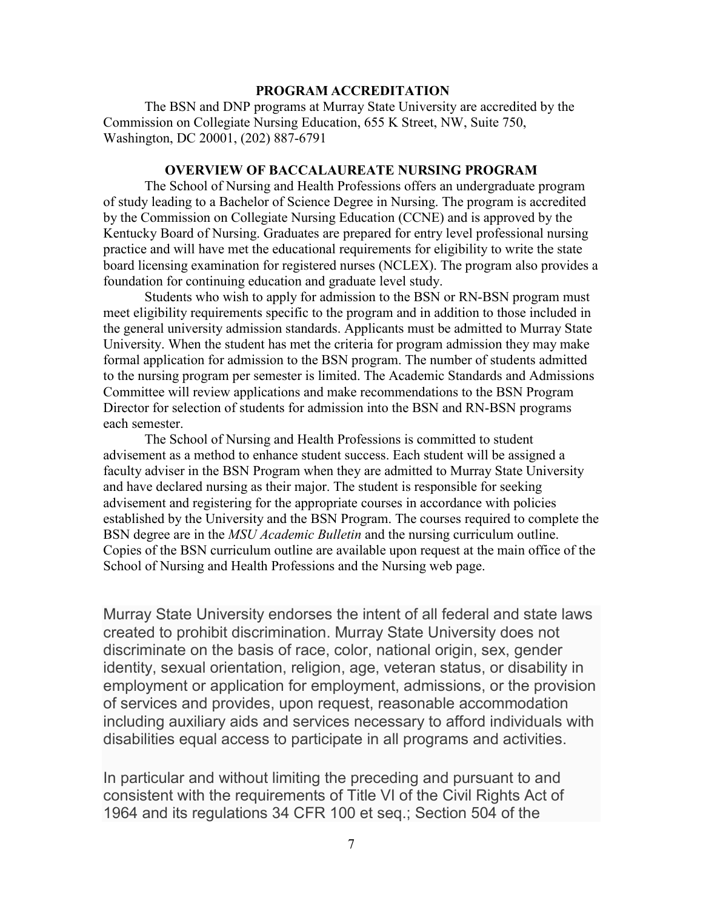## PROGRAM ACCREDITATION

The BSN and DNP programs at Murray State University are accredited by the Commission on Collegiate Nursing Education, 655 K Street, NW, Suite 750, Washington, DC 20001, (202) 887-6791

## OVERVIEW OF BACCALAUREATE NURSING PROGRAM

The School of Nursing and Health Professions offers an undergraduate program of study leading to a Bachelor of Science Degree in Nursing. The program is accredited by the Commission on Collegiate Nursing Education (CCNE) and is approved by the Kentucky Board of Nursing. Graduates are prepared for entry level professional nursing practice and will have met the educational requirements for eligibility to write the state board licensing examination for registered nurses (NCLEX). The program also provides a foundation for continuing education and graduate level study.

Students who wish to apply for admission to the BSN or RN-BSN program must meet eligibility requirements specific to the program and in addition to those included in the general university admission standards. Applicants must be admitted to Murray State University. When the student has met the criteria for program admission they may make formal application for admission to the BSN program. The number of students admitted to the nursing program per semester is limited. The Academic Standards and Admissions Committee will review applications and make recommendations to the BSN Program Director for selection of students for admission into the BSN and RN-BSN programs each semester.

The School of Nursing and Health Professions is committed to student advisement as a method to enhance student success. Each student will be assigned a faculty adviser in the BSN Program when they are admitted to Murray State University and have declared nursing as their major. The student is responsible for seeking advisement and registering for the appropriate courses in accordance with policies established by the University and the BSN Program. The courses required to complete the BSN degree are in the *MSU Academic Bulletin* and the nursing curriculum outline. Copies of the BSN curriculum outline are available upon request at the main office of the School of Nursing and Health Professions and the Nursing web page.

Murray State University endorses the intent of all federal and state laws created to prohibit discrimination. Murray State University does not discriminate on the basis of race, color, national origin, sex, gender identity, sexual orientation, religion, age, veteran status, or disability in employment or application for employment, admissions, or the provision of services and provides, upon request, reasonable accommodation including auxiliary aids and services necessary to afford individuals with disabilities equal access to participate in all programs and activities.

In particular and without limiting the preceding and pursuant to and consistent with the requirements of Title VI of the Civil Rights Act of 1964 and its regulations 34 CFR 100 et seq.; Section 504 of the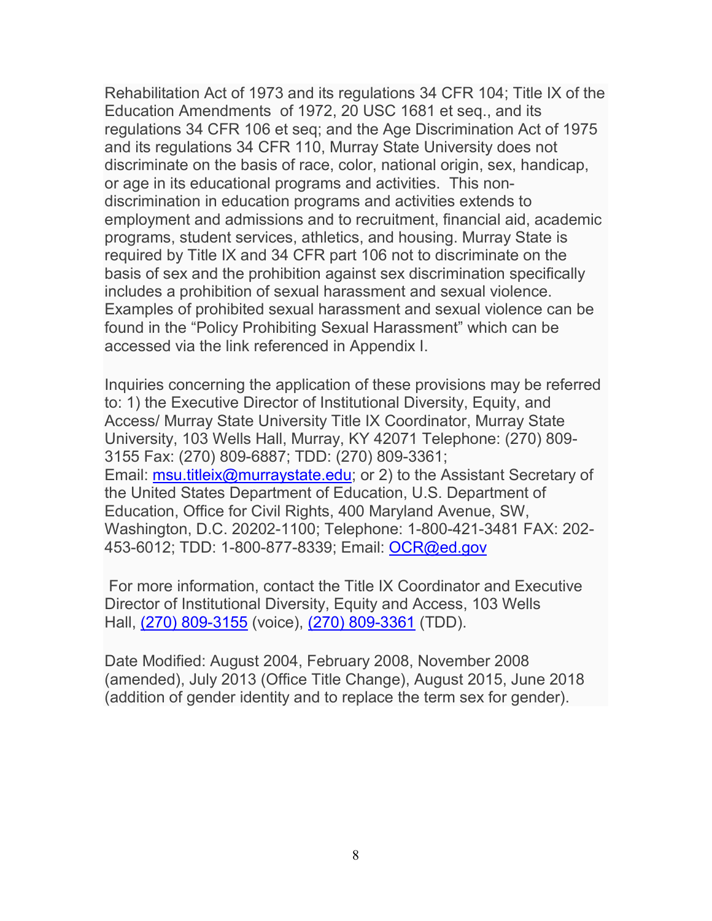Rehabilitation Act of 1973 and its regulations 34 CFR 104; Title IX of the Education Amendments of 1972, 20 USC 1681 et seq., and its regulations 34 CFR 106 et seq; and the Age Discrimination Act of 1975 and its regulations 34 CFR 110, Murray State University does not discriminate on the basis of race, color, national origin, sex, handicap, or age in its educational programs and activities. This non-discrimination in education programs and activities extends to employment and admissions and to recruitment, financial aid, academic programs, student services, athletics, and housing. Murray State is required by Title IX and 34 CFR part 106 not to discriminate on the basis of sex and the prohibition against sex discrimination specifically includes a prohibition of sexual harassment and sexual violence. Examples of prohibited sexual harassment and sexual violence can be found in the "Policy Prohibiting Sexual Harassment" which can be accessed via the link referenced in Appendix I.

Inquiries concerning the application of these provisions may be referred to: 1) the Executive Director of Institutional Diversity, Equity, and Access/ Murray State University Title IX Coordinator, Murray State University, 103 Wells Hall, Murray, KY 42071 Telephone: (270) 809-3155 Fax: (270) 809-6887; TDD: (270) 809-3361; Email: msu.titleix@murraystate.edu; or 2) to the Assistant Secretary of the United States Department of Education, U.S. Department of Education, Office for Civil Rights, 400 Maryland Avenue, SW, Washington, D.C. 20202-1100; Telephone: 1-800-421-3481 FAX: 202-453-6012; TDD: 1-800-877-8339; Email: OCR@ed.gov

For more information, contact the Title IX Coordinator and Executive Director of Institutional Diversity, Equity and Access, 103 Wells Hall, (270) 809-3155 (voice), (270) 809-3361 (TDD).

Date Modified: August 2004, February 2008, November 2008 (amended), July 2013 (Office Title Change), August 2015, June 2018 (addition of gender identity and to replace the term sex for gender).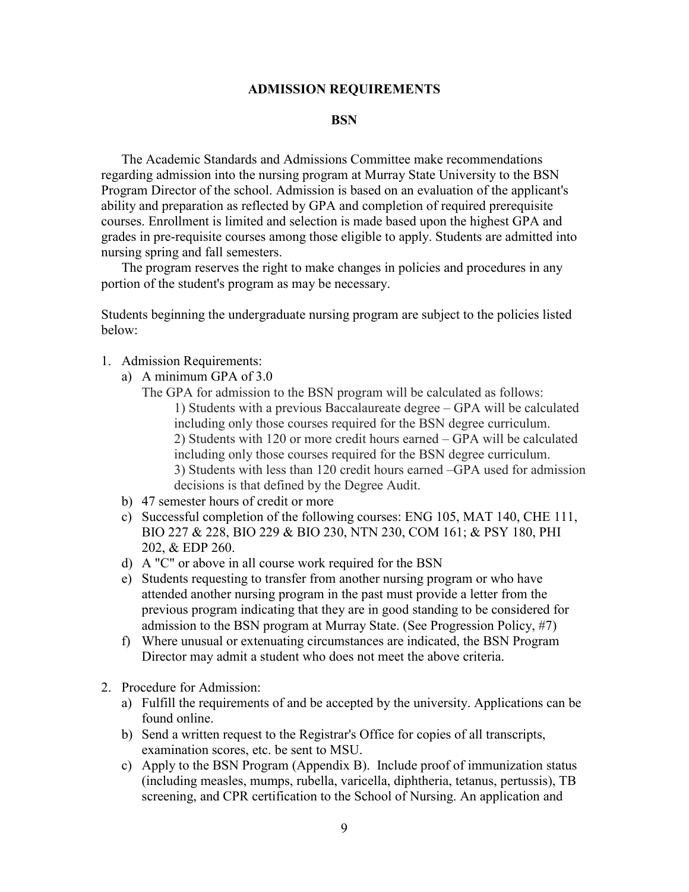# ADMISSION REQUIREMENTS

## BSN

The Academic Standards and Admissions Committee make recommendations regarding admission into the nursing program at Murray State University to the BSN Program Director of the school. Admission is based on an evaluation of the applicant's ability and preparation as reflected by GPA and completion of required prerequisite courses. Enrollment is limited and selection is made based upon the highest GPA and grades in pre-requisite courses among those eligible to apply. Students are admitted into nursing spring and fall semesters.

The program reserves the right to make changes in policies and procedures in any portion of the student's program as may be necessary.

Students beginning the undergraduate nursing program are subject to the policies listed below:

1. Admission Requirements:
   a) A minimum GPA of 3.0
      The GPA for admission to the BSN program will be calculated as follows:
         1) Students with a previous Baccalaureate degree – GPA will be calculated including only those courses required for the BSN degree curriculum.
         2) Students with 120 or more credit hours earned – GPA will be calculated including only those courses required for the BSN degree curriculum.
         3) Students with less than 120 credit hours earned –GPA used for admission decisions is that defined by the Degree Audit.
   b) 47 semester hours of credit or more
   c) Successful completion of the following courses: ENG 105, MAT 140, CHE 111, BIO 227 & 228, BIO 229 & BIO 230, NTN 230, COM 161; & PSY 180, PHI 202, & EDP 260.
   d) A "C" or above in all course work required for the BSN
   e) Students requesting to transfer from another nursing program or who have attended another nursing program in the past must provide a letter from the previous program indicating that they are in good standing to be considered for admission to the BSN program at Murray State. (See Progression Policy, #7)
   f) Where unusual or extenuating circumstances are indicated, the BSN Program Director may admit a student who does not meet the above criteria.

2. Procedure for Admission:
   a) Fulfill the requirements of and be accepted by the university. Applications can be found online.
   b) Send a written request to the Registrar's Office for copies of all transcripts, examination scores, etc. be sent to MSU.
   c) Apply to the BSN Program (Appendix B). Include proof of immunization status (including measles, mumps, rubella, varicella, diphtheria, tetanus, pertussis), TB screening, and CPR certification to the School of Nursing. An application and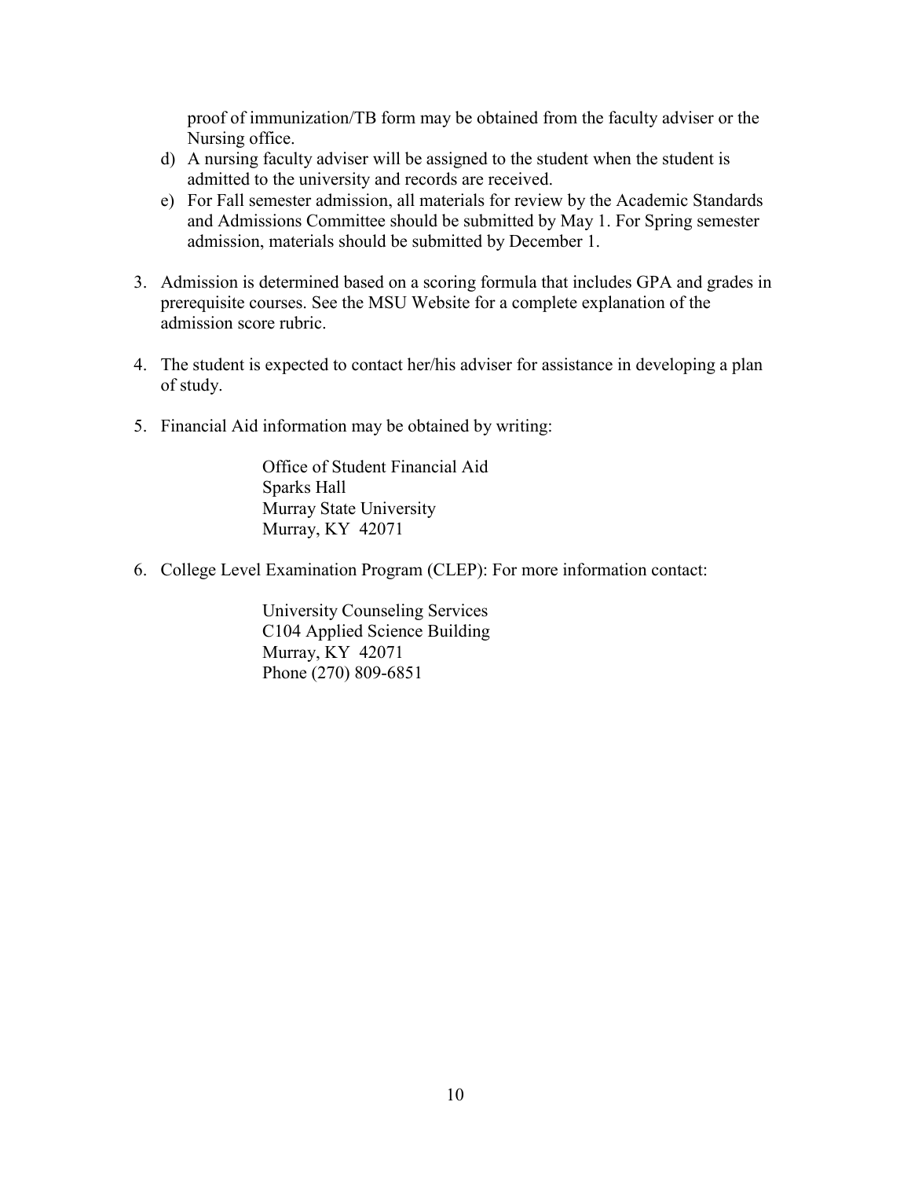proof of immunization/TB form may be obtained from the faculty adviser or the Nursing office.

d) A nursing faculty adviser will be assigned to the student when the student is admitted to the university and records are received.

e) For Fall semester admission, all materials for review by the Academic Standards and Admissions Committee should be submitted by May 1. For Spring semester admission, materials should be submitted by December 1.

3. Admission is determined based on a scoring formula that includes GPA and grades in prerequisite courses. See the MSU Website for a complete explanation of the admission score rubric.

4. The student is expected to contact her/his adviser for assistance in developing a plan of study.

5. Financial Aid information may be obtained by writing:

   Office of Student Financial Aid  
   Sparks Hall  
   Murray State University  
   Murray, KY 42071

6. College Level Examination Program (CLEP): For more information contact:

   University Counseling Services  
   C104 Applied Science Building  
   Murray, KY 42071  
   Phone (270) 809-6851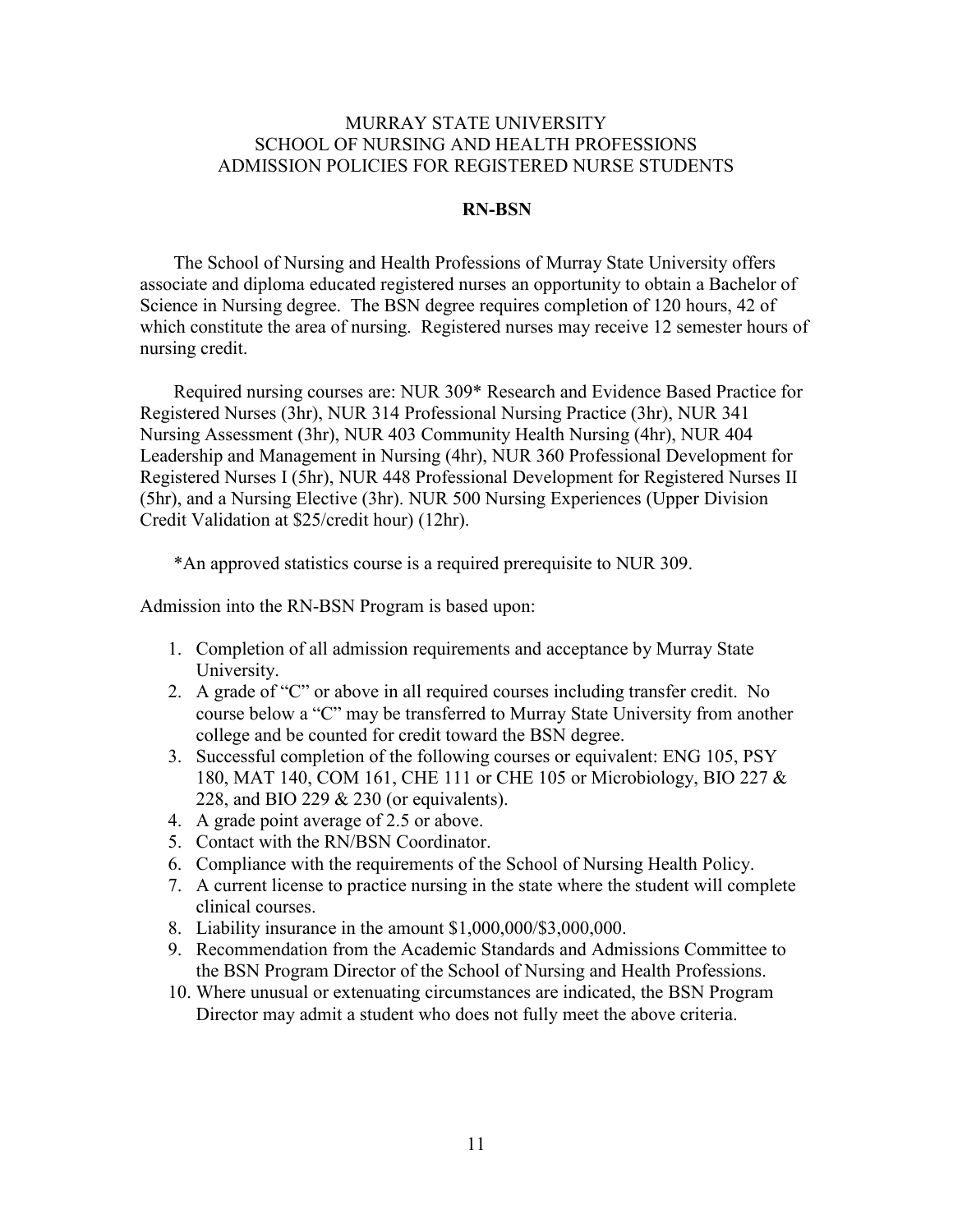# MURRAY STATE UNIVERSITY
# SCHOOL OF NURSING AND HEALTH PROFESSIONS
# ADMISSION POLICIES FOR REGISTERED NURSE STUDENTS

## RN-BSN

The School of Nursing and Health Professions of Murray State University offers associate and diploma educated registered nurses an opportunity to obtain a Bachelor of Science in Nursing degree. The BSN degree requires completion of 120 hours, 42 of which constitute the area of nursing. Registered nurses may receive 12 semester hours of nursing credit.

Required nursing courses are: NUR 309* Research and Evidence Based Practice for Registered Nurses (3hr), NUR 314 Professional Nursing Practice (3hr), NUR 341 Nursing Assessment (3hr), NUR 403 Community Health Nursing (4hr), NUR 404 Leadership and Management in Nursing (4hr), NUR 360 Professional Development for Registered Nurses I (5hr), NUR 448 Professional Development for Registered Nurses II (5hr), and a Nursing Elective (3hr). NUR 500 Nursing Experiences (Upper Division Credit Validation at $25/credit hour) (12hr).

*An approved statistics course is a required prerequisite to NUR 309.

Admission into the RN-BSN Program is based upon:

1. Completion of all admission requirements and acceptance by Murray State University.
2. A grade of "C" or above in all required courses including transfer credit. No course below a "C" may be transferred to Murray State University from another college and be counted for credit toward the BSN degree.
3. Successful completion of the following courses or equivalent: ENG 105, PSY 180, MAT 140, COM 161, CHE 111 or CHE 105 or Microbiology, BIO 227 & 228, and BIO 229 & 230 (or equivalents).
4. A grade point average of 2.5 or above.
5. Contact with the RN/BSN Coordinator.
6. Compliance with the requirements of the School of Nursing Health Policy.
7. A current license to practice nursing in the state where the student will complete clinical courses.
8. Liability insurance in the amount $1,000,000/$3,000,000.
9. Recommendation from the Academic Standards and Admissions Committee to the BSN Program Director of the School of Nursing and Health Professions.
10. Where unusual or extenuating circumstances are indicated, the BSN Program Director may admit a student who does not fully meet the above criteria.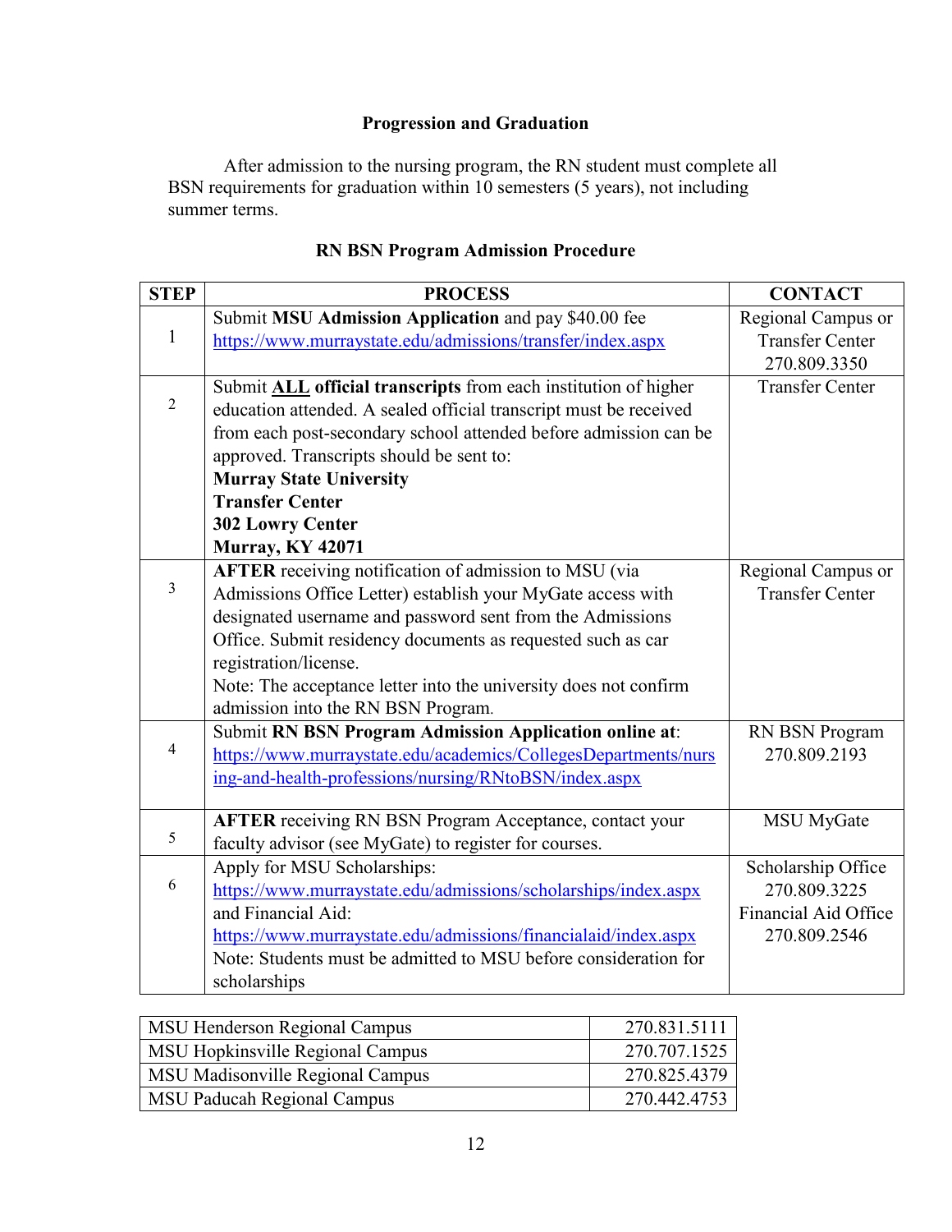## Progression and Graduation

After admission to the nursing program, the RN student must complete all BSN requirements for graduation within 10 semesters (5 years), not including summer terms.

## RN BSN Program Admission Procedure

| STEP | PROCESS | CONTACT |
|---|---|---|
| 1 | Submit **MSU Admission Application** and pay $40.00 fee https://www.murraystate.edu/admissions/transfer/index.aspx | Regional Campus or Transfer Center 270.809.3350 |
| 2 | Submit **ALL official transcripts** from each institution of higher education attended. A sealed official transcript must be received from each post-secondary school attended before admission can be approved. Transcripts should be sent to: **Murray State University** **Transfer Center** **302 Lowry Center** **Murray, KY 42071** | Transfer Center |
| 3 | **AFTER** receiving notification of admission to MSU (via Admissions Office Letter) establish your MyGate access with designated username and password sent from the Admissions Office. Submit residency documents as requested such as car registration/license. Note: The acceptance letter into the university does not confirm admission into the RN BSN Program. | Regional Campus or Transfer Center |
| 4 | Submit **RN BSN Program Admission Application online at**: https://www.murraystate.edu/academics/CollegesDepartments/nursing-and-health-professions/nursing/RNtoBSN/index.aspx | RN BSN Program 270.809.2193 |
| 5 | **AFTER** receiving RN BSN Program Acceptance, contact your faculty advisor (see MyGate) to register for courses. | MSU MyGate |
| 6 | Apply for MSU Scholarships: https://www.murraystate.edu/admissions/scholarships/index.aspx and Financial Aid: https://www.murraystate.edu/admissions/financialaid/index.aspx Note: Students must be admitted to MSU before consideration for scholarships | Scholarship Office 270.809.3225 Financial Aid Office 270.809.2546 |

| | |
|---|---|
| MSU Henderson Regional Campus | 270.831.5111 |
| MSU Hopkinsville Regional Campus | 270.707.1525 |
| MSU Madisonville Regional Campus | 270.825.4379 |
| MSU Paducah Regional Campus | 270.442.4753 |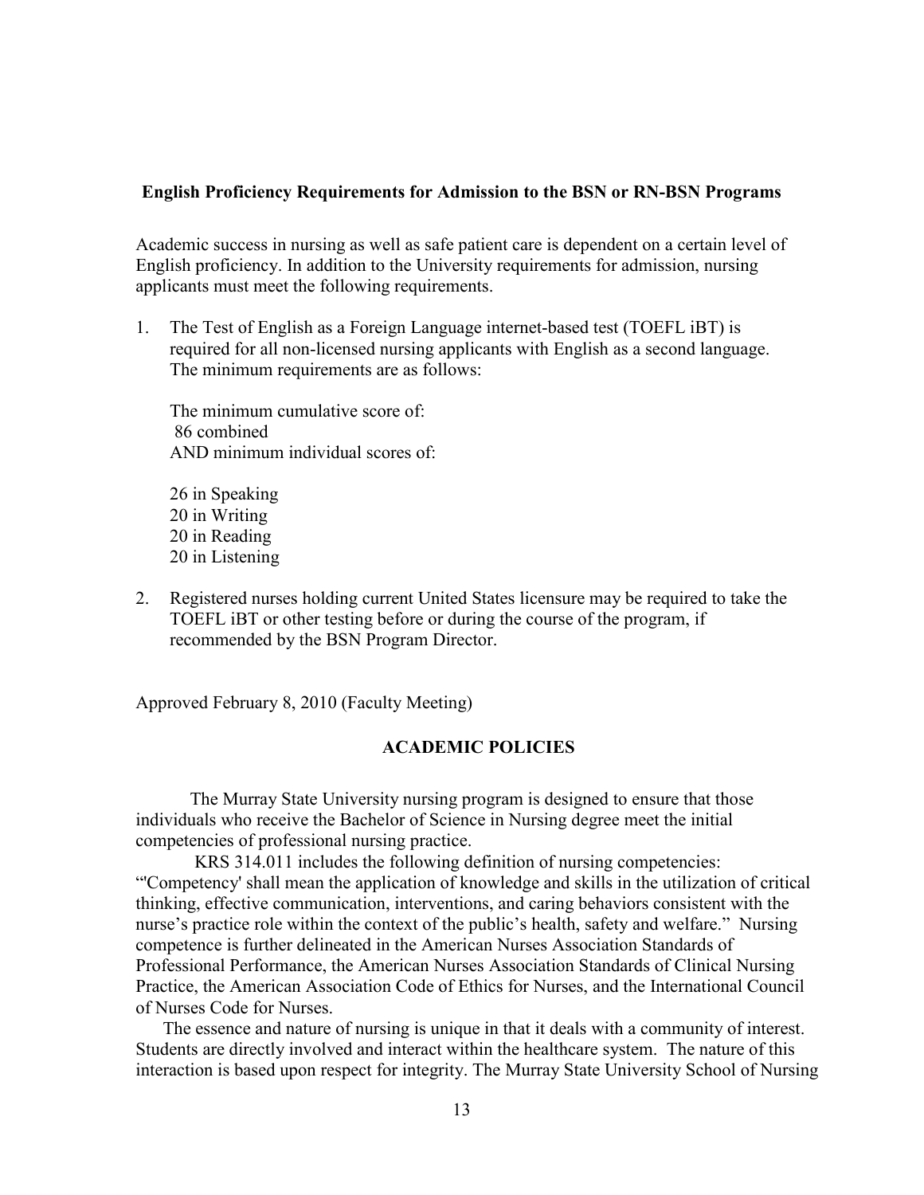## English Proficiency Requirements for Admission to the BSN or RN-BSN Programs

Academic success in nursing as well as safe patient care is dependent on a certain level of English proficiency. In addition to the University requirements for admission, nursing applicants must meet the following requirements.

1. The Test of English as a Foreign Language internet-based test (TOEFL iBT) is required for all non-licensed nursing applicants with English as a second language. The minimum requirements are as follows:

   The minimum cumulative score of:
   86 combined
   AND minimum individual scores of:

   26 in Speaking
   20 in Writing
   20 in Reading
   20 in Listening

2. Registered nurses holding current United States licensure may be required to take the TOEFL iBT or other testing before or during the course of the program, if recommended by the BSN Program Director.

Approved February 8, 2010 (Faculty Meeting)

## ACADEMIC POLICIES

The Murray State University nursing program is designed to ensure that those individuals who receive the Bachelor of Science in Nursing degree meet the initial competencies of professional nursing practice.

KRS 314.011 includes the following definition of nursing competencies: "'Competency' shall mean the application of knowledge and skills in the utilization of critical thinking, effective communication, interventions, and caring behaviors consistent with the nurse's practice role within the context of the public's health, safety and welfare." Nursing competence is further delineated in the American Nurses Association Standards of Professional Performance, the American Nurses Association Standards of Clinical Nursing Practice, the American Association Code of Ethics for Nurses, and the International Council of Nurses Code for Nurses.

The essence and nature of nursing is unique in that it deals with a community of interest. Students are directly involved and interact within the healthcare system. The nature of this interaction is based upon respect for integrity. The Murray State University School of Nursing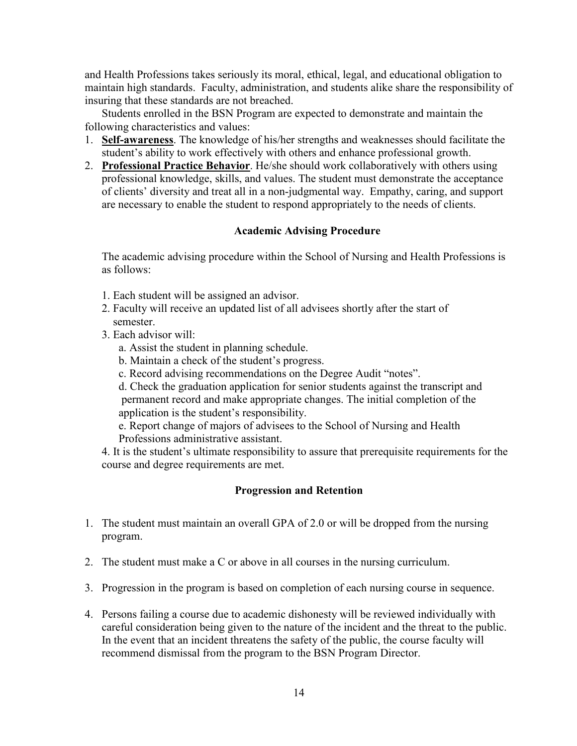and Health Professions takes seriously its moral, ethical, legal, and educational obligation to maintain high standards. Faculty, administration, and students alike share the responsibility of insuring that these standards are not breached.

Students enrolled in the BSN Program are expected to demonstrate and maintain the following characteristics and values:

1. **Self-awareness**. The knowledge of his/her strengths and weaknesses should facilitate the student's ability to work effectively with others and enhance professional growth.
2. **Professional Practice Behavior**. He/she should work collaboratively with others using professional knowledge, skills, and values. The student must demonstrate the acceptance of clients' diversity and treat all in a non-judgmental way. Empathy, caring, and support are necessary to enable the student to respond appropriately to the needs of clients.

### Academic Advising Procedure

The academic advising procedure within the School of Nursing and Health Professions is as follows:

1. Each student will be assigned an advisor.
2. Faculty will receive an updated list of all advisees shortly after the start of semester.
3. Each advisor will:
   a. Assist the student in planning schedule.
   b. Maintain a check of the student's progress.
   c. Record advising recommendations on the Degree Audit "notes".
   d. Check the graduation application for senior students against the transcript and permanent record and make appropriate changes. The initial completion of the application is the student's responsibility.
   e. Report change of majors of advisees to the School of Nursing and Health Professions administrative assistant.
4. It is the student's ultimate responsibility to assure that prerequisite requirements for the course and degree requirements are met.

### Progression and Retention

1. The student must maintain an overall GPA of 2.0 or will be dropped from the nursing program.
2. The student must make a C or above in all courses in the nursing curriculum.
3. Progression in the program is based on completion of each nursing course in sequence.
4. Persons failing a course due to academic dishonesty will be reviewed individually with careful consideration being given to the nature of the incident and the threat to the public. In the event that an incident threatens the safety of the public, the course faculty will recommend dismissal from the program to the BSN Program Director.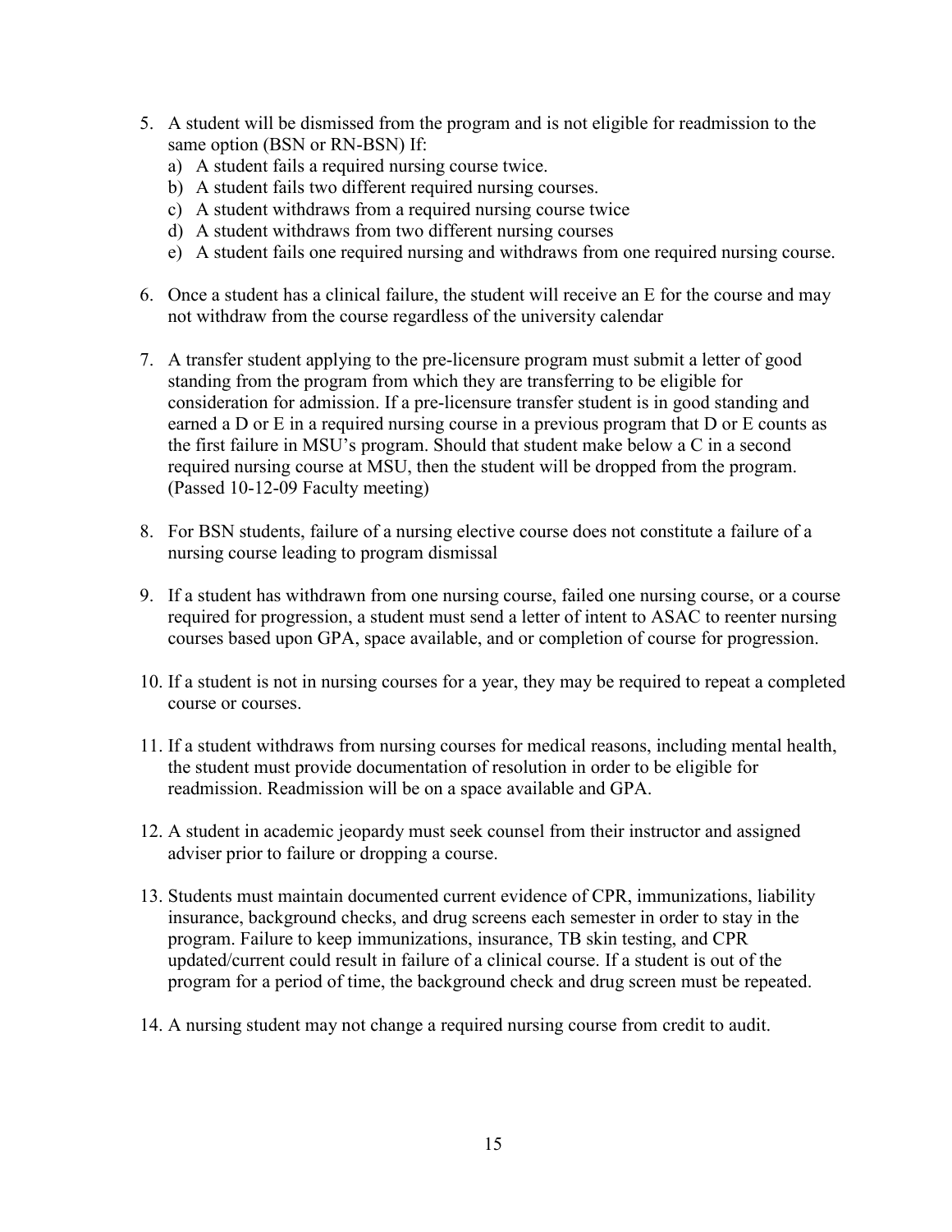5. A student will be dismissed from the program and is not eligible for readmission to the same option (BSN or RN-BSN) If:
   a) A student fails a required nursing course twice.
   b) A student fails two different required nursing courses.
   c) A student withdraws from a required nursing course twice
   d) A student withdraws from two different nursing courses
   e) A student fails one required nursing and withdraws from one required nursing course.

6. Once a student has a clinical failure, the student will receive an E for the course and may not withdraw from the course regardless of the university calendar

7. A transfer student applying to the pre-licensure program must submit a letter of good standing from the program from which they are transferring to be eligible for consideration for admission. If a pre-licensure transfer student is in good standing and earned a D or E in a required nursing course in a previous program that D or E counts as the first failure in MSU's program. Should that student make below a C in a second required nursing course at MSU, then the student will be dropped from the program. (Passed 10-12-09 Faculty meeting)

8. For BSN students, failure of a nursing elective course does not constitute a failure of a nursing course leading to program dismissal

9. If a student has withdrawn from one nursing course, failed one nursing course, or a course required for progression, a student must send a letter of intent to ASAC to reenter nursing courses based upon GPA, space available, and or completion of course for progression.

10. If a student is not in nursing courses for a year, they may be required to repeat a completed course or courses.

11. If a student withdraws from nursing courses for medical reasons, including mental health, the student must provide documentation of resolution in order to be eligible for readmission. Readmission will be on a space available and GPA.

12. A student in academic jeopardy must seek counsel from their instructor and assigned adviser prior to failure or dropping a course.

13. Students must maintain documented current evidence of CPR, immunizations, liability insurance, background checks, and drug screens each semester in order to stay in the program. Failure to keep immunizations, insurance, TB skin testing, and CPR updated/current could result in failure of a clinical course. If a student is out of the program for a period of time, the background check and drug screen must be repeated.

14. A nursing student may not change a required nursing course from credit to audit.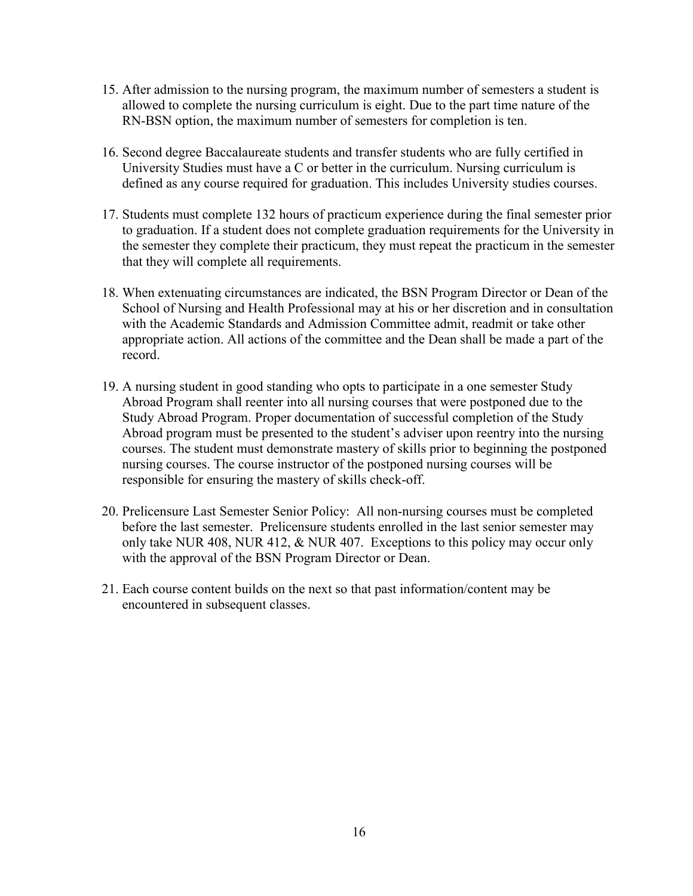15. After admission to the nursing program, the maximum number of semesters a student is allowed to complete the nursing curriculum is eight. Due to the part time nature of the RN-BSN option, the maximum number of semesters for completion is ten.

16. Second degree Baccalaureate students and transfer students who are fully certified in University Studies must have a C or better in the curriculum. Nursing curriculum is defined as any course required for graduation. This includes University studies courses.

17. Students must complete 132 hours of practicum experience during the final semester prior to graduation. If a student does not complete graduation requirements for the University in the semester they complete their practicum, they must repeat the practicum in the semester that they will complete all requirements.

18. When extenuating circumstances are indicated, the BSN Program Director or Dean of the School of Nursing and Health Professional may at his or her discretion and in consultation with the Academic Standards and Admission Committee admit, readmit or take other appropriate action. All actions of the committee and the Dean shall be made a part of the record.

19. A nursing student in good standing who opts to participate in a one semester Study Abroad Program shall reenter into all nursing courses that were postponed due to the Study Abroad Program. Proper documentation of successful completion of the Study Abroad program must be presented to the student's adviser upon reentry into the nursing courses. The student must demonstrate mastery of skills prior to beginning the postponed nursing courses. The course instructor of the postponed nursing courses will be responsible for ensuring the mastery of skills check-off.

20. Prelicensure Last Semester Senior Policy: All non-nursing courses must be completed before the last semester. Prelicensure students enrolled in the last senior semester may only take NUR 408, NUR 412, & NUR 407. Exceptions to this policy may occur only with the approval of the BSN Program Director or Dean.

21. Each course content builds on the next so that past information/content may be encountered in subsequent classes.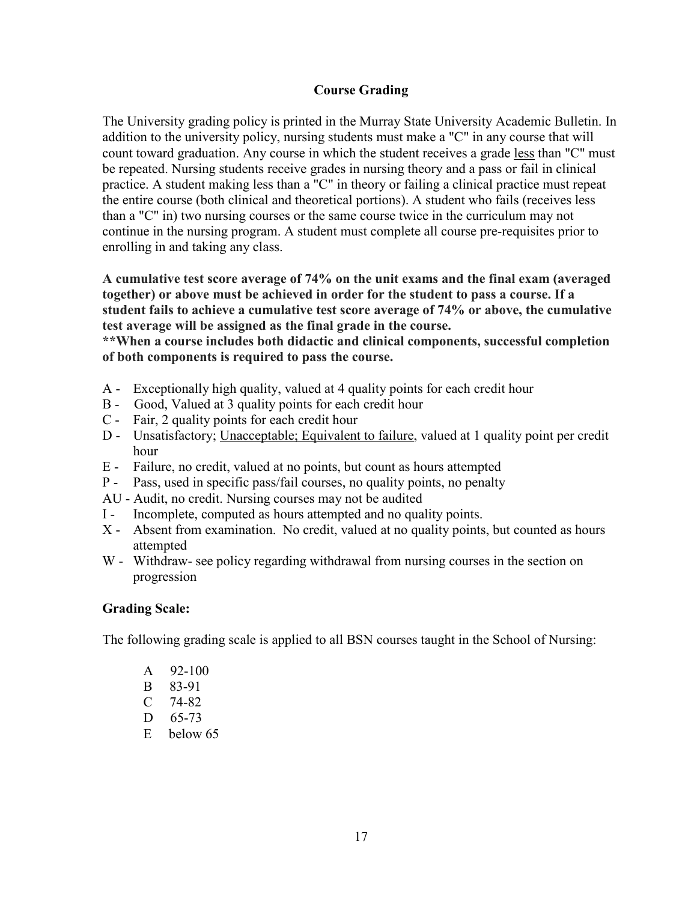## Course Grading

The University grading policy is printed in the Murray State University Academic Bulletin. In addition to the university policy, nursing students must make a "C" in any course that will count toward graduation. Any course in which the student receives a grade <u>less</u> than "C" must be repeated. Nursing students receive grades in nursing theory and a pass or fail in clinical practice. A student making less than a "C" in theory or failing a clinical practice must repeat the entire course (both clinical and theoretical portions). A student who fails (receives less than a "C" in) two nursing courses or the same course twice in the curriculum may not continue in the nursing program. A student must complete all course pre-requisites prior to enrolling in and taking any class.

**A cumulative test score average of 74% on the unit exams and the final exam (averaged together) or above must be achieved in order for the student to pass a course. If a student fails to achieve a cumulative test score average of 74% or above, the cumulative test average will be assigned as the final grade in the course.**
****When a course includes both didactic and clinical components, successful completion of both components is required to pass the course.**

- A - Exceptionally high quality, valued at 4 quality points for each credit hour
- B - Good, Valued at 3 quality points for each credit hour
- C - Fair, 2 quality points for each credit hour
- D - Unsatisfactory; <u>Unacceptable; Equivalent to failure</u>, valued at 1 quality point per credit hour
- E - Failure, no credit, valued at no points, but count as hours attempted
- P - Pass, used in specific pass/fail courses, no quality points, no penalty
- AU - Audit, no credit. Nursing courses may not be audited
- I - Incomplete, computed as hours attempted and no quality points.
- X - Absent from examination. No credit, valued at no quality points, but counted as hours attempted
- W - Withdraw- see policy regarding withdrawal from nursing courses in the section on progression

### Grading Scale:

The following grading scale is applied to all BSN courses taught in the School of Nursing:

- A 92-100
- B 83-91
- C 74-82
- D 65-73
- E below 65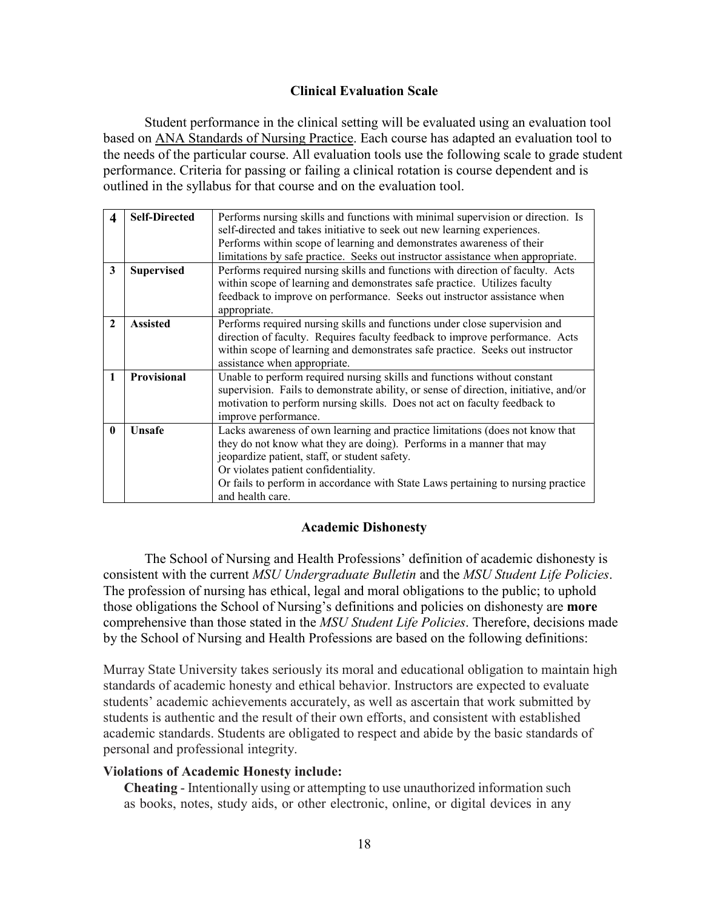## Clinical Evaluation Scale

Student performance in the clinical setting will be evaluated using an evaluation tool based on ANA Standards of Nursing Practice. Each course has adapted an evaluation tool to the needs of the particular course. All evaluation tools use the following scale to grade student performance. Criteria for passing or failing a clinical rotation is course dependent and is outlined in the syllabus for that course and on the evaluation tool.

| | | |
|---|---|---|
| **4** | **Self-Directed** | Performs nursing skills and functions with minimal supervision or direction. Is self-directed and takes initiative to seek out new learning experiences. Performs within scope of learning and demonstrates awareness of their limitations by safe practice. Seeks out instructor assistance when appropriate. |
| **3** | **Supervised** | Performs required nursing skills and functions with direction of faculty. Acts within scope of learning and demonstrates safe practice. Utilizes faculty feedback to improve on performance. Seeks out instructor assistance when appropriate. |
| **2** | **Assisted** | Performs required nursing skills and functions under close supervision and direction of faculty. Requires faculty feedback to improve performance. Acts within scope of learning and demonstrates safe practice. Seeks out instructor assistance when appropriate. |
| **1** | **Provisional** | Unable to perform required nursing skills and functions without constant supervision. Fails to demonstrate ability, or sense of direction, initiative, and/or motivation to perform nursing skills. Does not act on faculty feedback to improve performance. |
| **0** | **Unsafe** | Lacks awareness of own learning and practice limitations (does not know that they do not know what they are doing). Performs in a manner that may jeopardize patient, staff, or student safety. Or violates patient confidentiality. Or fails to perform in accordance with State Laws pertaining to nursing practice and health care. |

## Academic Dishonesty

The School of Nursing and Health Professions' definition of academic dishonesty is consistent with the current *MSU Undergraduate Bulletin* and the *MSU Student Life Policies*. The profession of nursing has ethical, legal and moral obligations to the public; to uphold those obligations the School of Nursing's definitions and policies on dishonesty are **more** comprehensive than those stated in the *MSU Student Life Policies*. Therefore, decisions made by the School of Nursing and Health Professions are based on the following definitions:

Murray State University takes seriously its moral and educational obligation to maintain high standards of academic honesty and ethical behavior. Instructors are expected to evaluate students' academic achievements accurately, as well as ascertain that work submitted by students is authentic and the result of their own efforts, and consistent with established academic standards. Students are obligated to respect and abide by the basic standards of personal and professional integrity.

**Violations of Academic Honesty include:**

**Cheating** - Intentionally using or attempting to use unauthorized information such as books, notes, study aids, or other electronic, online, or digital devices in any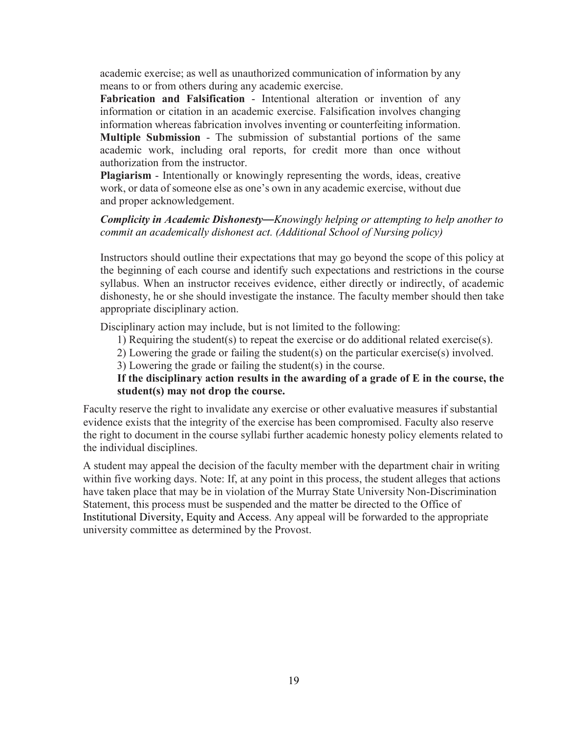academic exercise; as well as unauthorized communication of information by any means to or from others during any academic exercise.

**Fabrication and Falsification** - Intentional alteration or invention of any information or citation in an academic exercise. Falsification involves changing information whereas fabrication involves inventing or counterfeiting information.

**Multiple Submission** - The submission of substantial portions of the same academic work, including oral reports, for credit more than once without authorization from the instructor.

**Plagiarism** - Intentionally or knowingly representing the words, ideas, creative work, or data of someone else as one's own in any academic exercise, without due and proper acknowledgement.

***Complicity in Academic Dishonesty***—*Knowingly helping or attempting to help another to commit an academically dishonest act. (Additional School of Nursing policy)*

Instructors should outline their expectations that may go beyond the scope of this policy at the beginning of each course and identify such expectations and restrictions in the course syllabus. When an instructor receives evidence, either directly or indirectly, of academic dishonesty, he or she should investigate the instance. The faculty member should then take appropriate disciplinary action.

Disciplinary action may include, but is not limited to the following:

1) Requiring the student(s) to repeat the exercise or do additional related exercise(s).
2) Lowering the grade or failing the student(s) on the particular exercise(s) involved.
3) Lowering the grade or failing the student(s) in the course.

**If the disciplinary action results in the awarding of a grade of E in the course, the student(s) may not drop the course.**

Faculty reserve the right to invalidate any exercise or other evaluative measures if substantial evidence exists that the integrity of the exercise has been compromised. Faculty also reserve the right to document in the course syllabi further academic honesty policy elements related to the individual disciplines.

A student may appeal the decision of the faculty member with the department chair in writing within five working days. Note: If, at any point in this process, the student alleges that actions have taken place that may be in violation of the Murray State University Non-Discrimination Statement, this process must be suspended and the matter be directed to the Office of Institutional Diversity, Equity and Access. Any appeal will be forwarded to the appropriate university committee as determined by the Provost.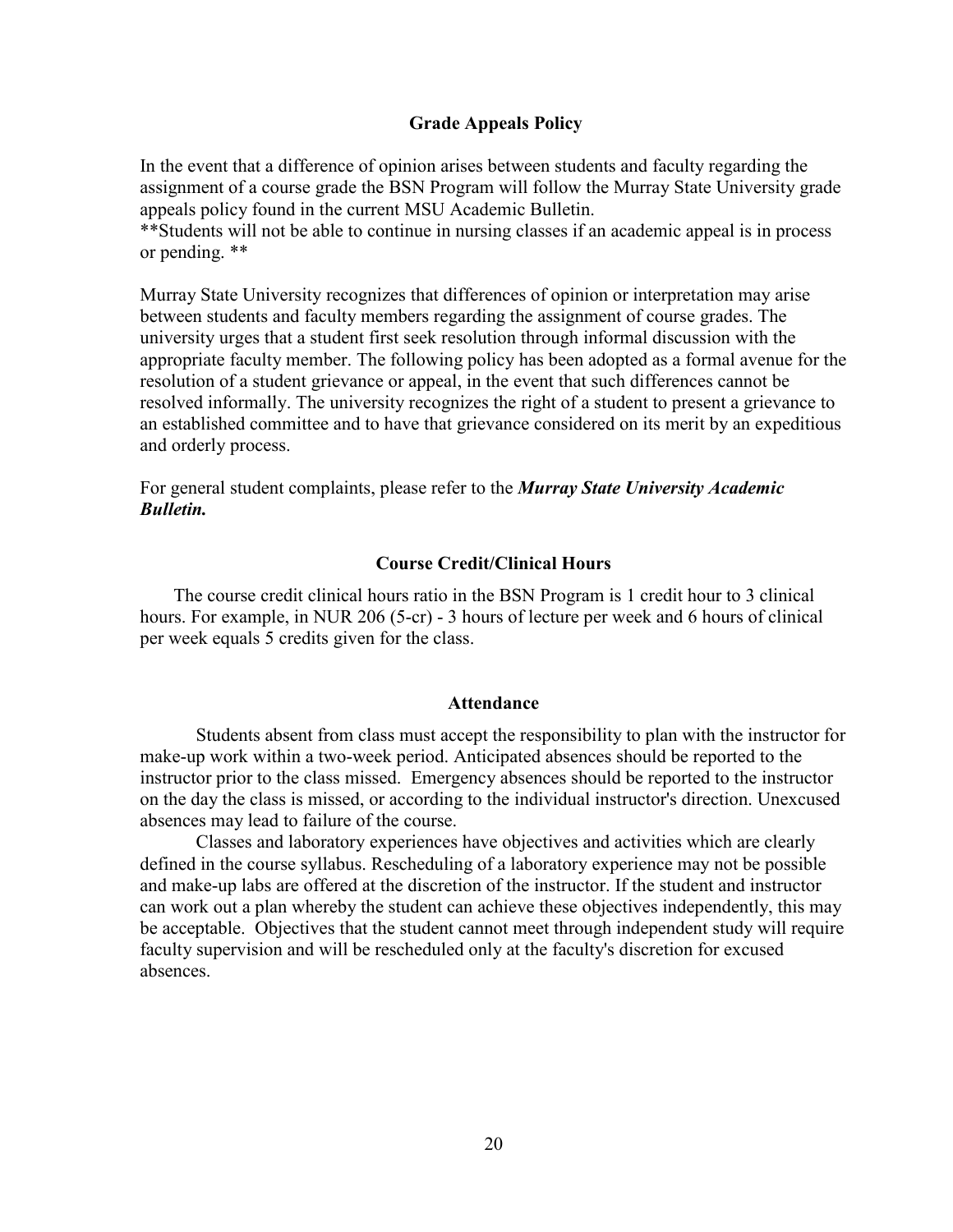## Grade Appeals Policy

In the event that a difference of opinion arises between students and faculty regarding the assignment of a course grade the BSN Program will follow the Murray State University grade appeals policy found in the current MSU Academic Bulletin.
**Students will not be able to continue in nursing classes if an academic appeal is in process or pending. **

Murray State University recognizes that differences of opinion or interpretation may arise between students and faculty members regarding the assignment of course grades. The university urges that a student first seek resolution through informal discussion with the appropriate faculty member. The following policy has been adopted as a formal avenue for the resolution of a student grievance or appeal, in the event that such differences cannot be resolved informally. The university recognizes the right of a student to present a grievance to an established committee and to have that grievance considered on its merit by an expeditious and orderly process.

For general student complaints, please refer to the ***Murray State University Academic Bulletin.***

## Course Credit/Clinical Hours

The course credit clinical hours ratio in the BSN Program is 1 credit hour to 3 clinical hours. For example, in NUR 206 (5-cr) - 3 hours of lecture per week and 6 hours of clinical per week equals 5 credits given for the class.

## Attendance

Students absent from class must accept the responsibility to plan with the instructor for make-up work within a two-week period. Anticipated absences should be reported to the instructor prior to the class missed. Emergency absences should be reported to the instructor on the day the class is missed, or according to the individual instructor's direction. Unexcused absences may lead to failure of the course.

Classes and laboratory experiences have objectives and activities which are clearly defined in the course syllabus. Rescheduling of a laboratory experience may not be possible and make-up labs are offered at the discretion of the instructor. If the student and instructor can work out a plan whereby the student can achieve these objectives independently, this may be acceptable. Objectives that the student cannot meet through independent study will require faculty supervision and will be rescheduled only at the faculty's discretion for excused absences.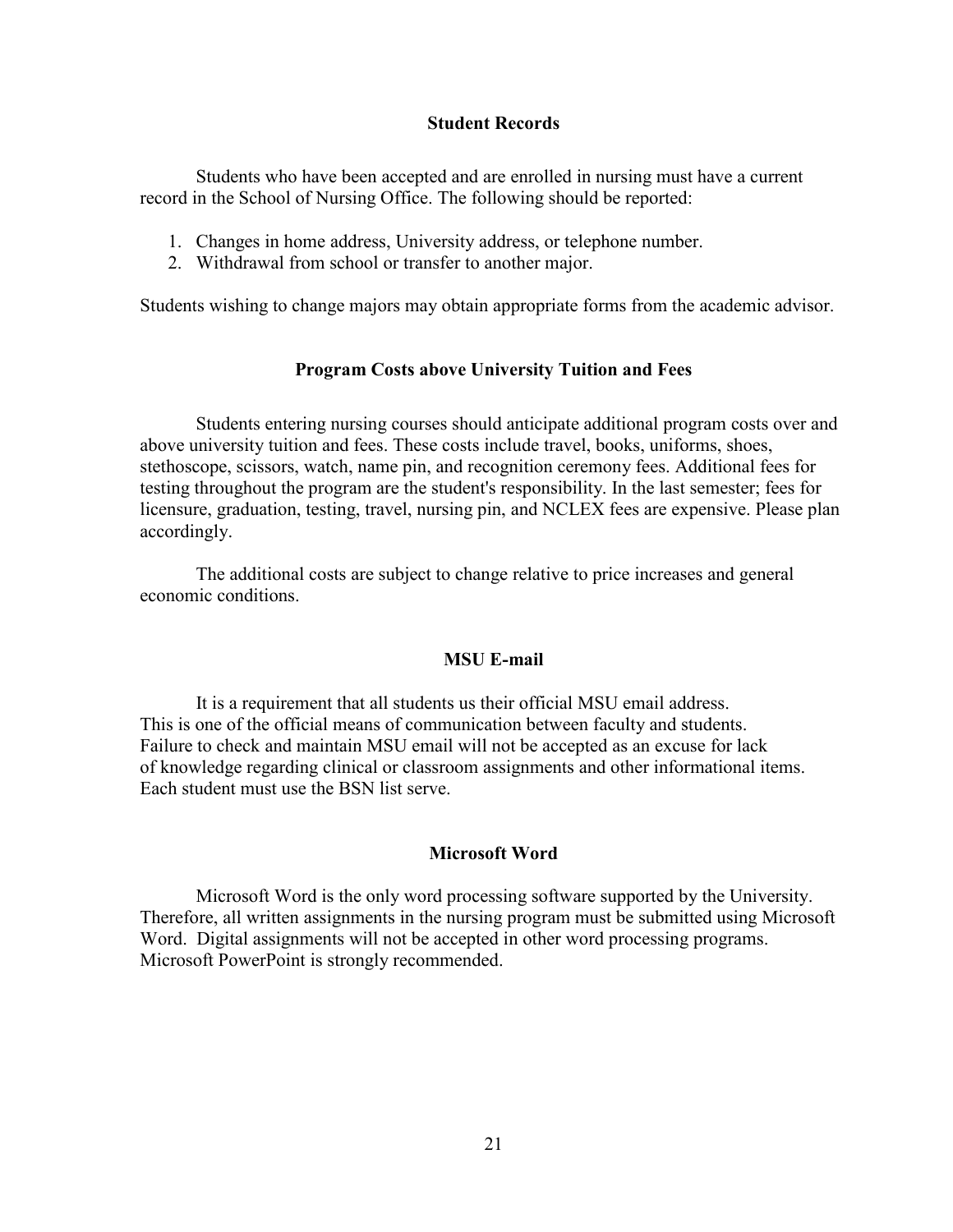## Student Records

Students who have been accepted and are enrolled in nursing must have a current record in the School of Nursing Office. The following should be reported:

1. Changes in home address, University address, or telephone number.
2. Withdrawal from school or transfer to another major.

Students wishing to change majors may obtain appropriate forms from the academic advisor.

## Program Costs above University Tuition and Fees

Students entering nursing courses should anticipate additional program costs over and above university tuition and fees. These costs include travel, books, uniforms, shoes, stethoscope, scissors, watch, name pin, and recognition ceremony fees. Additional fees for testing throughout the program are the student's responsibility. In the last semester; fees for licensure, graduation, testing, travel, nursing pin, and NCLEX fees are expensive. Please plan accordingly.

The additional costs are subject to change relative to price increases and general economic conditions.

## MSU E-mail

It is a requirement that all students us their official MSU email address. This is one of the official means of communication between faculty and students. Failure to check and maintain MSU email will not be accepted as an excuse for lack of knowledge regarding clinical or classroom assignments and other informational items. Each student must use the BSN list serve.

## Microsoft Word

Microsoft Word is the only word processing software supported by the University. Therefore, all written assignments in the nursing program must be submitted using Microsoft Word. Digital assignments will not be accepted in other word processing programs. Microsoft PowerPoint is strongly recommended.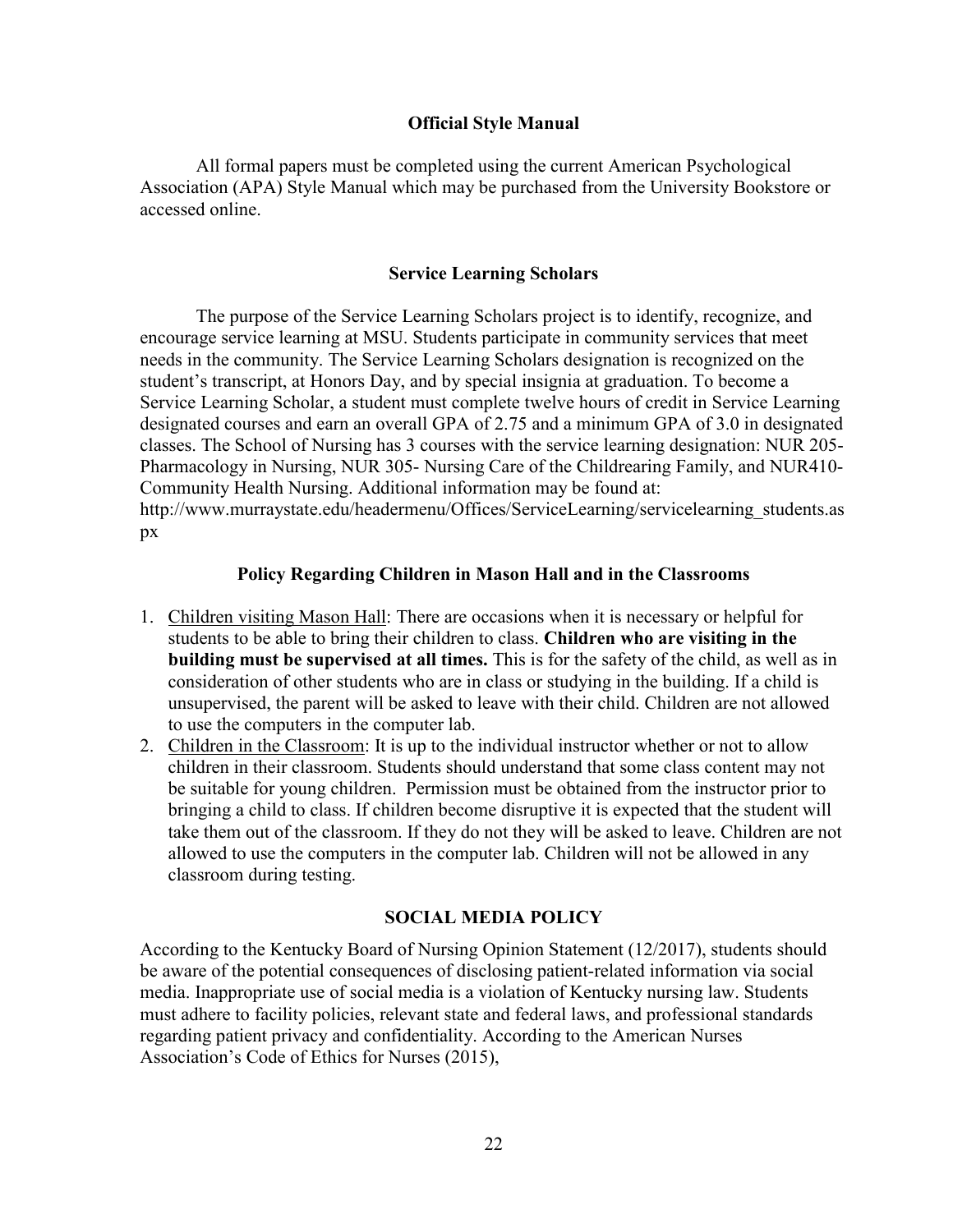## Official Style Manual

All formal papers must be completed using the current American Psychological Association (APA) Style Manual which may be purchased from the University Bookstore or accessed online.

## Service Learning Scholars

The purpose of the Service Learning Scholars project is to identify, recognize, and encourage service learning at MSU. Students participate in community services that meet needs in the community. The Service Learning Scholars designation is recognized on the student's transcript, at Honors Day, and by special insignia at graduation. To become a Service Learning Scholar, a student must complete twelve hours of credit in Service Learning designated courses and earn an overall GPA of 2.75 and a minimum GPA of 3.0 in designated classes. The School of Nursing has 3 courses with the service learning designation: NUR 205- Pharmacology in Nursing, NUR 305- Nursing Care of the Childrearing Family, and NUR410- Community Health Nursing. Additional information may be found at: http://www.murraystate.edu/headermenu/Offices/ServiceLearning/servicelearning_students.aspx

## Policy Regarding Children in Mason Hall and in the Classrooms

1. Children visiting Mason Hall: There are occasions when it is necessary or helpful for students to be able to bring their children to class. **Children who are visiting in the building must be supervised at all times.** This is for the safety of the child, as well as in consideration of other students who are in class or studying in the building. If a child is unsupervised, the parent will be asked to leave with their child. Children are not allowed to use the computers in the computer lab.
2. Children in the Classroom: It is up to the individual instructor whether or not to allow children in their classroom. Students should understand that some class content may not be suitable for young children. Permission must be obtained from the instructor prior to bringing a child to class. If children become disruptive it is expected that the student will take them out of the classroom. If they do not they will be asked to leave. Children are not allowed to use the computers in the computer lab. Children will not be allowed in any classroom during testing.

## SOCIAL MEDIA POLICY

According to the Kentucky Board of Nursing Opinion Statement (12/2017), students should be aware of the potential consequences of disclosing patient-related information via social media. Inappropriate use of social media is a violation of Kentucky nursing law. Students must adhere to facility policies, relevant state and federal laws, and professional standards regarding patient privacy and confidentiality. According to the American Nurses Association's Code of Ethics for Nurses (2015),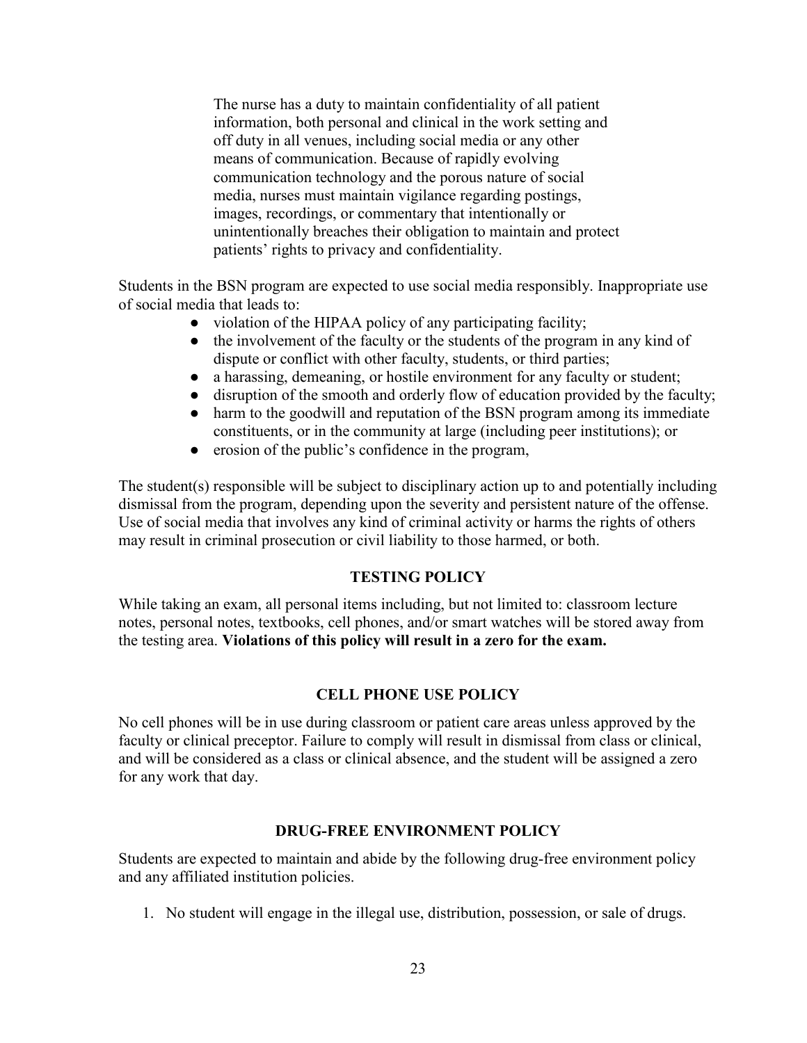> The nurse has a duty to maintain confidentiality of all patient information, both personal and clinical in the work setting and off duty in all venues, including social media or any other means of communication. Because of rapidly evolving communication technology and the porous nature of social media, nurses must maintain vigilance regarding postings, images, recordings, or commentary that intentionally or unintentionally breaches their obligation to maintain and protect patients' rights to privacy and confidentiality.

Students in the BSN program are expected to use social media responsibly. Inappropriate use of social media that leads to:

- violation of the HIPAA policy of any participating facility;
- the involvement of the faculty or the students of the program in any kind of dispute or conflict with other faculty, students, or third parties;
- a harassing, demeaning, or hostile environment for any faculty or student;
- disruption of the smooth and orderly flow of education provided by the faculty;
- harm to the goodwill and reputation of the BSN program among its immediate constituents, or in the community at large (including peer institutions); or
- erosion of the public's confidence in the program,

The student(s) responsible will be subject to disciplinary action up to and potentially including dismissal from the program, depending upon the severity and persistent nature of the offense. Use of social media that involves any kind of criminal activity or harms the rights of others may result in criminal prosecution or civil liability to those harmed, or both.

## TESTING POLICY

While taking an exam, all personal items including, but not limited to: classroom lecture notes, personal notes, textbooks, cell phones, and/or smart watches will be stored away from the testing area. **Violations of this policy will result in a zero for the exam.**

## CELL PHONE USE POLICY

No cell phones will be in use during classroom or patient care areas unless approved by the faculty or clinical preceptor. Failure to comply will result in dismissal from class or clinical, and will be considered as a class or clinical absence, and the student will be assigned a zero for any work that day.

## DRUG-FREE ENVIRONMENT POLICY

Students are expected to maintain and abide by the following drug-free environment policy and any affiliated institution policies.

1. No student will engage in the illegal use, distribution, possession, or sale of drugs.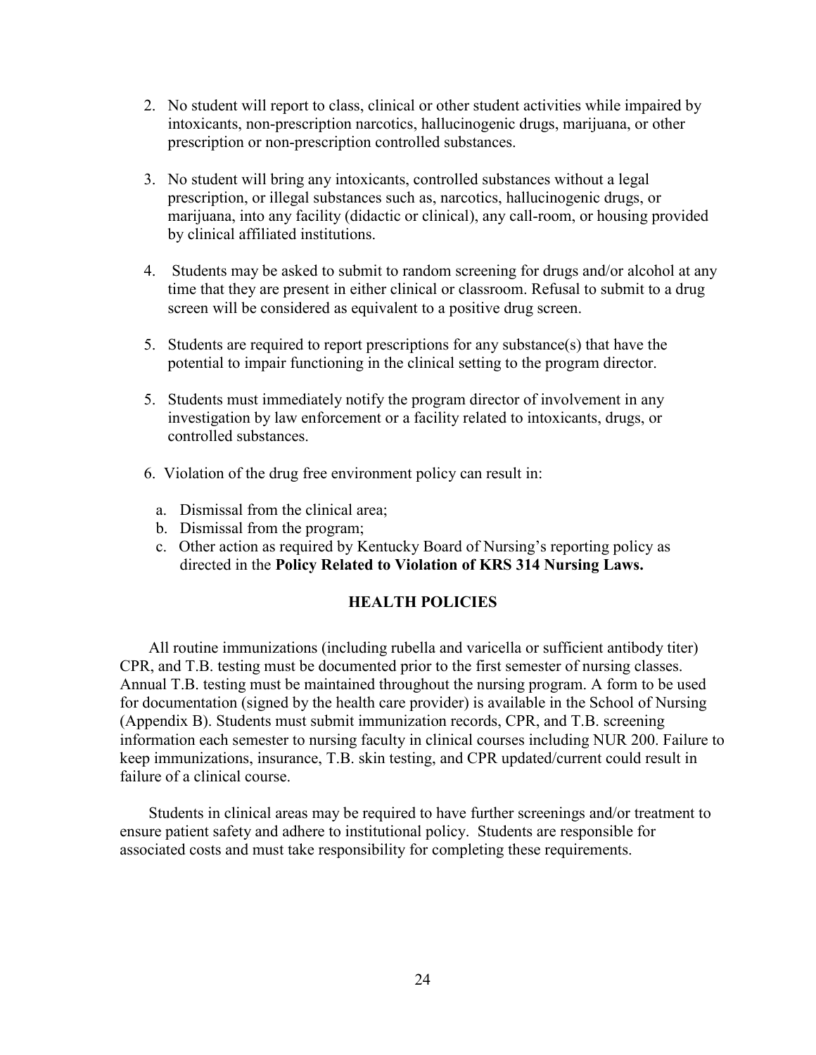2. No student will report to class, clinical or other student activities while impaired by intoxicants, non-prescription narcotics, hallucinogenic drugs, marijuana, or other prescription or non-prescription controlled substances.

3. No student will bring any intoxicants, controlled substances without a legal prescription, or illegal substances such as, narcotics, hallucinogenic drugs, or marijuana, into any facility (didactic or clinical), any call-room, or housing provided by clinical affiliated institutions.

4. Students may be asked to submit to random screening for drugs and/or alcohol at any time that they are present in either clinical or classroom. Refusal to submit to a drug screen will be considered as equivalent to a positive drug screen.

5. Students are required to report prescriptions for any substance(s) that have the potential to impair functioning in the clinical setting to the program director.

5. Students must immediately notify the program director of involvement in any investigation by law enforcement or a facility related to intoxicants, drugs, or controlled substances.

6. Violation of the drug free environment policy can result in:

   a. Dismissal from the clinical area;
   b. Dismissal from the program;
   c. Other action as required by Kentucky Board of Nursing's reporting policy as directed in the **Policy Related to Violation of KRS 314 Nursing Laws.**

## HEALTH POLICIES

All routine immunizations (including rubella and varicella or sufficient antibody titer) CPR, and T.B. testing must be documented prior to the first semester of nursing classes. Annual T.B. testing must be maintained throughout the nursing program. A form to be used for documentation (signed by the health care provider) is available in the School of Nursing (Appendix B). Students must submit immunization records, CPR, and T.B. screening information each semester to nursing faculty in clinical courses including NUR 200. Failure to keep immunizations, insurance, T.B. skin testing, and CPR updated/current could result in failure of a clinical course.

Students in clinical areas may be required to have further screenings and/or treatment to ensure patient safety and adhere to institutional policy. Students are responsible for associated costs and must take responsibility for completing these requirements.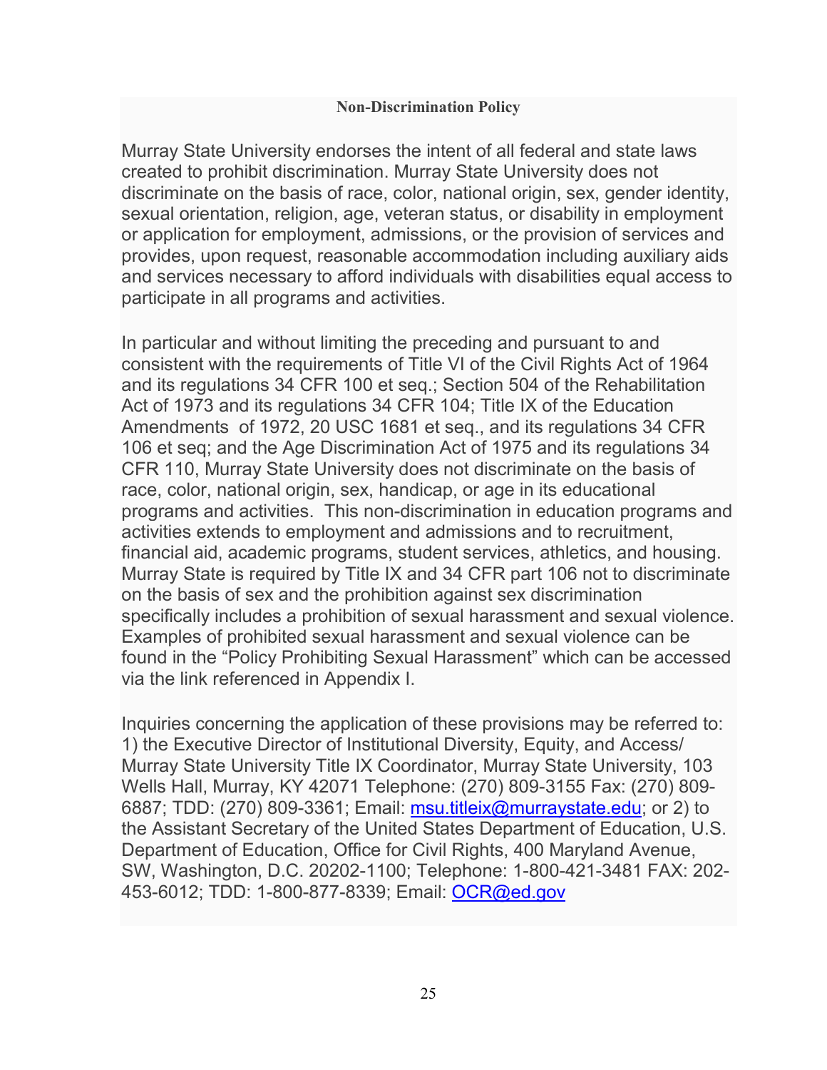**Non-Discrimination Policy**

Murray State University endorses the intent of all federal and state laws created to prohibit discrimination. Murray State University does not discriminate on the basis of race, color, national origin, sex, gender identity, sexual orientation, religion, age, veteran status, or disability in employment or application for employment, admissions, or the provision of services and provides, upon request, reasonable accommodation including auxiliary aids and services necessary to afford individuals with disabilities equal access to participate in all programs and activities.

In particular and without limiting the preceding and pursuant to and consistent with the requirements of Title VI of the Civil Rights Act of 1964 and its regulations 34 CFR 100 et seq.; Section 504 of the Rehabilitation Act of 1973 and its regulations 34 CFR 104; Title IX of the Education Amendments of 1972, 20 USC 1681 et seq., and its regulations 34 CFR 106 et seq; and the Age Discrimination Act of 1975 and its regulations 34 CFR 110, Murray State University does not discriminate on the basis of race, color, national origin, sex, handicap, or age in its educational programs and activities. This non-discrimination in education programs and activities extends to employment and admissions and to recruitment, financial aid, academic programs, student services, athletics, and housing. Murray State is required by Title IX and 34 CFR part 106 not to discriminate on the basis of sex and the prohibition against sex discrimination specifically includes a prohibition of sexual harassment and sexual violence. Examples of prohibited sexual harassment and sexual violence can be found in the "Policy Prohibiting Sexual Harassment" which can be accessed via the link referenced in Appendix I.

Inquiries concerning the application of these provisions may be referred to: 1) the Executive Director of Institutional Diversity, Equity, and Access/ Murray State University Title IX Coordinator, Murray State University, 103 Wells Hall, Murray, KY 42071 Telephone: (270) 809-3155 Fax: (270) 809-6887; TDD: (270) 809-3361; Email: msu.titleix@murraystate.edu; or 2) to the Assistant Secretary of the United States Department of Education, U.S. Department of Education, Office for Civil Rights, 400 Maryland Avenue, SW, Washington, D.C. 20202-1100; Telephone: 1-800-421-3481 FAX: 202-453-6012; TDD: 1-800-877-8339; Email: OCR@ed.gov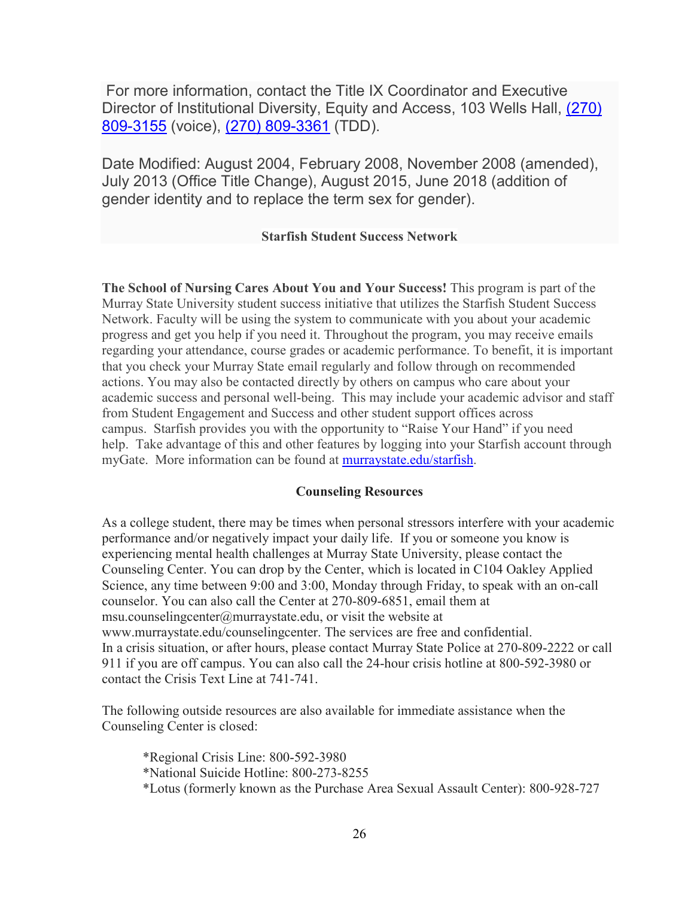For more information, contact the Title IX Coordinator and Executive Director of Institutional Diversity, Equity and Access, 103 Wells Hall, [(270) 809-3155](tel:2708093155) (voice), [(270) 809-3361](tel:2708093361) (TDD).

Date Modified: August 2004, February 2008, November 2008 (amended), July 2013 (Office Title Change), August 2015, June 2018 (addition of gender identity and to replace the term sex for gender).

### Starfish Student Success Network

**The School of Nursing Cares About You and Your Success!** This program is part of the Murray State University student success initiative that utilizes the Starfish Student Success Network. Faculty will be using the system to communicate with you about your academic progress and get you help if you need it. Throughout the program, you may receive emails regarding your attendance, course grades or academic performance. To benefit, it is important that you check your Murray State email regularly and follow through on recommended actions. You may also be contacted directly by others on campus who care about your academic success and personal well-being. This may include your academic advisor and staff from Student Engagement and Success and other student support offices across campus. Starfish provides you with the opportunity to "Raise Your Hand" if you need help. Take advantage of this and other features by logging into your Starfish account through myGate. More information can be found at [murraystate.edu/starfish](http://murraystate.edu/starfish).

### Counseling Resources

As a college student, there may be times when personal stressors interfere with your academic performance and/or negatively impact your daily life. If you or someone you know is experiencing mental health challenges at Murray State University, please contact the Counseling Center. You can drop by the Center, which is located in C104 Oakley Applied Science, any time between 9:00 and 3:00, Monday through Friday, to speak with an on-call counselor. You can also call the Center at 270-809-6851, email them at msu.counselingcenter@murraystate.edu, or visit the website at www.murraystate.edu/counselingcenter. The services are free and confidential.
In a crisis situation, or after hours, please contact Murray State Police at 270-809-2222 or call 911 if you are off campus. You can also call the 24-hour crisis hotline at 800-592-3980 or contact the Crisis Text Line at 741-741.

The following outside resources are also available for immediate assistance when the Counseling Center is closed:

*Regional Crisis Line: 800-592-3980
*National Suicide Hotline: 800-273-8255
*Lotus (formerly known as the Purchase Area Sexual Assault Center): 800-928-727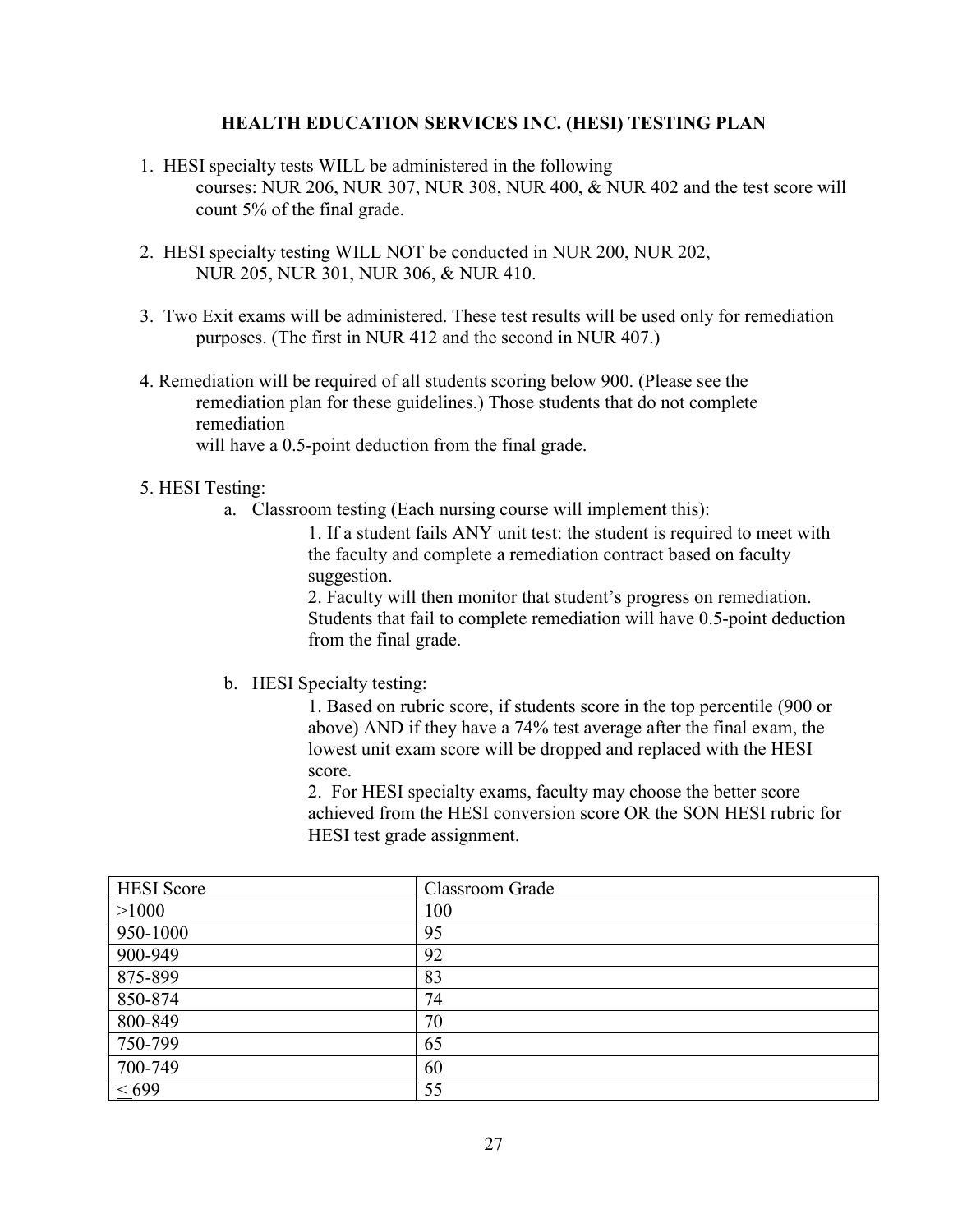## HEALTH EDUCATION SERVICES INC. (HESI) TESTING PLAN

1. HESI specialty tests WILL be administered in the following courses: NUR 206, NUR 307, NUR 308, NUR 400, & NUR 402 and the test score will count 5% of the final grade.

2. HESI specialty testing WILL NOT be conducted in NUR 200, NUR 202, NUR 205, NUR 301, NUR 306, & NUR 410.

3. Two Exit exams will be administered. These test results will be used only for remediation purposes. (The first in NUR 412 and the second in NUR 407.)

4. Remediation will be required of all students scoring below 900. (Please see the remediation plan for these guidelines.) Those students that do not complete remediation will have a 0.5-point deduction from the final grade.

5. HESI Testing:
   a. Classroom testing (Each nursing course will implement this):
      1. If a student fails ANY unit test: the student is required to meet with the faculty and complete a remediation contract based on faculty suggestion.
      2. Faculty will then monitor that student's progress on remediation. Students that fail to complete remediation will have 0.5-point deduction from the final grade.

   b. HESI Specialty testing:
      1. Based on rubric score, if students score in the top percentile (900 or above) AND if they have a 74% test average after the final exam, the lowest unit exam score will be dropped and replaced with the HESI score.
      2. For HESI specialty exams, faculty may choose the better score achieved from the HESI conversion score OR the SON HESI rubric for HESI test grade assignment.

| HESI Score | Classroom Grade |
|---|---|
| >1000 | 100 |
| 950-1000 | 95 |
| 900-949 | 92 |
| 875-899 | 83 |
| 850-874 | 74 |
| 800-849 | 70 |
| 750-799 | 65 |
| 700-749 | 60 |
| ≤ 699 | 55 |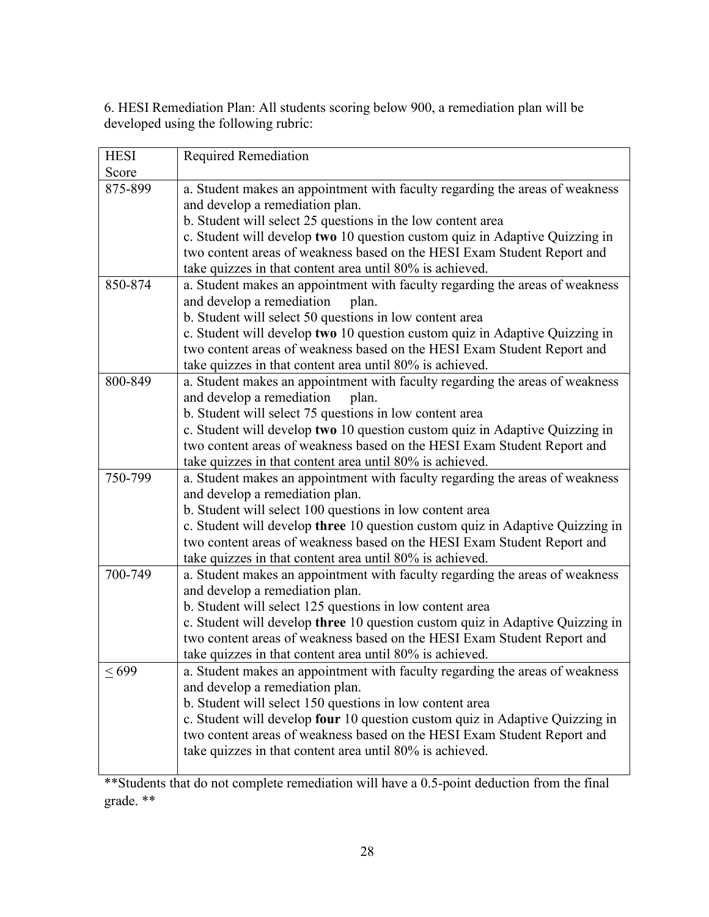6. HESI Remediation Plan: All students scoring below 900, a remediation plan will be developed using the following rubric:

| HESI Score | Required Remediation |
|---|---|
| 875-899 | a. Student makes an appointment with faculty regarding the areas of weakness and develop a remediation plan.<br>b. Student will select 25 questions in the low content area<br>c. Student will develop **two** 10 question custom quiz in Adaptive Quizzing in two content areas of weakness based on the HESI Exam Student Report and take quizzes in that content area until 80% is achieved. |
| 850-874 | a. Student makes an appointment with faculty regarding the areas of weakness and develop a remediation plan.<br>b. Student will select 50 questions in low content area<br>c. Student will develop **two** 10 question custom quiz in Adaptive Quizzing in two content areas of weakness based on the HESI Exam Student Report and take quizzes in that content area until 80% is achieved. |
| 800-849 | a. Student makes an appointment with faculty regarding the areas of weakness and develop a remediation plan.<br>b. Student will select 75 questions in low content area<br>c. Student will develop **two** 10 question custom quiz in Adaptive Quizzing in two content areas of weakness based on the HESI Exam Student Report and take quizzes in that content area until 80% is achieved. |
| 750-799 | a. Student makes an appointment with faculty regarding the areas of weakness and develop a remediation plan.<br>b. Student will select 100 questions in low content area<br>c. Student will develop **three** 10 question custom quiz in Adaptive Quizzing in two content areas of weakness based on the HESI Exam Student Report and take quizzes in that content area until 80% is achieved. |
| 700-749 | a. Student makes an appointment with faculty regarding the areas of weakness and develop a remediation plan.<br>b. Student will select 125 questions in low content area<br>c. Student will develop **three** 10 question custom quiz in Adaptive Quizzing in two content areas of weakness based on the HESI Exam Student Report and take quizzes in that content area until 80% is achieved. |
| $\leq$ 699 | a. Student makes an appointment with faculty regarding the areas of weakness and develop a remediation plan.<br>b. Student will select 150 questions in low content area<br>c. Student will develop **four** 10 question custom quiz in Adaptive Quizzing in two content areas of weakness based on the HESI Exam Student Report and take quizzes in that content area until 80% is achieved. |

**Students that do not complete remediation will have a 0.5-point deduction from the final grade. **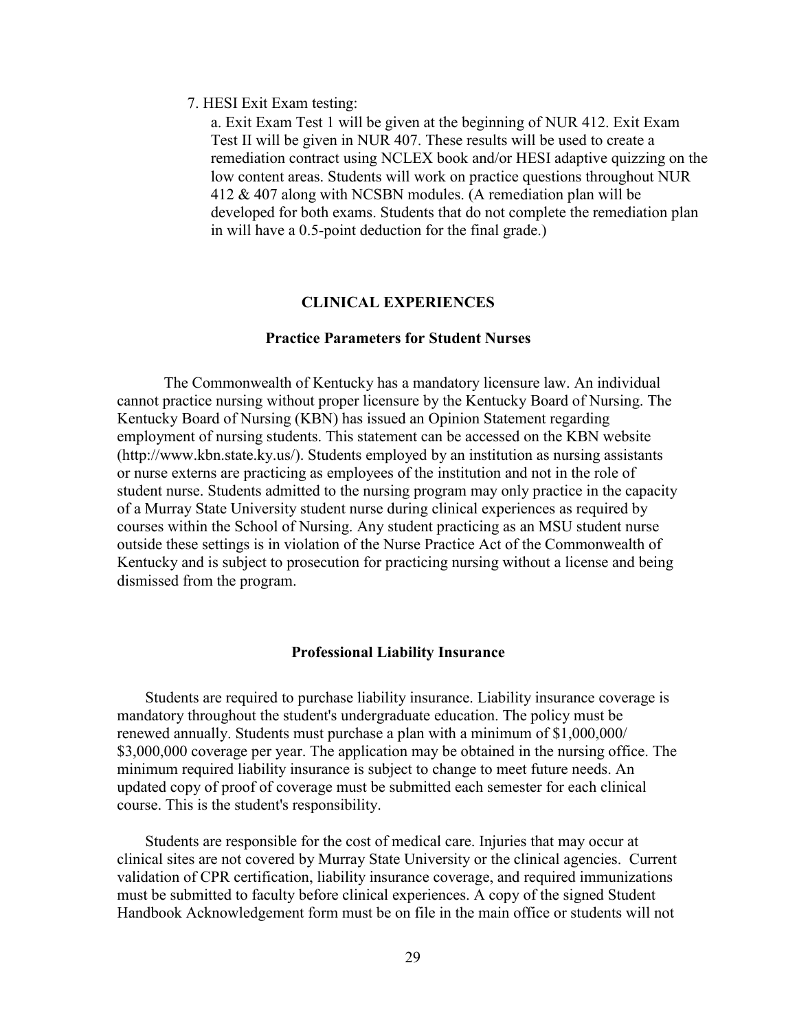7. HESI Exit Exam testing:

    a. Exit Exam Test 1 will be given at the beginning of NUR 412. Exit Exam Test II will be given in NUR 407. These results will be used to create a remediation contract using NCLEX book and/or HESI adaptive quizzing on the low content areas. Students will work on practice questions throughout NUR 412 & 407 along with NCSBN modules. (A remediation plan will be developed for both exams. Students that do not complete the remediation plan in will have a 0.5-point deduction for the final grade.)

## CLINICAL EXPERIENCES

### Practice Parameters for Student Nurses

The Commonwealth of Kentucky has a mandatory licensure law. An individual cannot practice nursing without proper licensure by the Kentucky Board of Nursing. The Kentucky Board of Nursing (KBN) has issued an Opinion Statement regarding employment of nursing students. This statement can be accessed on the KBN website (http://www.kbn.state.ky.us/). Students employed by an institution as nursing assistants or nurse externs are practicing as employees of the institution and not in the role of student nurse. Students admitted to the nursing program may only practice in the capacity of a Murray State University student nurse during clinical experiences as required by courses within the School of Nursing. Any student practicing as an MSU student nurse outside these settings is in violation of the Nurse Practice Act of the Commonwealth of Kentucky and is subject to prosecution for practicing nursing without a license and being dismissed from the program.

### Professional Liability Insurance

Students are required to purchase liability insurance. Liability insurance coverage is mandatory throughout the student's undergraduate education. The policy must be renewed annually. Students must purchase a plan with a minimum of $1,000,000/ $3,000,000 coverage per year. The application may be obtained in the nursing office. The minimum required liability insurance is subject to change to meet future needs. An updated copy of proof of coverage must be submitted each semester for each clinical course. This is the student's responsibility.

Students are responsible for the cost of medical care. Injuries that may occur at clinical sites are not covered by Murray State University or the clinical agencies. Current validation of CPR certification, liability insurance coverage, and required immunizations must be submitted to faculty before clinical experiences. A copy of the signed Student Handbook Acknowledgement form must be on file in the main office or students will not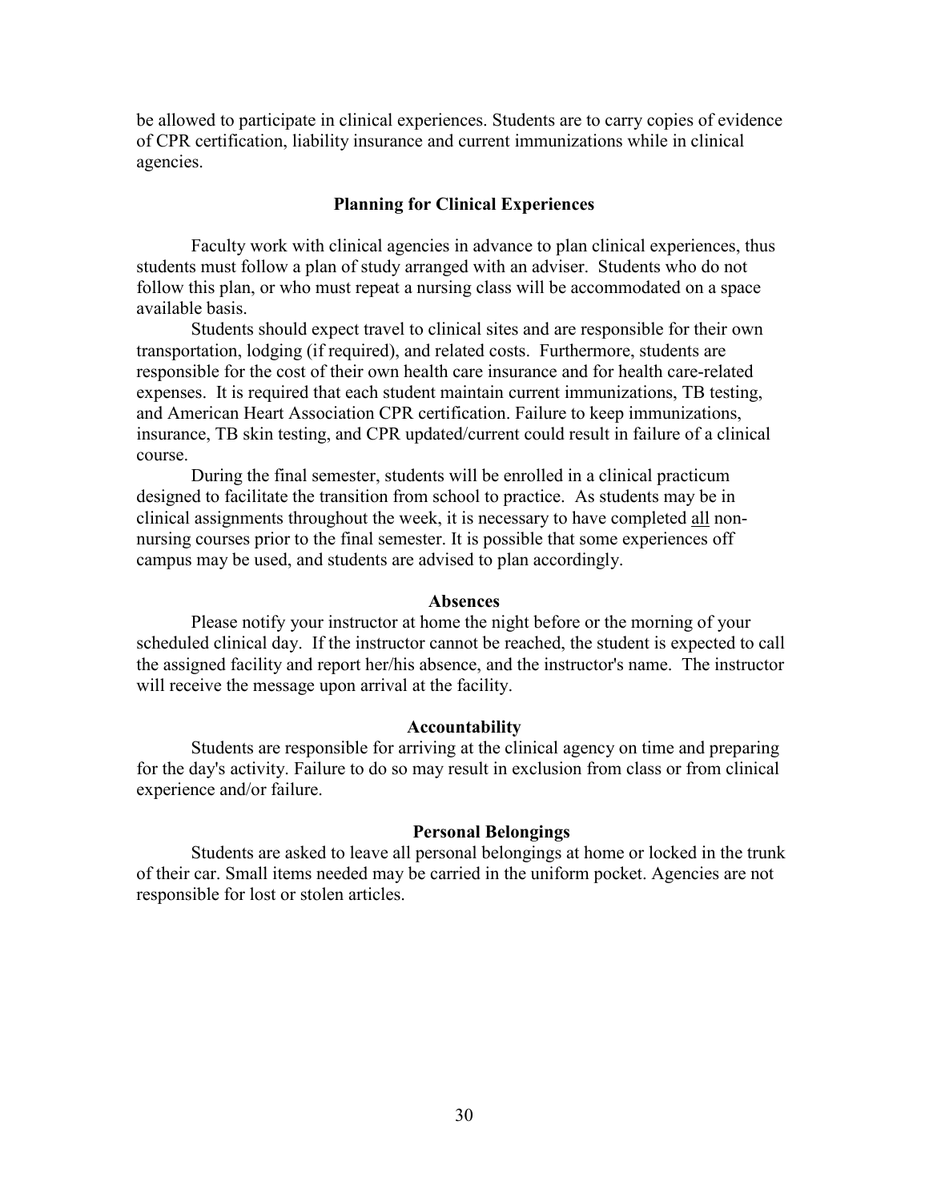be allowed to participate in clinical experiences. Students are to carry copies of evidence of CPR certification, liability insurance and current immunizations while in clinical agencies.

## Planning for Clinical Experiences

Faculty work with clinical agencies in advance to plan clinical experiences, thus students must follow a plan of study arranged with an adviser. Students who do not follow this plan, or who must repeat a nursing class will be accommodated on a space available basis.

Students should expect travel to clinical sites and are responsible for their own transportation, lodging (if required), and related costs. Furthermore, students are responsible for the cost of their own health care insurance and for health care-related expenses. It is required that each student maintain current immunizations, TB testing, and American Heart Association CPR certification. Failure to keep immunizations, insurance, TB skin testing, and CPR updated/current could result in failure of a clinical course.

During the final semester, students will be enrolled in a clinical practicum designed to facilitate the transition from school to practice. As students may be in clinical assignments throughout the week, it is necessary to have completed <u>all</u> non-nursing courses prior to the final semester. It is possible that some experiences off campus may be used, and students are advised to plan accordingly.

## Absences

Please notify your instructor at home the night before or the morning of your scheduled clinical day. If the instructor cannot be reached, the student is expected to call the assigned facility and report her/his absence, and the instructor's name. The instructor will receive the message upon arrival at the facility.

## Accountability

Students are responsible for arriving at the clinical agency on time and preparing for the day's activity. Failure to do so may result in exclusion from class or from clinical experience and/or failure.

## Personal Belongings

Students are asked to leave all personal belongings at home or locked in the trunk of their car. Small items needed may be carried in the uniform pocket. Agencies are not responsible for lost or stolen articles.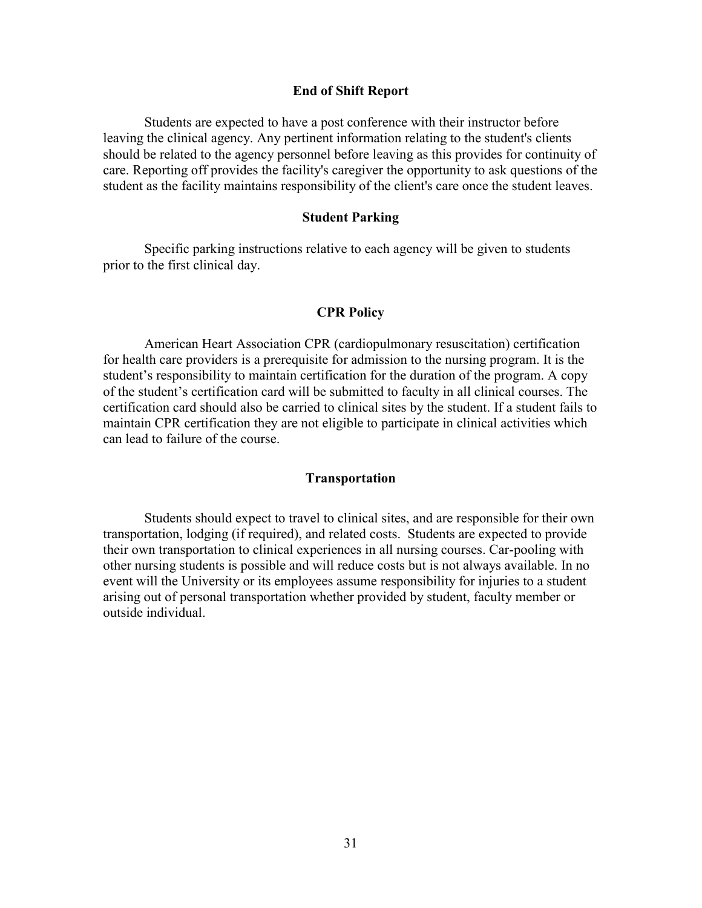## End of Shift Report

Students are expected to have a post conference with their instructor before leaving the clinical agency. Any pertinent information relating to the student's clients should be related to the agency personnel before leaving as this provides for continuity of care. Reporting off provides the facility's caregiver the opportunity to ask questions of the student as the facility maintains responsibility of the client's care once the student leaves.

## Student Parking

Specific parking instructions relative to each agency will be given to students prior to the first clinical day.

## CPR Policy

American Heart Association CPR (cardiopulmonary resuscitation) certification for health care providers is a prerequisite for admission to the nursing program. It is the student's responsibility to maintain certification for the duration of the program. A copy of the student's certification card will be submitted to faculty in all clinical courses. The certification card should also be carried to clinical sites by the student. If a student fails to maintain CPR certification they are not eligible to participate in clinical activities which can lead to failure of the course.

## Transportation

Students should expect to travel to clinical sites, and are responsible for their own transportation, lodging (if required), and related costs. Students are expected to provide their own transportation to clinical experiences in all nursing courses. Car-pooling with other nursing students is possible and will reduce costs but is not always available. In no event will the University or its employees assume responsibility for injuries to a student arising out of personal transportation whether provided by student, faculty member or outside individual.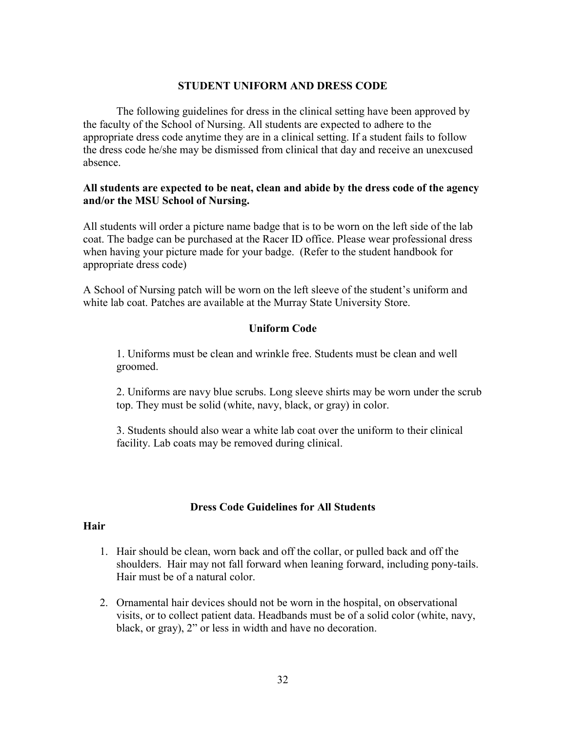## STUDENT UNIFORM AND DRESS CODE

The following guidelines for dress in the clinical setting have been approved by the faculty of the School of Nursing. All students are expected to adhere to the appropriate dress code anytime they are in a clinical setting. If a student fails to follow the dress code he/she may be dismissed from clinical that day and receive an unexcused absence.

**All students are expected to be neat, clean and abide by the dress code of the agency and/or the MSU School of Nursing.**

All students will order a picture name badge that is to be worn on the left side of the lab coat. The badge can be purchased at the Racer ID office. Please wear professional dress when having your picture made for your badge. (Refer to the student handbook for appropriate dress code)

A School of Nursing patch will be worn on the left sleeve of the student's uniform and white lab coat. Patches are available at the Murray State University Store.

### Uniform Code

1. Uniforms must be clean and wrinkle free. Students must be clean and well groomed.

2. Uniforms are navy blue scrubs. Long sleeve shirts may be worn under the scrub top. They must be solid (white, navy, black, or gray) in color.

3. Students should also wear a white lab coat over the uniform to their clinical facility. Lab coats may be removed during clinical.

### Dress Code Guidelines for All Students

#### Hair

1. Hair should be clean, worn back and off the collar, or pulled back and off the shoulders. Hair may not fall forward when leaning forward, including pony-tails. Hair must be of a natural color.

2. Ornamental hair devices should not be worn in the hospital, on observational visits, or to collect patient data. Headbands must be of a solid color (white, navy, black, or gray), 2" or less in width and have no decoration.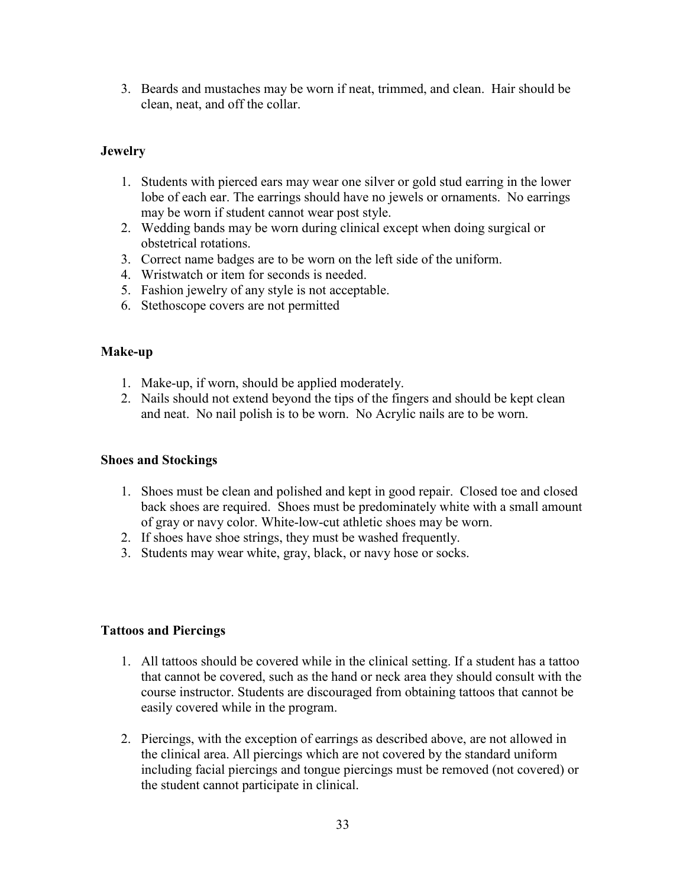3. Beards and mustaches may be worn if neat, trimmed, and clean. Hair should be clean, neat, and off the collar.

**Jewelry**

1. Students with pierced ears may wear one silver or gold stud earring in the lower lobe of each ear. The earrings should have no jewels or ornaments. No earrings may be worn if student cannot wear post style.
2. Wedding bands may be worn during clinical except when doing surgical or obstetrical rotations.
3. Correct name badges are to be worn on the left side of the uniform.
4. Wristwatch or item for seconds is needed.
5. Fashion jewelry of any style is not acceptable.
6. Stethoscope covers are not permitted

**Make-up**

1. Make-up, if worn, should be applied moderately.
2. Nails should not extend beyond the tips of the fingers and should be kept clean and neat. No nail polish is to be worn. No Acrylic nails are to be worn.

**Shoes and Stockings**

1. Shoes must be clean and polished and kept in good repair. Closed toe and closed back shoes are required. Shoes must be predominately white with a small amount of gray or navy color. White-low-cut athletic shoes may be worn.
2. If shoes have shoe strings, they must be washed frequently.
3. Students may wear white, gray, black, or navy hose or socks.

**Tattoos and Piercings**

1. All tattoos should be covered while in the clinical setting. If a student has a tattoo that cannot be covered, such as the hand or neck area they should consult with the course instructor. Students are discouraged from obtaining tattoos that cannot be easily covered while in the program.

2. Piercings, with the exception of earrings as described above, are not allowed in the clinical area. All piercings which are not covered by the standard uniform including facial piercings and tongue piercings must be removed (not covered) or the student cannot participate in clinical.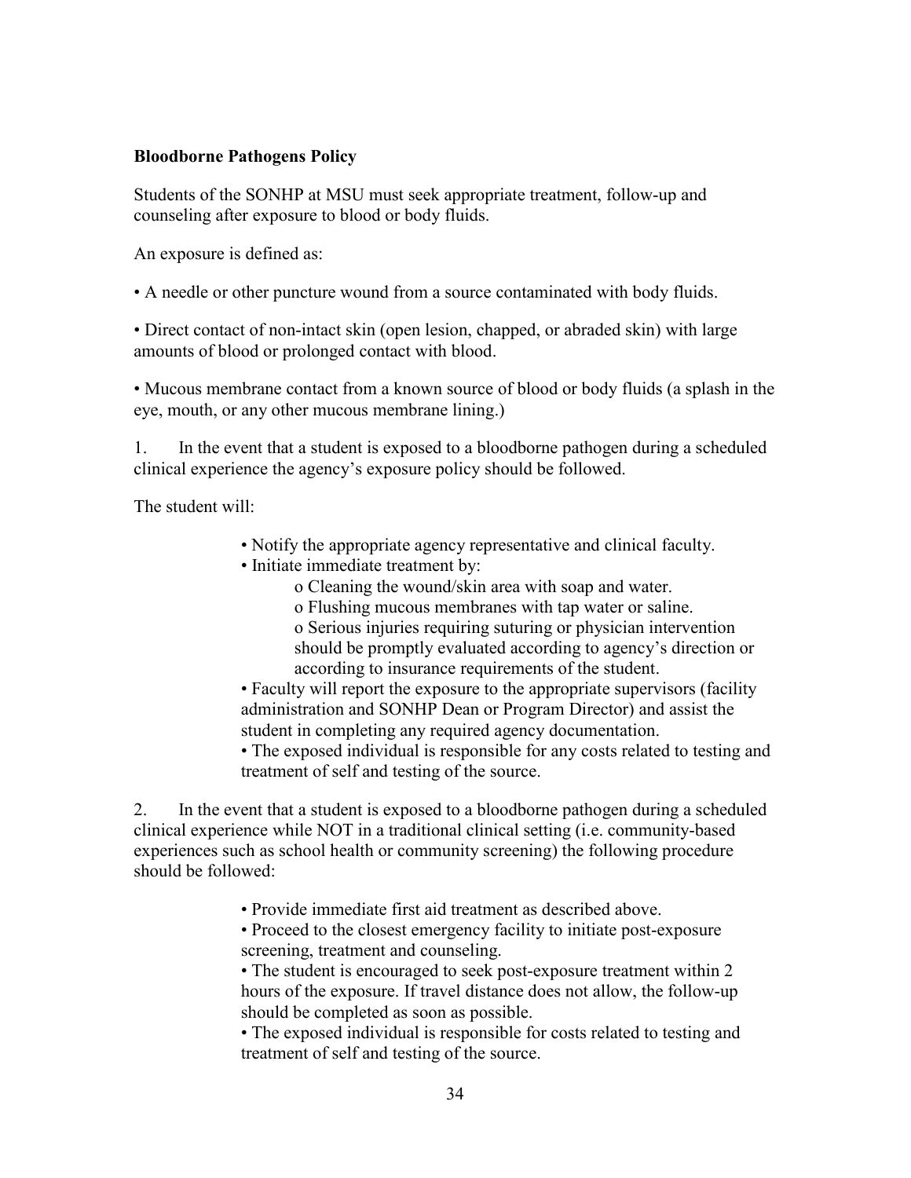**Bloodborne Pathogens Policy**

Students of the SONHP at MSU must seek appropriate treatment, follow-up and counseling after exposure to blood or body fluids.

An exposure is defined as:

- A needle or other puncture wound from a source contaminated with body fluids.
- Direct contact of non-intact skin (open lesion, chapped, or abraded skin) with large amounts of blood or prolonged contact with blood.
- Mucous membrane contact from a known source of blood or body fluids (a splash in the eye, mouth, or any other mucous membrane lining.)

1. In the event that a student is exposed to a bloodborne pathogen during a scheduled clinical experience the agency's exposure policy should be followed.

The student will:

- Notify the appropriate agency representative and clinical faculty.
- Initiate immediate treatment by:
  - Cleaning the wound/skin area with soap and water.
  - Flushing mucous membranes with tap water or saline.
  - Serious injuries requiring suturing or physician intervention should be promptly evaluated according to agency's direction or according to insurance requirements of the student.
- Faculty will report the exposure to the appropriate supervisors (facility administration and SONHP Dean or Program Director) and assist the student in completing any required agency documentation.
- The exposed individual is responsible for any costs related to testing and treatment of self and testing of the source.

2. In the event that a student is exposed to a bloodborne pathogen during a scheduled clinical experience while NOT in a traditional clinical setting (i.e. community-based experiences such as school health or community screening) the following procedure should be followed:

- Provide immediate first aid treatment as described above.
- Proceed to the closest emergency facility to initiate post-exposure screening, treatment and counseling.
- The student is encouraged to seek post-exposure treatment within 2 hours of the exposure. If travel distance does not allow, the follow-up should be completed as soon as possible.
- The exposed individual is responsible for costs related to testing and treatment of self and testing of the source.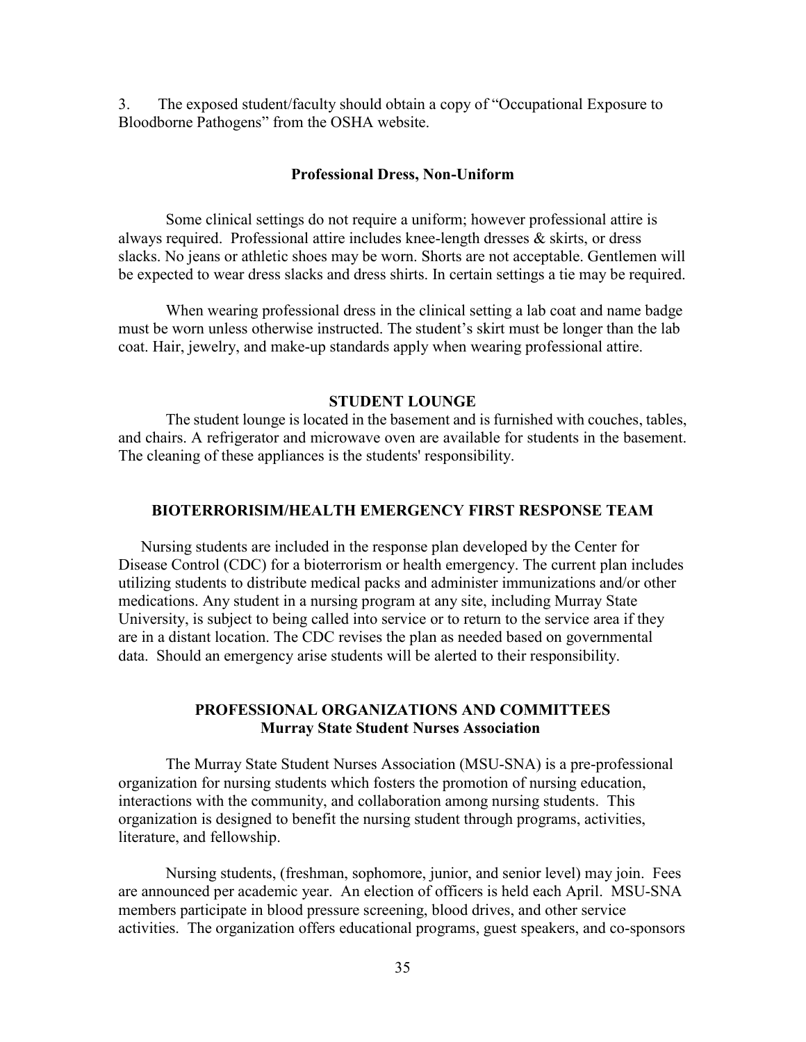3. The exposed student/faculty should obtain a copy of "Occupational Exposure to Bloodborne Pathogens" from the OSHA website.

### Professional Dress, Non-Uniform

Some clinical settings do not require a uniform; however professional attire is always required. Professional attire includes knee-length dresses & skirts, or dress slacks. No jeans or athletic shoes may be worn. Shorts are not acceptable. Gentlemen will be expected to wear dress slacks and dress shirts. In certain settings a tie may be required.

When wearing professional dress in the clinical setting a lab coat and name badge must be worn unless otherwise instructed. The student's skirt must be longer than the lab coat. Hair, jewelry, and make-up standards apply when wearing professional attire.

## STUDENT LOUNGE

The student lounge is located in the basement and is furnished with couches, tables, and chairs. A refrigerator and microwave oven are available for students in the basement. The cleaning of these appliances is the students' responsibility.

## BIOTERRORISIM/HEALTH EMERGENCY FIRST RESPONSE TEAM

Nursing students are included in the response plan developed by the Center for Disease Control (CDC) for a bioterrorism or health emergency. The current plan includes utilizing students to distribute medical packs and administer immunizations and/or other medications. Any student in a nursing program at any site, including Murray State University, is subject to being called into service or to return to the service area if they are in a distant location. The CDC revises the plan as needed based on governmental data. Should an emergency arise students will be alerted to their responsibility.

## PROFESSIONAL ORGANIZATIONS AND COMMITTEES

### Murray State Student Nurses Association

The Murray State Student Nurses Association (MSU-SNA) is a pre-professional organization for nursing students which fosters the promotion of nursing education, interactions with the community, and collaboration among nursing students. This organization is designed to benefit the nursing student through programs, activities, literature, and fellowship.

Nursing students, (freshman, sophomore, junior, and senior level) may join. Fees are announced per academic year. An election of officers is held each April. MSU-SNA members participate in blood pressure screening, blood drives, and other service activities. The organization offers educational programs, guest speakers, and co-sponsors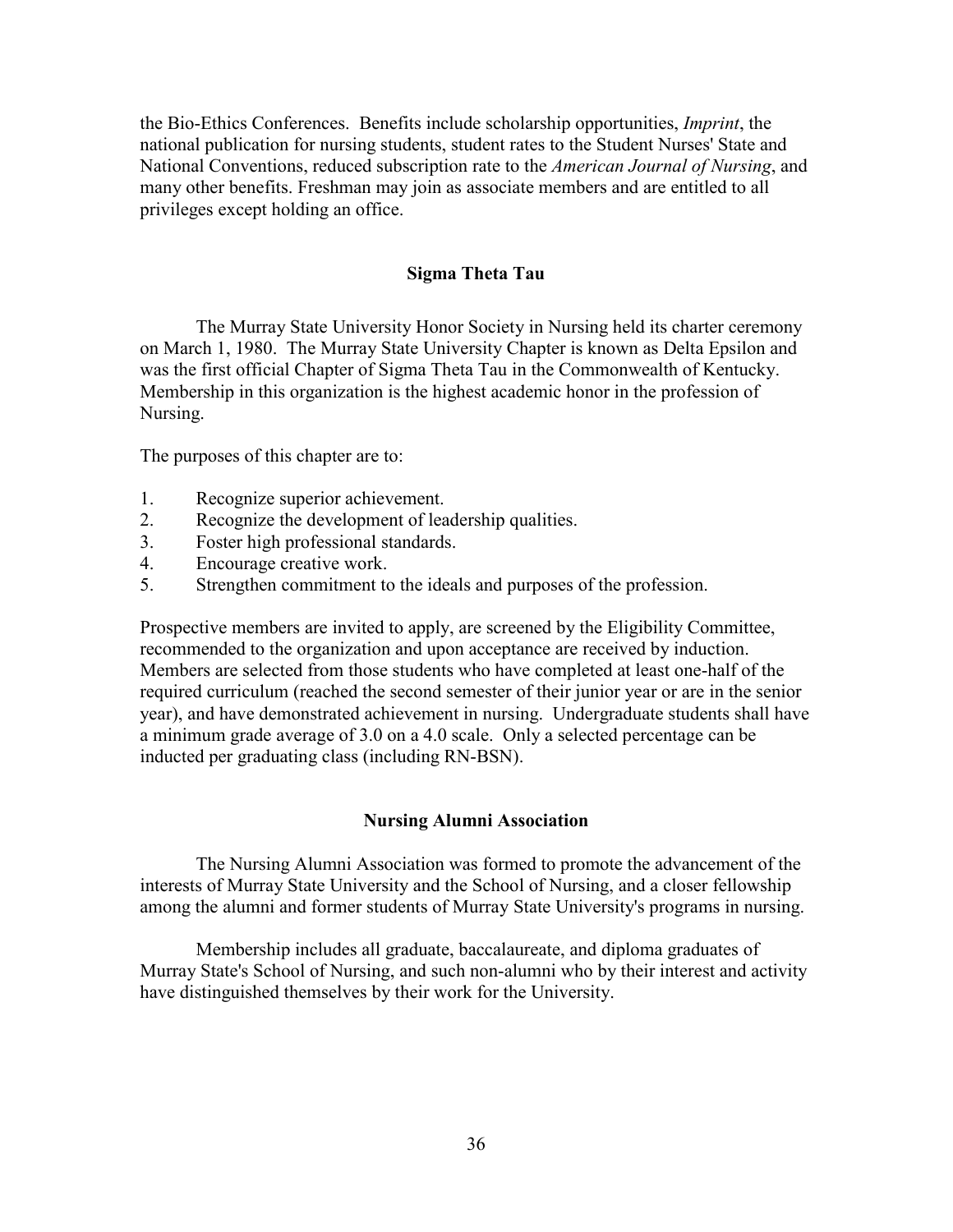the Bio-Ethics Conferences. Benefits include scholarship opportunities, *Imprint*, the national publication for nursing students, student rates to the Student Nurses' State and National Conventions, reduced subscription rate to the *American Journal of Nursing*, and many other benefits. Freshman may join as associate members and are entitled to all privileges except holding an office.

## Sigma Theta Tau

The Murray State University Honor Society in Nursing held its charter ceremony on March 1, 1980. The Murray State University Chapter is known as Delta Epsilon and was the first official Chapter of Sigma Theta Tau in the Commonwealth of Kentucky. Membership in this organization is the highest academic honor in the profession of Nursing.

The purposes of this chapter are to:

1. Recognize superior achievement.
2. Recognize the development of leadership qualities.
3. Foster high professional standards.
4. Encourage creative work.
5. Strengthen commitment to the ideals and purposes of the profession.

Prospective members are invited to apply, are screened by the Eligibility Committee, recommended to the organization and upon acceptance are received by induction. Members are selected from those students who have completed at least one-half of the required curriculum (reached the second semester of their junior year or are in the senior year), and have demonstrated achievement in nursing. Undergraduate students shall have a minimum grade average of 3.0 on a 4.0 scale. Only a selected percentage can be inducted per graduating class (including RN-BSN).

## Nursing Alumni Association

The Nursing Alumni Association was formed to promote the advancement of the interests of Murray State University and the School of Nursing, and a closer fellowship among the alumni and former students of Murray State University's programs in nursing.

Membership includes all graduate, baccalaureate, and diploma graduates of Murray State's School of Nursing, and such non-alumni who by their interest and activity have distinguished themselves by their work for the University.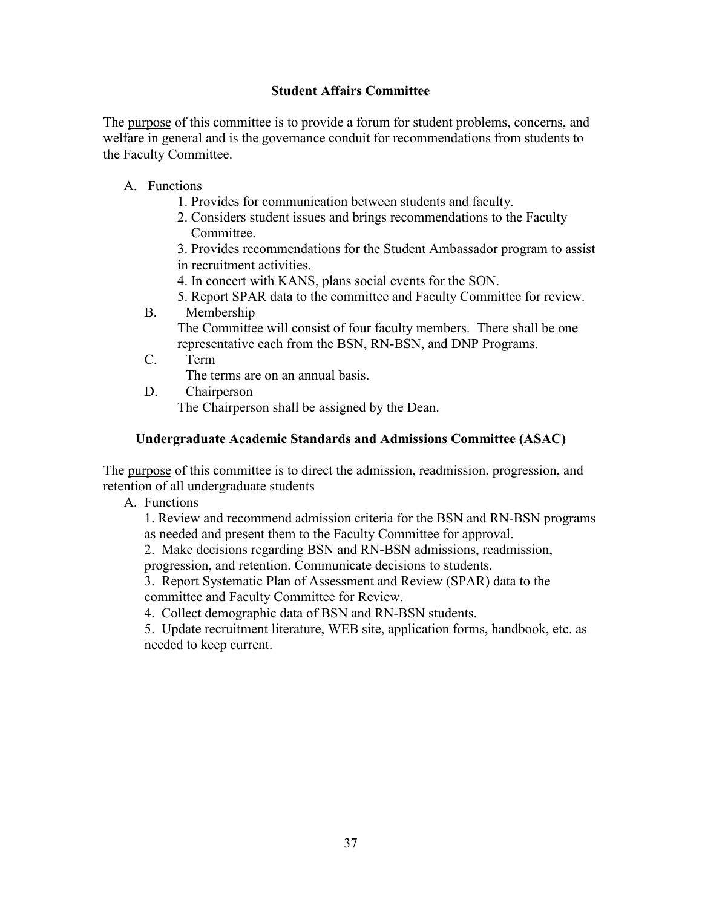### Student Affairs Committee

The purpose of this committee is to provide a forum for student problems, concerns, and welfare in general and is the governance conduit for recommendations from students to the Faculty Committee.

A. Functions
   1. Provides for communication between students and faculty.
   2. Considers student issues and brings recommendations to the Faculty Committee.
   3. Provides recommendations for the Student Ambassador program to assist in recruitment activities.
   4. In concert with KANS, plans social events for the SON.
   5. Report SPAR data to the committee and Faculty Committee for review.

B. Membership
   The Committee will consist of four faculty members. There shall be one representative each from the BSN, RN-BSN, and DNP Programs.

C. Term
   The terms are on an annual basis.

D. Chairperson
   The Chairperson shall be assigned by the Dean.

### Undergraduate Academic Standards and Admissions Committee (ASAC)

The purpose of this committee is to direct the admission, readmission, progression, and retention of all undergraduate students

A. Functions
   1. Review and recommend admission criteria for the BSN and RN-BSN programs as needed and present them to the Faculty Committee for approval.
   2. Make decisions regarding BSN and RN-BSN admissions, readmission, progression, and retention. Communicate decisions to students.
   3. Report Systematic Plan of Assessment and Review (SPAR) data to the committee and Faculty Committee for Review.
   4. Collect demographic data of BSN and RN-BSN students.
   5. Update recruitment literature, WEB site, application forms, handbook, etc. as needed to keep current.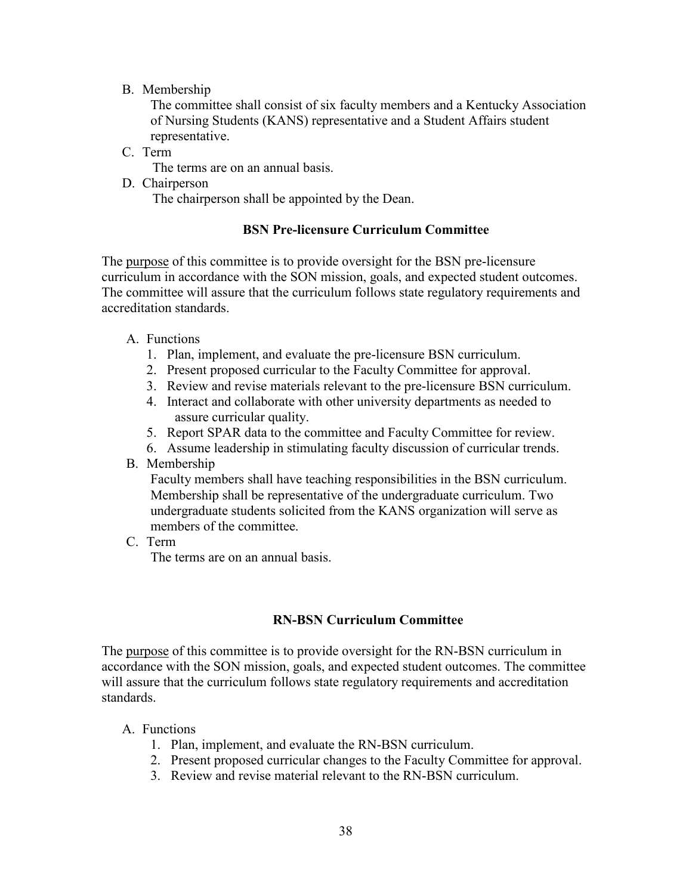B. Membership

The committee shall consist of six faculty members and a Kentucky Association of Nursing Students (KANS) representative and a Student Affairs student representative.

C. Term

The terms are on an annual basis.

D. Chairperson

The chairperson shall be appointed by the Dean.

**BSN Pre-licensure Curriculum Committee**

The purpose of this committee is to provide oversight for the BSN pre-licensure curriculum in accordance with the SON mission, goals, and expected student outcomes. The committee will assure that the curriculum follows state regulatory requirements and accreditation standards.

A. Functions
1. Plan, implement, and evaluate the pre-licensure BSN curriculum.
2. Present proposed curricular to the Faculty Committee for approval.
3. Review and revise materials relevant to the pre-licensure BSN curriculum.
4. Interact and collaborate with other university departments as needed to assure curricular quality.
5. Report SPAR data to the committee and Faculty Committee for review.
6. Assume leadership in stimulating faculty discussion of curricular trends.

B. Membership

Faculty members shall have teaching responsibilities in the BSN curriculum. Membership shall be representative of the undergraduate curriculum. Two undergraduate students solicited from the KANS organization will serve as members of the committee.

C. Term

The terms are on an annual basis.

**RN-BSN Curriculum Committee**

The purpose of this committee is to provide oversight for the RN-BSN curriculum in accordance with the SON mission, goals, and expected student outcomes. The committee will assure that the curriculum follows state regulatory requirements and accreditation standards.

A. Functions
1. Plan, implement, and evaluate the RN-BSN curriculum.
2. Present proposed curricular changes to the Faculty Committee for approval.
3. Review and revise material relevant to the RN-BSN curriculum.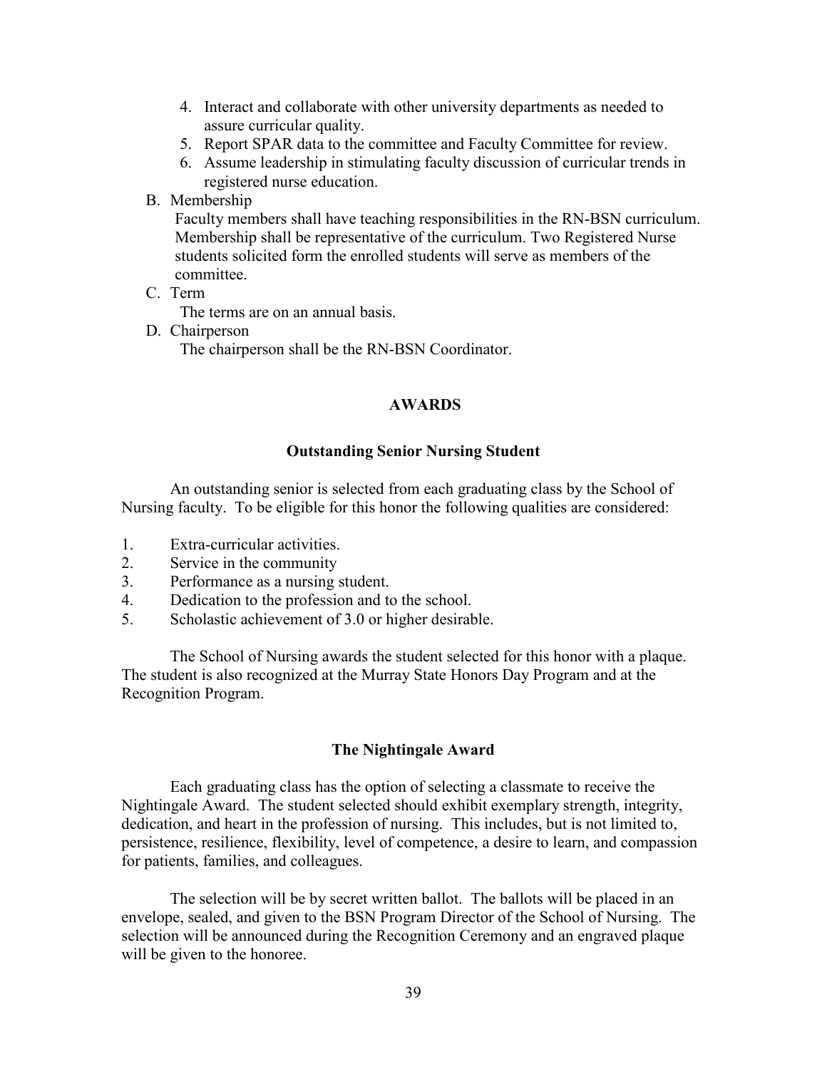4. Interact and collaborate with other university departments as needed to assure curricular quality.
5. Report SPAR data to the committee and Faculty Committee for review.
6. Assume leadership in stimulating faculty discussion of curricular trends in registered nurse education.

B. Membership

Faculty members shall have teaching responsibilities in the RN-BSN curriculum. Membership shall be representative of the curriculum. Two Registered Nurse students solicited form the enrolled students will serve as members of the committee.

C. Term

The terms are on an annual basis.

D. Chairperson

The chairperson shall be the RN-BSN Coordinator.

## AWARDS

### Outstanding Senior Nursing Student

An outstanding senior is selected from each graduating class by the School of Nursing faculty. To be eligible for this honor the following qualities are considered:

1. Extra-curricular activities.
2. Service in the community
3. Performance as a nursing student.
4. Dedication to the profession and to the school.
5. Scholastic achievement of 3.0 or higher desirable.

The School of Nursing awards the student selected for this honor with a plaque. The student is also recognized at the Murray State Honors Day Program and at the Recognition Program.

### The Nightingale Award

Each graduating class has the option of selecting a classmate to receive the Nightingale Award. The student selected should exhibit exemplary strength, integrity, dedication, and heart in the profession of nursing. This includes, but is not limited to, persistence, resilience, flexibility, level of competence, a desire to learn, and compassion for patients, families, and colleagues.

The selection will be by secret written ballot. The ballots will be placed in an envelope, sealed, and given to the BSN Program Director of the School of Nursing. The selection will be announced during the Recognition Ceremony and an engraved plaque will be given to the honoree.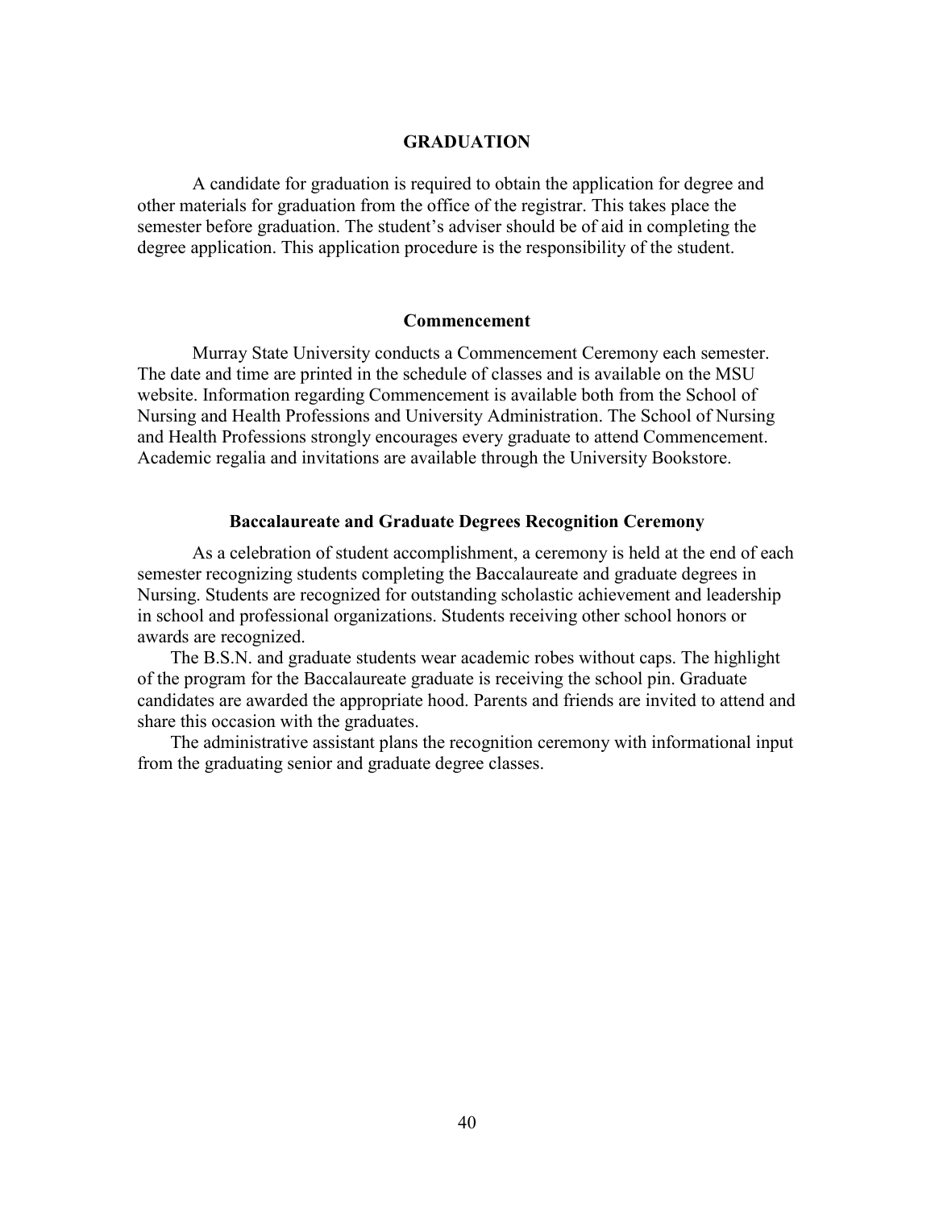# GRADUATION

A candidate for graduation is required to obtain the application for degree and other materials for graduation from the office of the registrar. This takes place the semester before graduation. The student's adviser should be of aid in completing the degree application. This application procedure is the responsibility of the student.

## Commencement

Murray State University conducts a Commencement Ceremony each semester. The date and time are printed in the schedule of classes and is available on the MSU website. Information regarding Commencement is available both from the School of Nursing and Health Professions and University Administration. The School of Nursing and Health Professions strongly encourages every graduate to attend Commencement. Academic regalia and invitations are available through the University Bookstore.

## Baccalaureate and Graduate Degrees Recognition Ceremony

As a celebration of student accomplishment, a ceremony is held at the end of each semester recognizing students completing the Baccalaureate and graduate degrees in Nursing. Students are recognized for outstanding scholastic achievement and leadership in school and professional organizations. Students receiving other school honors or awards are recognized.

The B.S.N. and graduate students wear academic robes without caps. The highlight of the program for the Baccalaureate graduate is receiving the school pin. Graduate candidates are awarded the appropriate hood. Parents and friends are invited to attend and share this occasion with the graduates.

The administrative assistant plans the recognition ceremony with informational input from the graduating senior and graduate degree classes.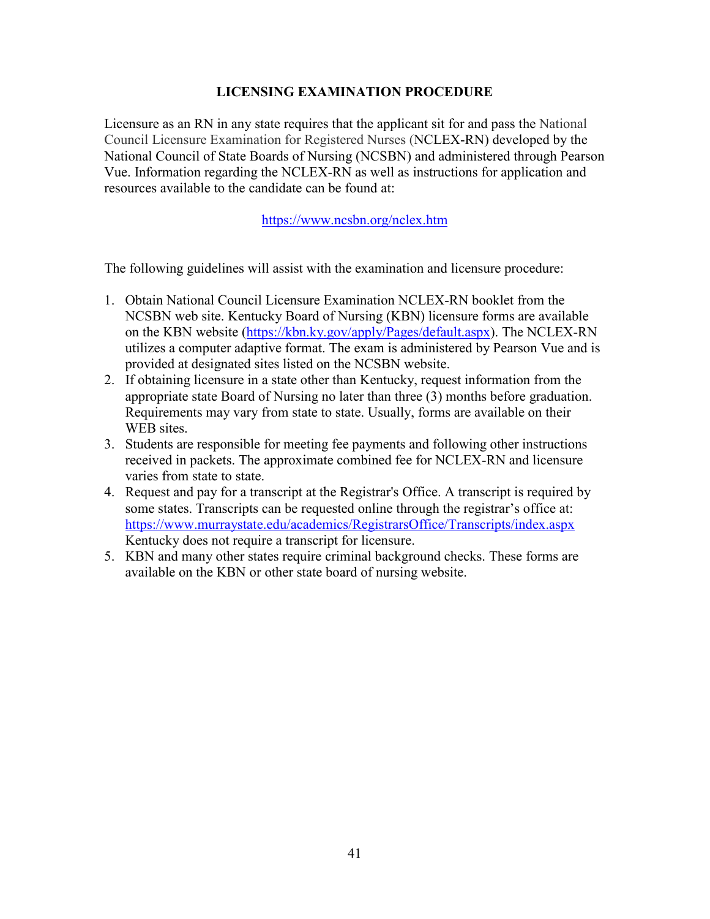## LICENSING EXAMINATION PROCEDURE

Licensure as an RN in any state requires that the applicant sit for and pass the National Council Licensure Examination for Registered Nurses (NCLEX-RN) developed by the National Council of State Boards of Nursing (NCSBN) and administered through Pearson Vue. Information regarding the NCLEX-RN as well as instructions for application and resources available to the candidate can be found at:

https://www.ncsbn.org/nclex.htm

The following guidelines will assist with the examination and licensure procedure:

1. Obtain National Council Licensure Examination NCLEX-RN booklet from the NCSBN web site. Kentucky Board of Nursing (KBN) licensure forms are available on the KBN website (https://kbn.ky.gov/apply/Pages/default.aspx). The NCLEX-RN utilizes a computer adaptive format. The exam is administered by Pearson Vue and is provided at designated sites listed on the NCSBN website.
2. If obtaining licensure in a state other than Kentucky, request information from the appropriate state Board of Nursing no later than three (3) months before graduation. Requirements may vary from state to state. Usually, forms are available on their WEB sites.
3. Students are responsible for meeting fee payments and following other instructions received in packets. The approximate combined fee for NCLEX-RN and licensure varies from state to state.
4. Request and pay for a transcript at the Registrar's Office. A transcript is required by some states. Transcripts can be requested online through the registrar's office at: https://www.murraystate.edu/academics/RegistrarsOffice/Transcripts/index.aspx Kentucky does not require a transcript for licensure.
5. KBN and many other states require criminal background checks. These forms are available on the KBN or other state board of nursing website.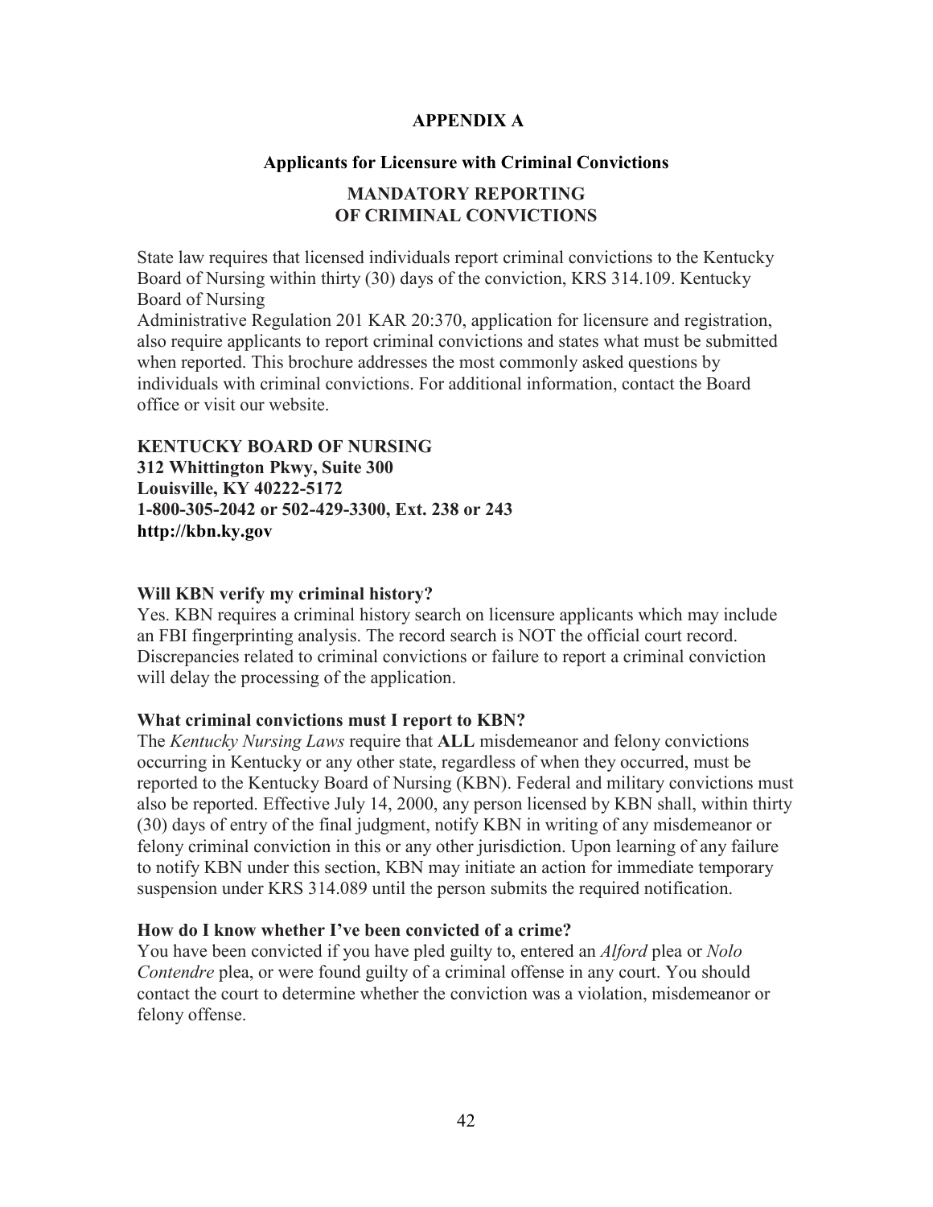## APPENDIX A

### Applicants for Licensure with Criminal Convictions

### MANDATORY REPORTING OF CRIMINAL CONVICTIONS

State law requires that licensed individuals report criminal convictions to the Kentucky Board of Nursing within thirty (30) days of the conviction, KRS 314.109. Kentucky Board of Nursing
Administrative Regulation 201 KAR 20:370, application for licensure and registration, also require applicants to report criminal convictions and states what must be submitted when reported. This brochure addresses the most commonly asked questions by individuals with criminal convictions. For additional information, contact the Board office or visit our website.

**KENTUCKY BOARD OF NURSING**
**312 Whittington Pkwy, Suite 300**
**Louisville, KY 40222-5172**
**1-800-305-2042 or 502-429-3300, Ext. 238 or 243**
**http://kbn.ky.gov**

**Will KBN verify my criminal history?**
Yes. KBN requires a criminal history search on licensure applicants which may include an FBI fingerprinting analysis. The record search is NOT the official court record. Discrepancies related to criminal convictions or failure to report a criminal conviction will delay the processing of the application.

**What criminal convictions must I report to KBN?**
The *Kentucky Nursing Laws* require that **ALL** misdemeanor and felony convictions occurring in Kentucky or any other state, regardless of when they occurred, must be reported to the Kentucky Board of Nursing (KBN). Federal and military convictions must also be reported. Effective July 14, 2000, any person licensed by KBN shall, within thirty (30) days of entry of the final judgment, notify KBN in writing of any misdemeanor or felony criminal conviction in this or any other jurisdiction. Upon learning of any failure to notify KBN under this section, KBN may initiate an action for immediate temporary suspension under KRS 314.089 until the person submits the required notification.

**How do I know whether I've been convicted of a crime?**
You have been convicted if you have pled guilty to, entered an *Alford* plea or *Nolo Contendre* plea, or were found guilty of a criminal offense in any court. You should contact the court to determine whether the conviction was a violation, misdemeanor or felony offense.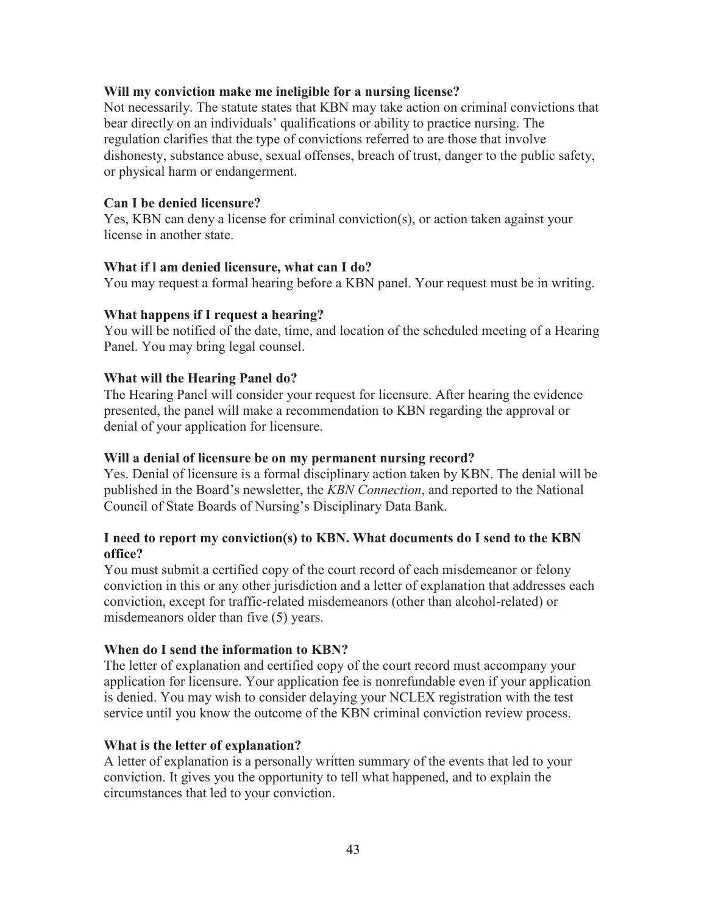**Will my conviction make me ineligible for a nursing license?**

Not necessarily. The statute states that KBN may take action on criminal convictions that bear directly on an individuals' qualifications or ability to practice nursing. The regulation clarifies that the type of convictions referred to are those that involve dishonesty, substance abuse, sexual offenses, breach of trust, danger to the public safety, or physical harm or endangerment.

**Can I be denied licensure?**

Yes, KBN can deny a license for criminal conviction(s), or action taken against your license in another state.

**What if l am denied licensure, what can I do?**

You may request a formal hearing before a KBN panel. Your request must be in writing.

**What happens if I request a hearing?**

You will be notified of the date, time, and location of the scheduled meeting of a Hearing Panel. You may bring legal counsel.

**What will the Hearing Panel do?**

The Hearing Panel will consider your request for licensure. After hearing the evidence presented, the panel will make a recommendation to KBN regarding the approval or denial of your application for licensure.

**Will a denial of licensure be on my permanent nursing record?**

Yes. Denial of licensure is a formal disciplinary action taken by KBN. The denial will be published in the Board's newsletter, the *KBN Connection*, and reported to the National Council of State Boards of Nursing's Disciplinary Data Bank.

**I need to report my conviction(s) to KBN. What documents do I send to the KBN office?**

You must submit a certified copy of the court record of each misdemeanor or felony conviction in this or any other jurisdiction and a letter of explanation that addresses each conviction, except for traffic-related misdemeanors (other than alcohol-related) or misdemeanors older than five (5) years.

**When do I send the information to KBN?**

The letter of explanation and certified copy of the court record must accompany your application for licensure. Your application fee is nonrefundable even if your application is denied. You may wish to consider delaying your NCLEX registration with the test service until you know the outcome of the KBN criminal conviction review process.

**What is the letter of explanation?**

A letter of explanation is a personally written summary of the events that led to your conviction. It gives you the opportunity to tell what happened, and to explain the circumstances that led to your conviction.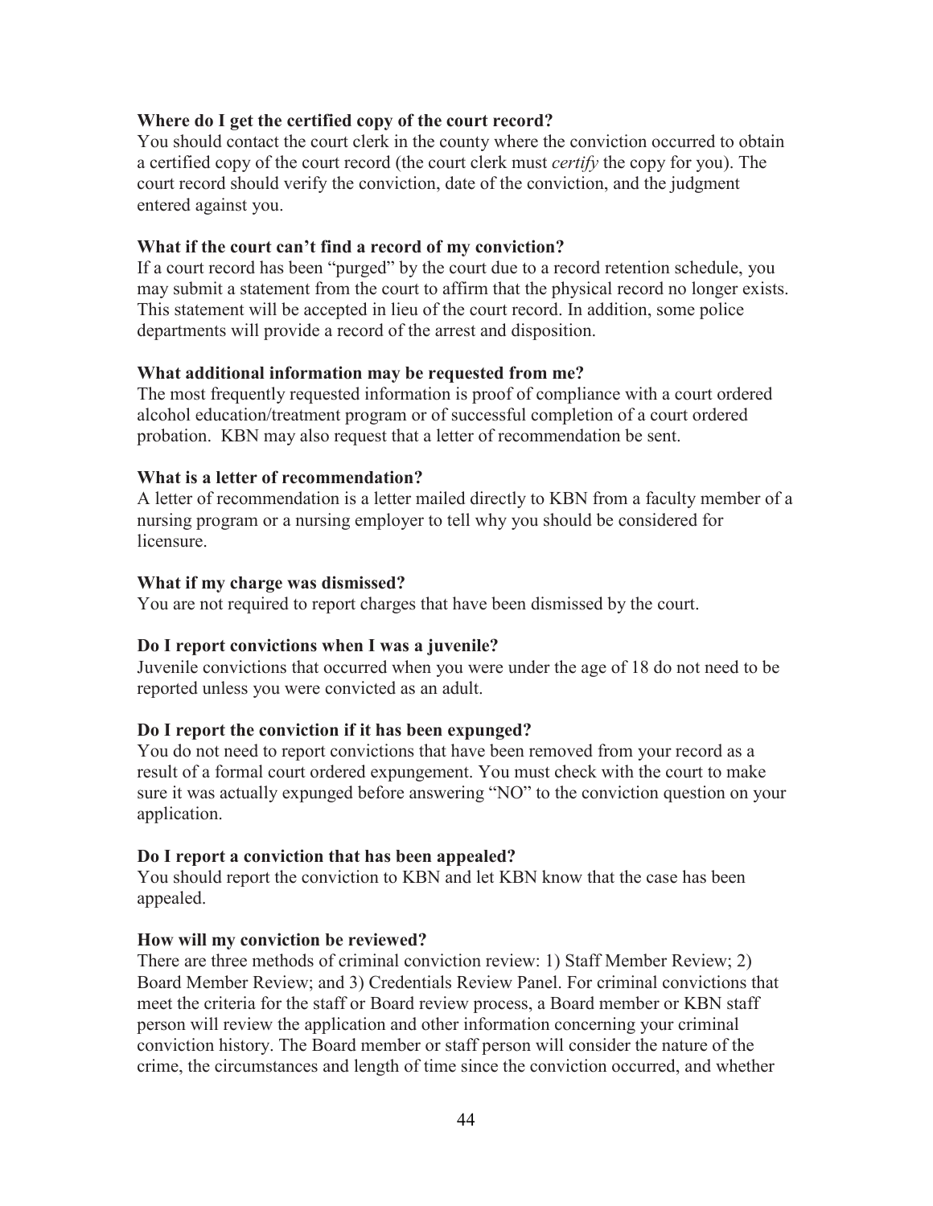**Where do I get the certified copy of the court record?**

You should contact the court clerk in the county where the conviction occurred to obtain a certified copy of the court record (the court clerk must *certify* the copy for you). The court record should verify the conviction, date of the conviction, and the judgment entered against you.

**What if the court can't find a record of my conviction?**

If a court record has been "purged" by the court due to a record retention schedule, you may submit a statement from the court to affirm that the physical record no longer exists. This statement will be accepted in lieu of the court record. In addition, some police departments will provide a record of the arrest and disposition.

**What additional information may be requested from me?**

The most frequently requested information is proof of compliance with a court ordered alcohol education/treatment program or of successful completion of a court ordered probation. KBN may also request that a letter of recommendation be sent.

**What is a letter of recommendation?**

A letter of recommendation is a letter mailed directly to KBN from a faculty member of a nursing program or a nursing employer to tell why you should be considered for licensure.

**What if my charge was dismissed?**

You are not required to report charges that have been dismissed by the court.

**Do I report convictions when I was a juvenile?**

Juvenile convictions that occurred when you were under the age of 18 do not need to be reported unless you were convicted as an adult.

**Do I report the conviction if it has been expunged?**

You do not need to report convictions that have been removed from your record as a result of a formal court ordered expungement. You must check with the court to make sure it was actually expunged before answering "NO" to the conviction question on your application.

**Do I report a conviction that has been appealed?**

You should report the conviction to KBN and let KBN know that the case has been appealed.

**How will my conviction be reviewed?**

There are three methods of criminal conviction review: 1) Staff Member Review; 2) Board Member Review; and 3) Credentials Review Panel. For criminal convictions that meet the criteria for the staff or Board review process, a Board member or KBN staff person will review the application and other information concerning your criminal conviction history. The Board member or staff person will consider the nature of the crime, the circumstances and length of time since the conviction occurred, and whether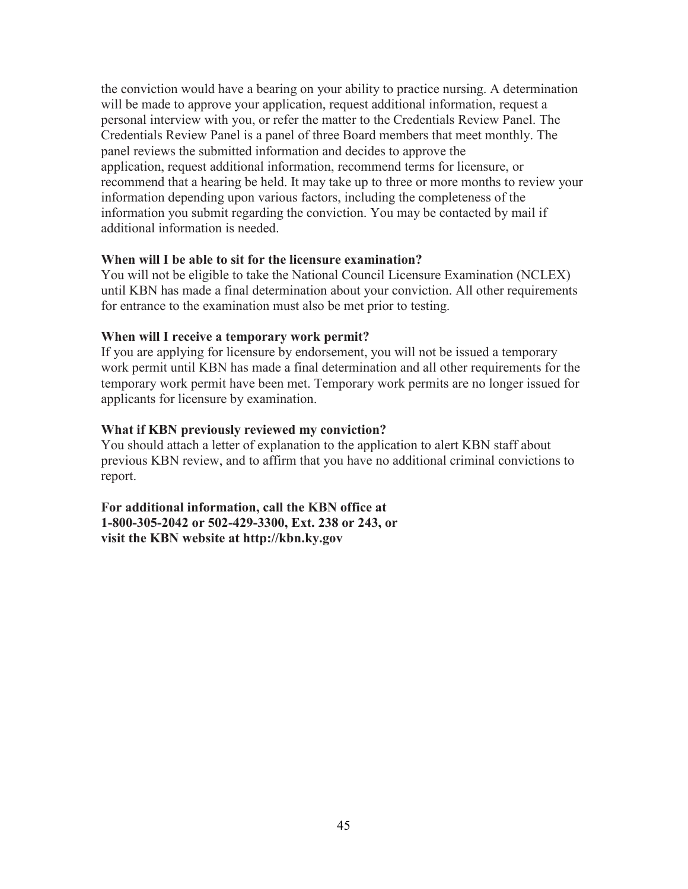the conviction would have a bearing on your ability to practice nursing. A determination will be made to approve your application, request additional information, request a personal interview with you, or refer the matter to the Credentials Review Panel. The Credentials Review Panel is a panel of three Board members that meet monthly. The panel reviews the submitted information and decides to approve the application, request additional information, recommend terms for licensure, or recommend that a hearing be held. It may take up to three or more months to review your information depending upon various factors, including the completeness of the information you submit regarding the conviction. You may be contacted by mail if additional information is needed.

**When will I be able to sit for the licensure examination?**

You will not be eligible to take the National Council Licensure Examination (NCLEX) until KBN has made a final determination about your conviction. All other requirements for entrance to the examination must also be met prior to testing.

**When will I receive a temporary work permit?**

If you are applying for licensure by endorsement, you will not be issued a temporary work permit until KBN has made a final determination and all other requirements for the temporary work permit have been met. Temporary work permits are no longer issued for applicants for licensure by examination.

**What if KBN previously reviewed my conviction?**

You should attach a letter of explanation to the application to alert KBN staff about previous KBN review, and to affirm that you have no additional criminal convictions to report.

**For additional information, call the KBN office at 1-800-305-2042 or 502-429-3300, Ext. 238 or 243, or visit the KBN website at http://kbn.ky.gov**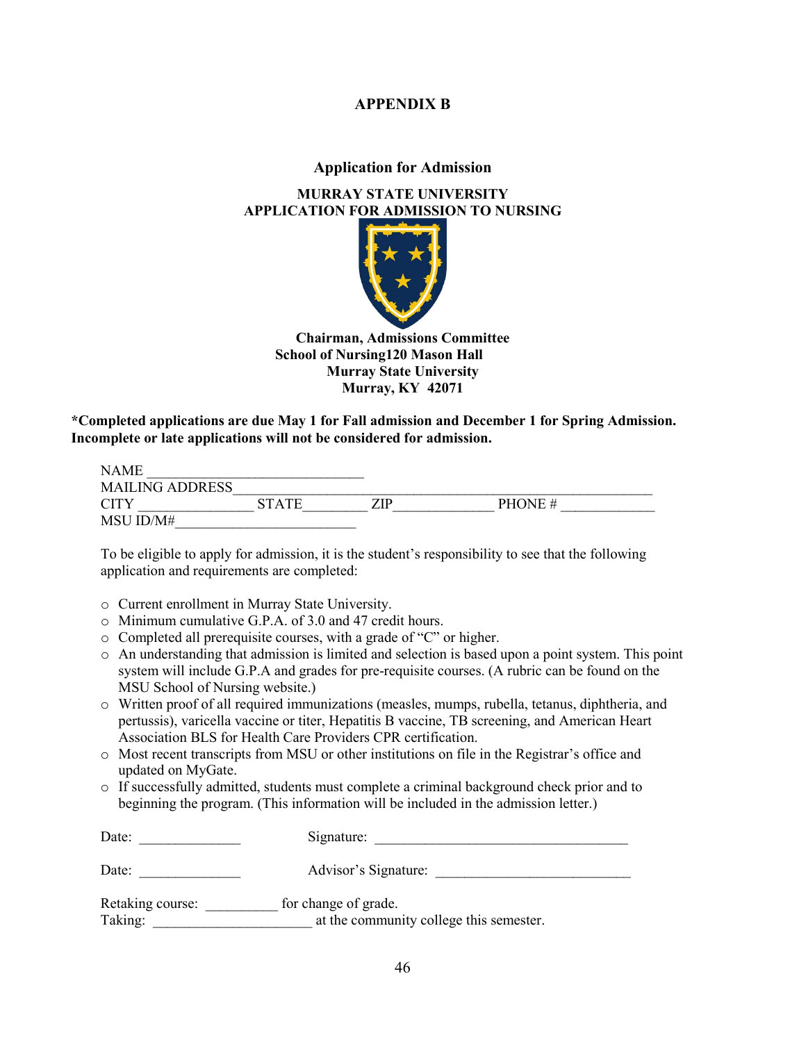# APPENDIX B

## Application for Admission

**MURRAY STATE UNIVERSITY**
**APPLICATION FOR ADMISSION TO NURSING**

**Chairman, Admissions Committee**
**School of Nursing120 Mason Hall**
**Murray State University**
**Murray, KY 42071**

**\*Completed applications are due May 1 for Fall admission and December 1 for Spring Admission. Incomplete or late applications will not be considered for admission.**

NAME ______________________________
MAILING ADDRESS__________________________________________________________
CITY _______________ STATE_________ ZIP_____________ PHONE # ____________
MSU ID/M#_________________________

To be eligible to apply for admission, it is the student's responsibility to see that the following application and requirements are completed:

- Current enrollment in Murray State University.
- Minimum cumulative G.P.A. of 3.0 and 47 credit hours.
- Completed all prerequisite courses, with a grade of "C" or higher.
- An understanding that admission is limited and selection is based upon a point system. This point system will include G.P.A and grades for pre-requisite courses. (A rubric can be found on the MSU School of Nursing website.)
- Written proof of all required immunizations (measles, mumps, rubella, tetanus, diphtheria, and pertussis), varicella vaccine or titer, Hepatitis B vaccine, TB screening, and American Heart Association BLS for Health Care Providers CPR certification.
- Most recent transcripts from MSU or other institutions on file in the Registrar's office and updated on MyGate.
- If successfully admitted, students must complete a criminal background check prior and to beginning the program. (This information will be included in the admission letter.)

Date: ______________ Signature: ___________________________________

Date: ______________ Advisor's Signature: ___________________________

Retaking course: __________ for change of grade.
Taking: ______________________ at the community college this semester.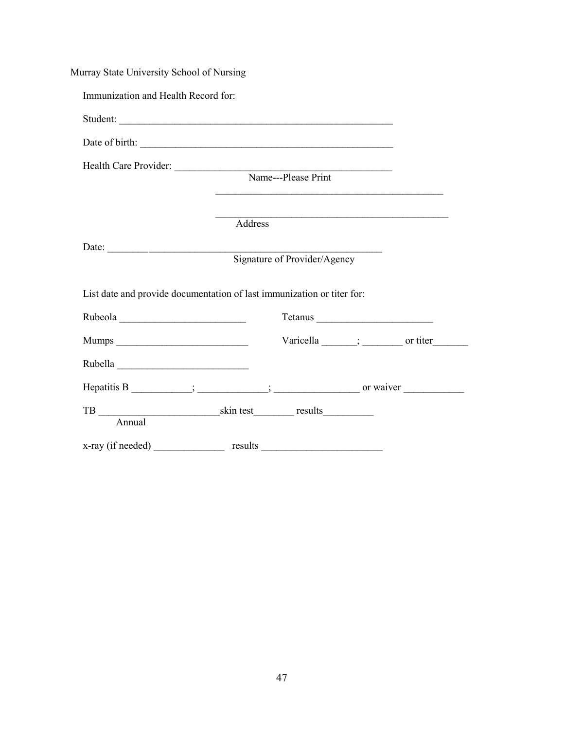Murray State University School of Nursing

Immunization and Health Record for:

Student: ________________________________________________________

Date of birth: ____________________________________________________

Health Care Provider: ____________________________________________
Name---Please Print

______________________________________________

______________________________________________
Address

Date: ________ ________________________________________________
Signature of Provider/Agency

List date and provide documentation of last immunization or titer for:

Rubeola _________________________ Tetanus _______________________

Mumps __________________________ Varicella _______; ________ or titer_______

Rubella __________________________

Hepatitis B ___________; _____________; ________________ or waiver ___________

TB ________________________skin test________ results__________
Annual

x-ray (if needed) ______________ results _______________________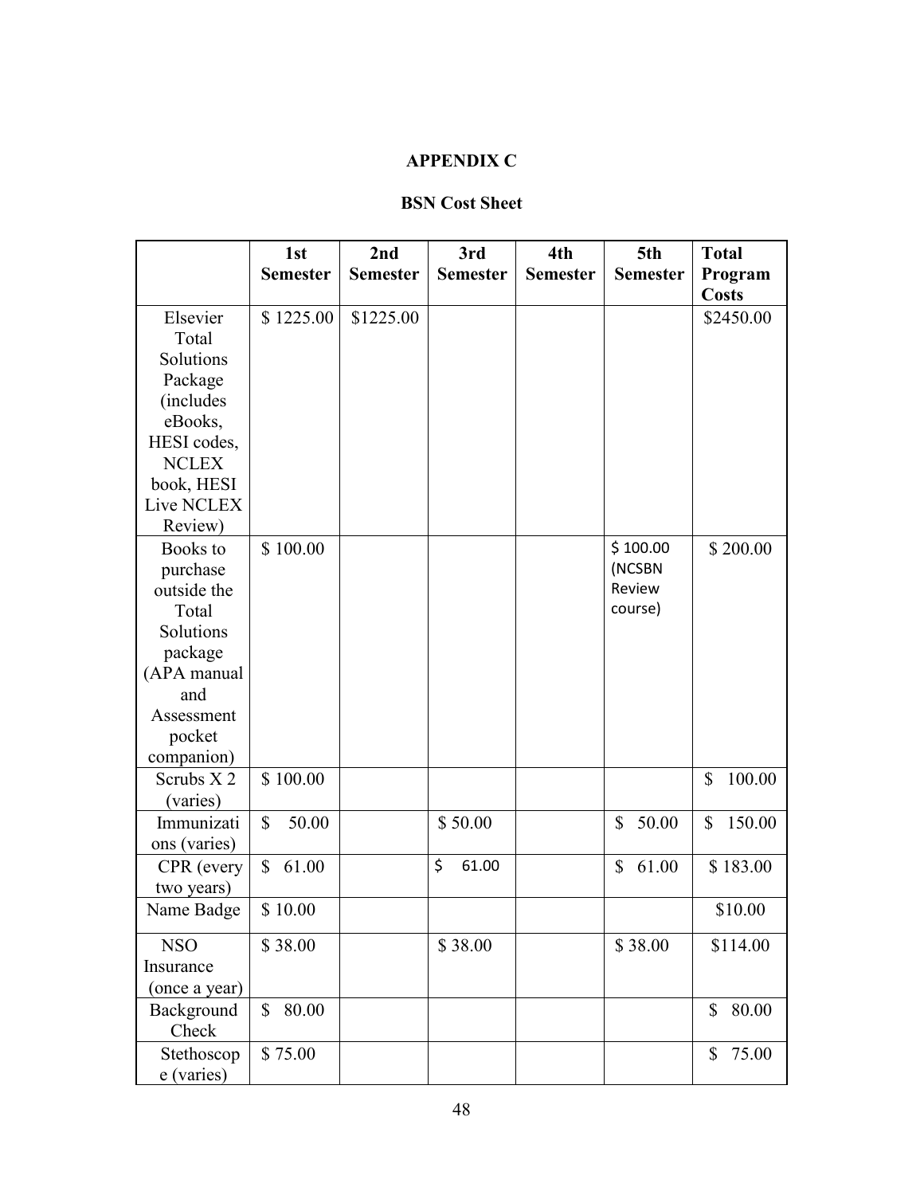**APPENDIX C**

**BSN Cost Sheet**

| | 1st Semester | 2nd Semester | 3rd Semester | 4th Semester | 5th Semester | Total Program Costs |
|---|---|---|---|---|---|---|
| Elsevier Total Solutions Package (includes eBooks, HESI codes, NCLEX book, HESI Live NCLEX Review) | $ 1225.00 | $1225.00 | | | | $2450.00 |
| Books to purchase outside the Total Solutions package (APA manual and Assessment pocket companion) | $ 100.00 | | | | $ 100.00 (NCSBN Review course) | $ 200.00 |
| Scrubs X 2 (varies) | $ 100.00 | | | | | $ 100.00 |
| Immunizations (varies) | $ 50.00 | | $ 50.00 | | $ 50.00 | $ 150.00 |
| CPR (every two years) | $ 61.00 | | $ 61.00 | | $ 61.00 | $ 183.00 |
| Name Badge | $ 10.00 | | | | | $10.00 |
| NSO Insurance (once a year) | $ 38.00 | | $ 38.00 | | $ 38.00 | $114.00 |
| Background Check | $ 80.00 | | | | | $ 80.00 |
| Stethoscope (varies) | $ 75.00 | | | | | $ 75.00 |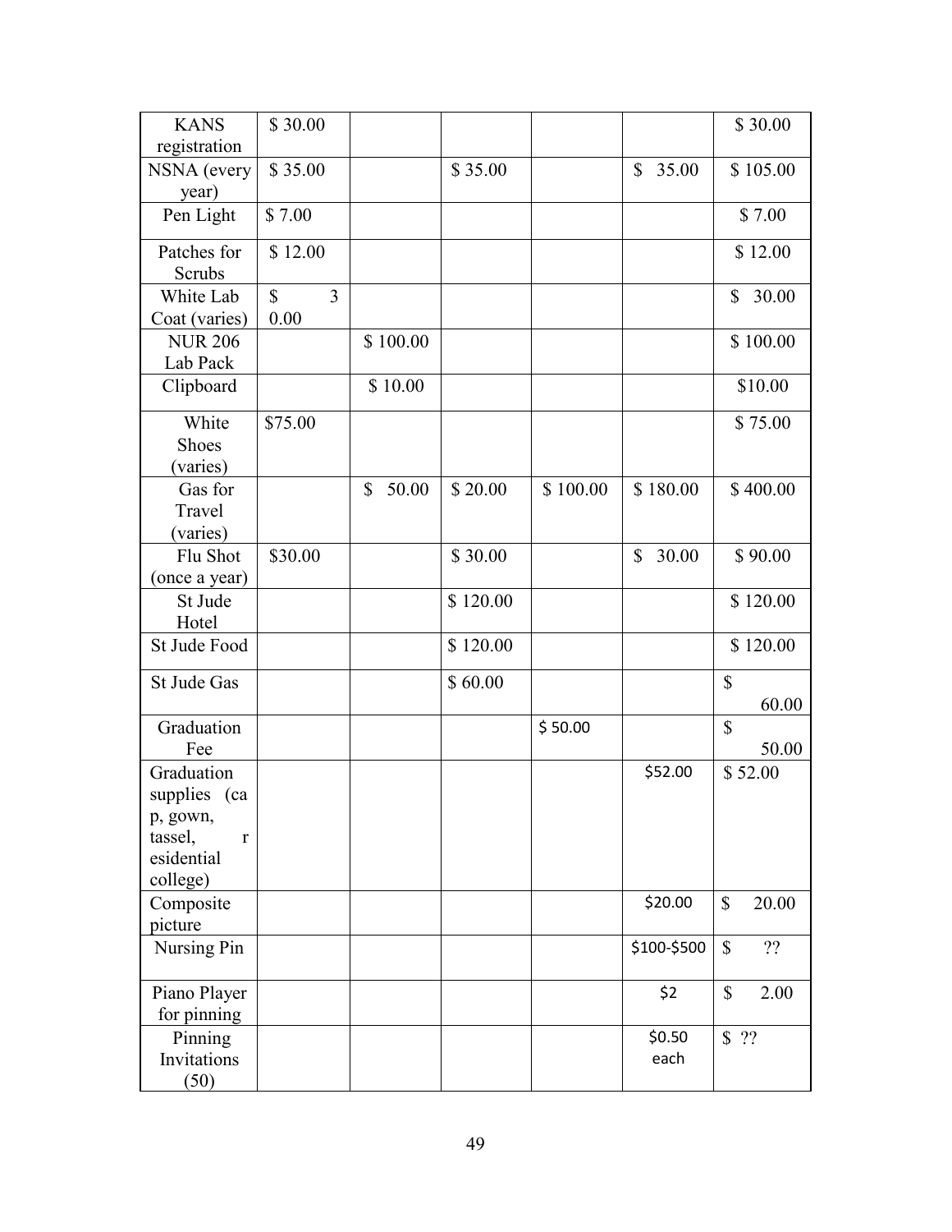| | | | | | | |
|---|---|---|---|---|---|---|
| KANS registration | $ 30.00 | | | | | $ 30.00 |
| NSNA (every year) | $ 35.00 | | $ 35.00 | | $ 35.00 | $ 105.00 |
| Pen Light | $ 7.00 | | | | | $ 7.00 |
| Patches for Scrubs | $ 12.00 | | | | | $ 12.00 |
| White Lab Coat (varies) | $ 30.00 | | | | | $ 30.00 |
| NUR 206 Lab Pack | | $ 100.00 | | | | $ 100.00 |
| Clipboard | | $ 10.00 | | | | $10.00 |
| White Shoes (varies) | $75.00 | | | | | $ 75.00 |
| Gas for Travel (varies) | | $ 50.00 | $ 20.00 | $ 100.00 | $ 180.00 | $ 400.00 |
| Flu Shot (once a year) | $30.00 | | $ 30.00 | | $ 30.00 | $ 90.00 |
| St Jude Hotel | | | $ 120.00 | | | $ 120.00 |
| St Jude Food | | | $ 120.00 | | | $ 120.00 |
| St Jude Gas | | | $ 60.00 | | | $ 60.00 |
| Graduation Fee | | | | $ 50.00 | | $ 50.00 |
| Graduation supplies (cap, gown, tassel, residential college) | | | | | $52.00 | $ 52.00 |
| Composite picture | | | | | $20.00 | $ 20.00 |
| Nursing Pin | | | | | $100-$500 | $ ?? |
| Piano Player for pinning | | | | | $2 | $ 2.00 |
| Pinning Invitations (50) | | | | | $0.50 each | $ ?? |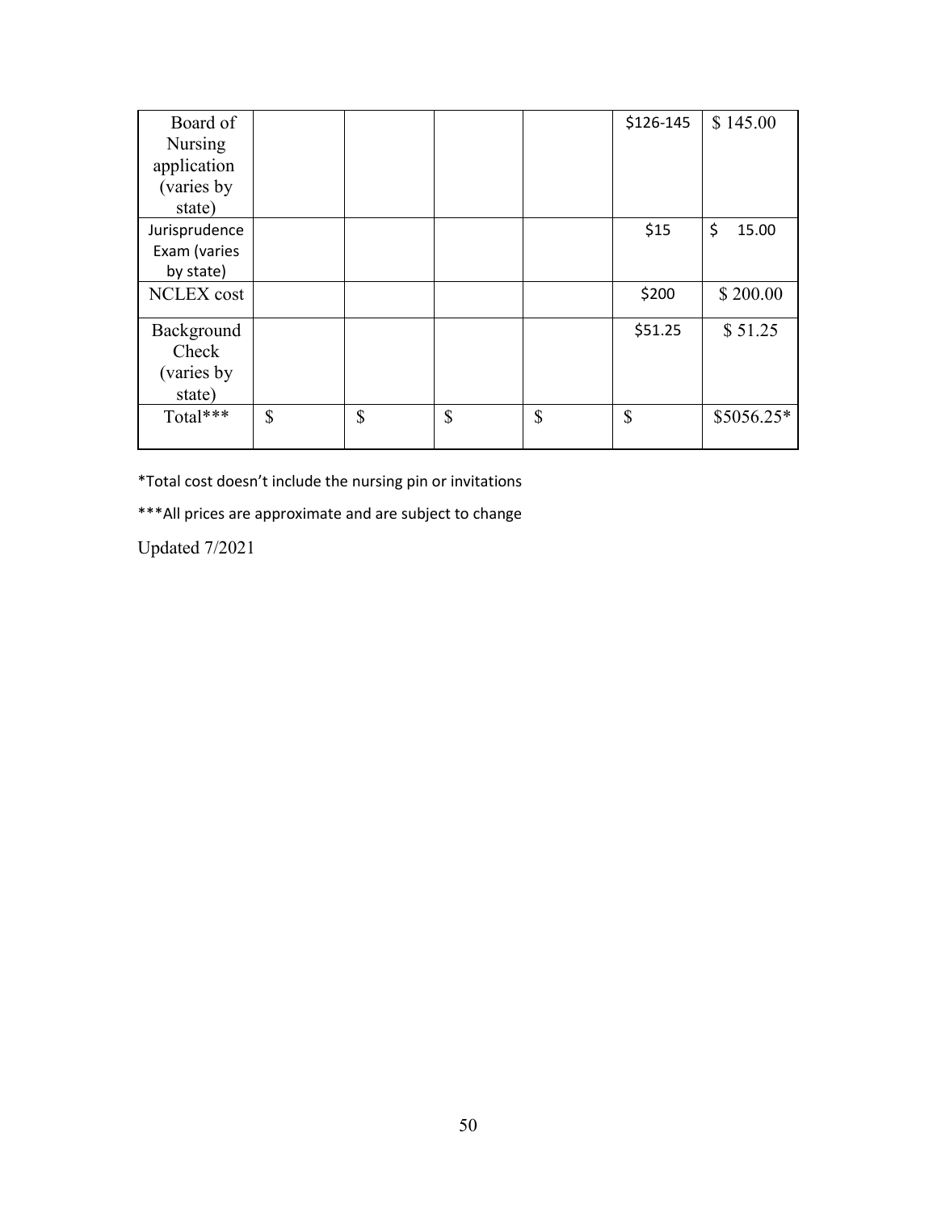| | | | | | | |
|---|---|---|---|---|---|---|
| Board of Nursing application (varies by state) | | | | | $126-145 | $ 145.00 |
| Jurisprudence Exam (varies by state) | | | | | $15 | $ 15.00 |
| NCLEX cost | | | | | $200 | $ 200.00 |
| Background Check (varies by state) | | | | | $51.25 | $ 51.25 |
| Total*** | $ | $ | $ | $ | $ | $5056.25* |

*Total cost doesn't include the nursing pin or invitations

***All prices are approximate and are subject to change

Updated 7/2021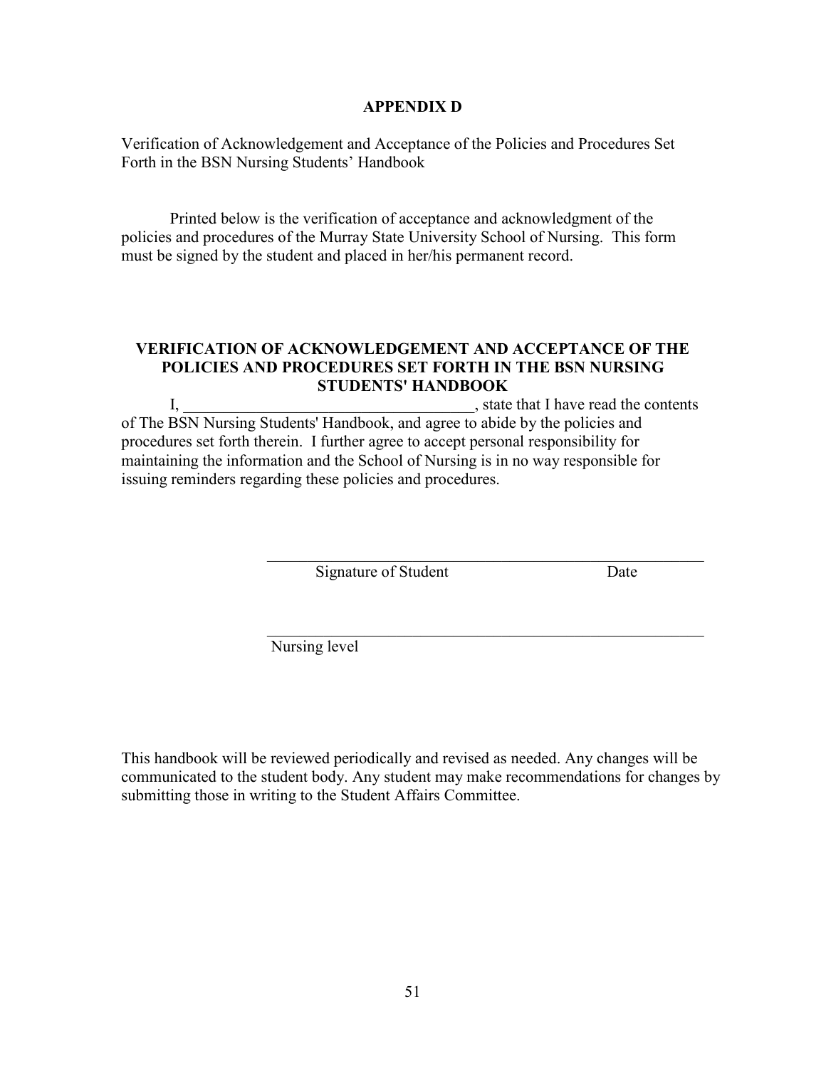## APPENDIX D

Verification of Acknowledgement and Acceptance of the Policies and Procedures Set Forth in the BSN Nursing Students' Handbook

Printed below is the verification of acceptance and acknowledgment of the policies and procedures of the Murray State University School of Nursing. This form must be signed by the student and placed in her/his permanent record.

### VERIFICATION OF ACKNOWLEDGEMENT AND ACCEPTANCE OF THE POLICIES AND PROCEDURES SET FORTH IN THE BSN NURSING STUDENTS' HANDBOOK

I, ______________________________________, state that I have read the contents of The BSN Nursing Students' Handbook, and agree to abide by the policies and procedures set forth therein. I further agree to accept personal responsibility for maintaining the information and the School of Nursing is in no way responsible for issuing reminders regarding these policies and procedures.

________________________________________________________

Signature of Student                                        Date

________________________________________________________

Nursing level

This handbook will be reviewed periodically and revised as needed. Any changes will be communicated to the student body. Any student may make recommendations for changes by submitting those in writing to the Student Affairs Committee.